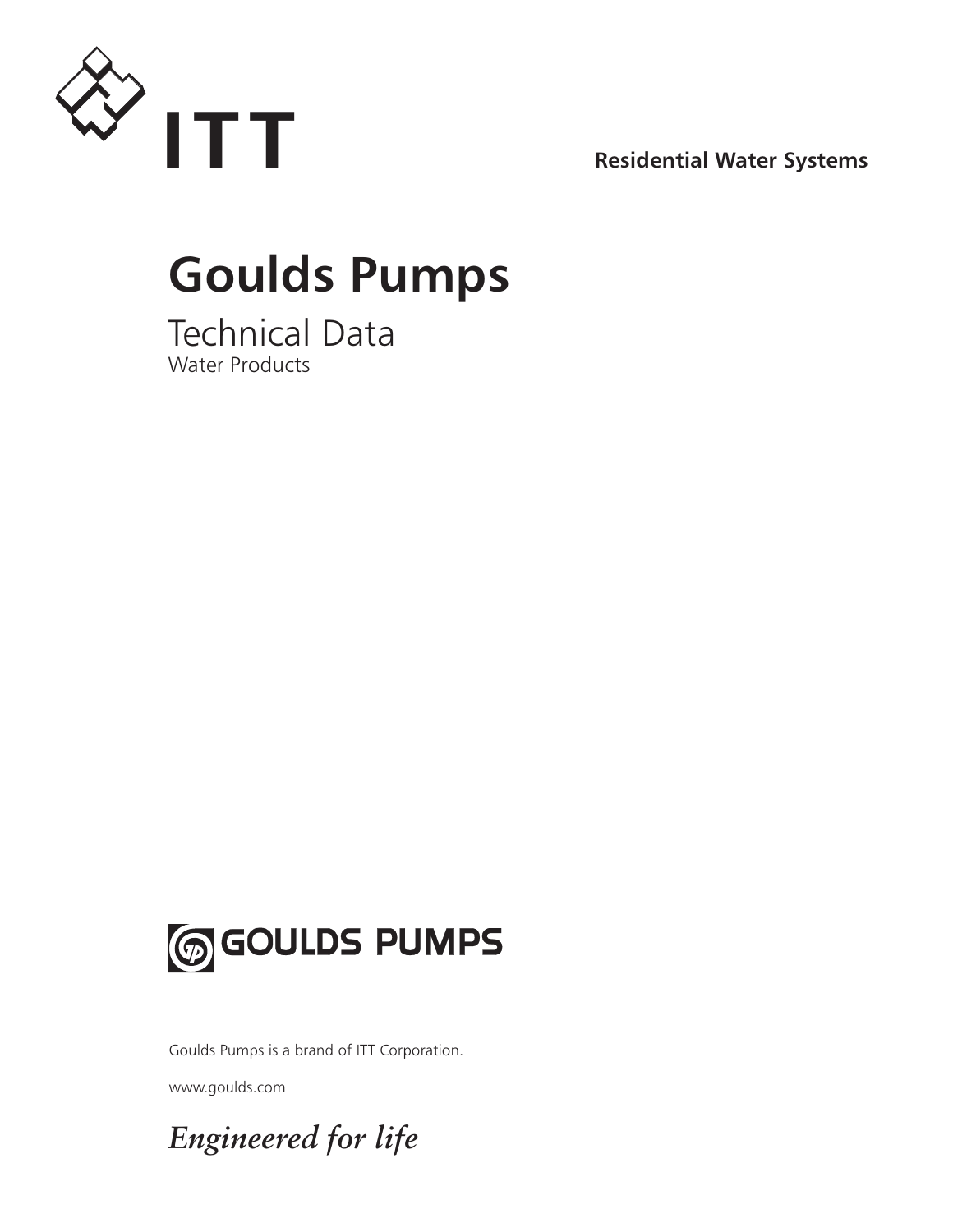ITT

**Residential Water Systems**

# Goulds Pumps

## Technical Data

Water Products

GOULDS PUMPS

Goulds Pumps is a brand of ITT Corporation.

www.goulds.com

*Engineered for life*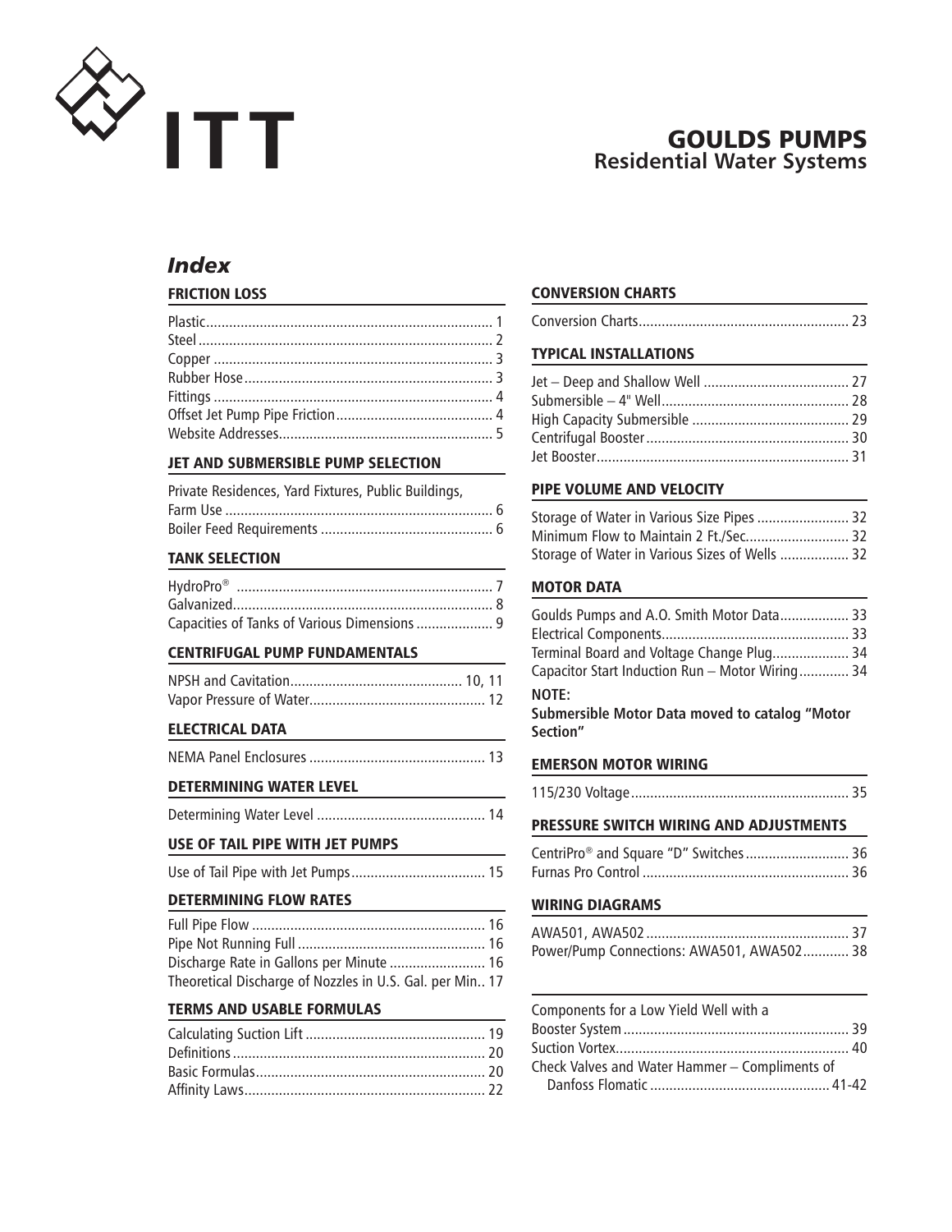ITT

# GOULDS PUMPS
## Residential Water Systems

## *Index*

### FRICTION LOSS

Plastic........................................................................ 1
Steel.......................................................................... 2
Copper ...................................................................... 3
Rubber Hose............................................................... 3
Fittings ...................................................................... 4
Offset Jet Pump Pipe Friction......................................... 4
Website Addresses........................................................ 5

### JET AND SUBMERSIBLE PUMP SELECTION

Private Residences, Yard Fixtures, Public Buildings, Farm Use ...................................................................... 6
Boiler Feed Requirements ............................................. 6

### TANK SELECTION

HydroPro® .................................................................. 7
Galvanized.................................................................. 8
Capacities of Tanks of Various Dimensions .................... 9

### CENTRIFUGAL PUMP FUNDAMENTALS

NPSH and Cavitation............................................ 10, 11
Vapor Pressure of Water............................................. 12

### ELECTRICAL DATA

NEMA Panel Enclosures .............................................. 13

### DETERMINING WATER LEVEL

Determining Water Level ............................................ 14

### USE OF TAIL PIPE WITH JET PUMPS

Use of Tail Pipe with Jet Pumps................................... 15

### DETERMINING FLOW RATES

Full Pipe Flow ............................................................ 16
Pipe Not Running Full ................................................. 16
Discharge Rate in Gallons per Minute ......................... 16
Theoretical Discharge of Nozzles in U.S. Gal. per Min.. 17

### TERMS AND USABLE FORMULAS

Calculating Suction Lift .............................................. 19
Definitions................................................................. 20
Basic Formulas........................................................... 20
Affinity Laws.............................................................. 22

### CONVERSION CHARTS

Conversion Charts...................................................... 23

### TYPICAL INSTALLATIONS

Jet – Deep and Shallow Well ...................................... 27
Submersible – 4" Well................................................ 28
High Capacity Submersible ......................................... 29
Centrifugal Booster.................................................... 30
Jet Booster................................................................. 31

### PIPE VOLUME AND VELOCITY

Storage of Water in Various Size Pipes ........................ 32
Minimum Flow to Maintain 2 Ft./Sec........................... 32
Storage of Water in Various Sizes of Wells .................. 32

### MOTOR DATA

Goulds Pumps and A.O. Smith Motor Data.................. 33
Electrical Components................................................ 33
Terminal Board and Voltage Change Plug.................... 34
Capacitor Start Induction Run – Motor Wiring............. 34

**NOTE:**
**Submersible Motor Data moved to catalog "Motor Section"**

### EMERSON MOTOR WIRING

115/230 Voltage......................................................... 35

### PRESSURE SWITCH WIRING AND ADJUSTMENTS

CentriPro® and Square "D" Switches........................... 36
Furnas Pro Control ..................................................... 36

### WIRING DIAGRAMS

AWA501, AWA502.................................................... 37
Power/Pump Connections: AWA501, AWA502............ 38

---

Components for a Low Yield Well with a Booster System.......................................................... 39
Suction Vortex............................................................ 40
Check Valves and Water Hammer – Compliments of Danfoss Flomatic .............................................. 41-42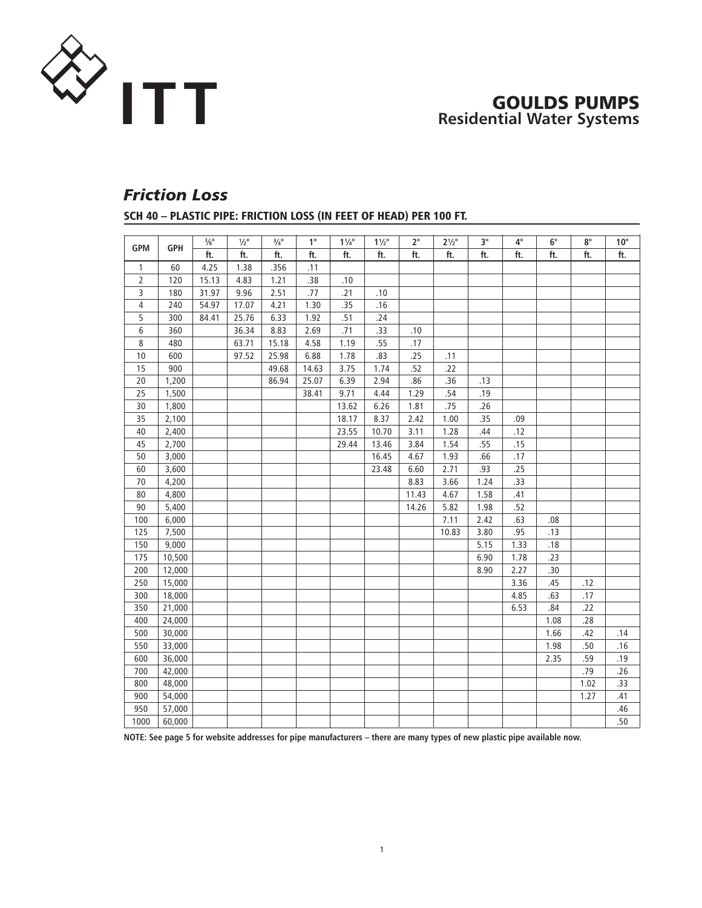ITT

**GOULDS PUMPS**
**Residential Water Systems**

# *Friction Loss*

## SCH 40 – PLASTIC PIPE: FRICTION LOSS (IN FEET OF HEAD) PER 100 FT.

| GPM | GPH | ⅜" | ½" | ¾" | 1" | 1¼" | 1½" | 2" | 2½" | 3" | 4" | 6" | 8" | 10" |
|---|---|---|---|---|---|---|---|---|---|---|---|---|---|---|
| | | ft. | ft. | ft. | ft. | ft. | ft. | ft. | ft. | ft. | ft. | ft. | ft. | ft. |
| 1 | 60 | 4.25 | 1.38 | .356 | .11 | | | | | | | | | |
| 2 | 120 | 15.13 | 4.83 | 1.21 | .38 | .10 | | | | | | | | |
| 3 | 180 | 31.97 | 9.96 | 2.51 | .77 | .21 | .10 | | | | | | | |
| 4 | 240 | 54.97 | 17.07 | 4.21 | 1.30 | .35 | .16 | | | | | | | |
| 5 | 300 | 84.41 | 25.76 | 6.33 | 1.92 | .51 | .24 | | | | | | | |
| 6 | 360 | | 36.34 | 8.83 | 2.69 | .71 | .33 | .10 | | | | | | |
| 8 | 480 | | 63.71 | 15.18 | 4.58 | 1.19 | .55 | .17 | | | | | | |
| 10 | 600 | | 97.52 | 25.98 | 6.88 | 1.78 | .83 | .25 | .11 | | | | | |
| 15 | 900 | | | 49.68 | 14.63 | 3.75 | 1.74 | .52 | .22 | | | | | |
| 20 | 1,200 | | | 86.94 | 25.07 | 6.39 | 2.94 | .86 | .36 | .13 | | | | |
| 25 | 1,500 | | | | 38.41 | 9.71 | 4.44 | 1.29 | .54 | .19 | | | | |
| 30 | 1,800 | | | | | 13.62 | 6.26 | 1.81 | .75 | .26 | | | | |
| 35 | 2,100 | | | | | 18.17 | 8.37 | 2.42 | 1.00 | .35 | .09 | | | |
| 40 | 2,400 | | | | | 23.55 | 10.70 | 3.11 | 1.28 | .44 | .12 | | | |
| 45 | 2,700 | | | | | 29.44 | 13.46 | 3.84 | 1.54 | .55 | .15 | | | |
| 50 | 3,000 | | | | | | 16.45 | 4.67 | 1.93 | .66 | .17 | | | |
| 60 | 3,600 | | | | | | 23.48 | 6.60 | 2.71 | .93 | .25 | | | |
| 70 | 4,200 | | | | | | | 8.83 | 3.66 | 1.24 | .33 | | | |
| 80 | 4,800 | | | | | | | 11.43 | 4.67 | 1.58 | .41 | | | |
| 90 | 5,400 | | | | | | | 14.26 | 5.82 | 1.98 | .52 | | | |
| 100 | 6,000 | | | | | | | | 7.11 | 2.42 | .63 | .08 | | |
| 125 | 7,500 | | | | | | | | 10.83 | 3.80 | .95 | .13 | | |
| 150 | 9,000 | | | | | | | | | 5.15 | 1.33 | .18 | | |
| 175 | 10,500 | | | | | | | | | 6.90 | 1.78 | .23 | | |
| 200 | 12,000 | | | | | | | | | 8.90 | 2.27 | .30 | | |
| 250 | 15,000 | | | | | | | | | | 3.36 | .45 | .12 | |
| 300 | 18,000 | | | | | | | | | | 4.85 | .63 | .17 | |
| 350 | 21,000 | | | | | | | | | | 6.53 | .84 | .22 | |
| 400 | 24,000 | | | | | | | | | | | 1.08 | .28 | |
| 500 | 30,000 | | | | | | | | | | | 1.66 | .42 | .14 |
| 550 | 33,000 | | | | | | | | | | | 1.98 | .50 | .16 |
| 600 | 36,000 | | | | | | | | | | | 2.35 | .59 | .19 |
| 700 | 42,000 | | | | | | | | | | | | .79 | .26 |
| 800 | 48,000 | | | | | | | | | | | | 1.02 | .33 |
| 900 | 54,000 | | | | | | | | | | | | 1.27 | .41 |
| 950 | 57,000 | | | | | | | | | | | | | .46 |
| 1000 | 60,000 | | | | | | | | | | | | | .50 |

**NOTE: See page 5 for website addresses for pipe manufacturers – there are many types of new plastic pipe available now.**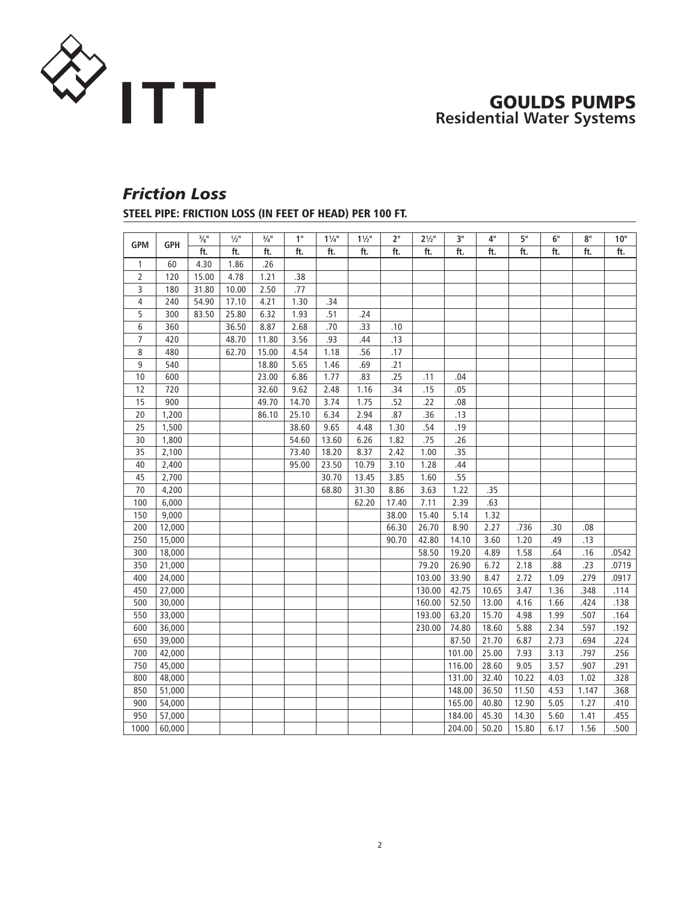GOULDS PUMPS
Residential Water Systems

## *Friction Loss*

### STEEL PIPE: FRICTION LOSS (IN FEET OF HEAD) PER 100 FT.

| GPM | GPH | ⅜" | ½" | ¾" | 1" | 1¼" | 1½" | 2" | 2½" | 3" | 4" | 5" | 6" | 8" | 10" |
|---|---|---|---|---|---|---|---|---|---|---|---|---|---|---|---|
| | | ft. | ft. | ft. | ft. | ft. | ft. | ft. | ft. | ft. | ft. | ft. | ft. | ft. | ft. |
| 1 | 60 | 4.30 | 1.86 | .26 | | | | | | | | | | | |
| 2 | 120 | 15.00 | 4.78 | 1.21 | .38 | | | | | | | | | | |
| 3 | 180 | 31.80 | 10.00 | 2.50 | .77 | | | | | | | | | | |
| 4 | 240 | 54.90 | 17.10 | 4.21 | 1.30 | .34 | | | | | | | | | |
| 5 | 300 | 83.50 | 25.80 | 6.32 | 1.93 | .51 | .24 | | | | | | | | |
| 6 | 360 | | 36.50 | 8.87 | 2.68 | .70 | .33 | .10 | | | | | | | |
| 7 | 420 | | 48.70 | 11.80 | 3.56 | .93 | .44 | .13 | | | | | | | |
| 8 | 480 | | 62.70 | 15.00 | 4.54 | 1.18 | .56 | .17 | | | | | | | |
| 9 | 540 | | | 18.80 | 5.65 | 1.46 | .69 | .21 | | | | | | | |
| 10 | 600 | | | 23.00 | 6.86 | 1.77 | .83 | .25 | .11 | .04 | | | | | |
| 12 | 720 | | | 32.60 | 9.62 | 2.48 | 1.16 | .34 | .15 | .05 | | | | | |
| 15 | 900 | | | 49.70 | 14.70 | 3.74 | 1.75 | .52 | .22 | .08 | | | | | |
| 20 | 1,200 | | | 86.10 | 25.10 | 6.34 | 2.94 | .87 | .36 | .13 | | | | | |
| 25 | 1,500 | | | | 38.60 | 9.65 | 4.48 | 1.30 | .54 | .19 | | | | | |
| 30 | 1,800 | | | | 54.60 | 13.60 | 6.26 | 1.82 | .75 | .26 | | | | | |
| 35 | 2,100 | | | | 73.40 | 18.20 | 8.37 | 2.42 | 1.00 | .35 | | | | | |
| 40 | 2,400 | | | | 95.00 | 23.50 | 10.79 | 3.10 | 1.28 | .44 | | | | | |
| 45 | 2,700 | | | | | 30.70 | 13.45 | 3.85 | 1.60 | .55 | | | | | |
| 70 | 4,200 | | | | | 68.80 | 31.30 | 8.86 | 3.63 | 1.22 | .35 | | | | |
| 100 | 6,000 | | | | | | 62.20 | 17.40 | 7.11 | 2.39 | .63 | | | | |
| 150 | 9,000 | | | | | | | 38.00 | 15.40 | 5.14 | 1.32 | | | | |
| 200 | 12,000 | | | | | | | 66.30 | 26.70 | 8.90 | 2.27 | .736 | .30 | .08 | |
| 250 | 15,000 | | | | | | | 90.70 | 42.80 | 14.10 | 3.60 | 1.20 | .49 | .13 | |
| 300 | 18,000 | | | | | | | | 58.50 | 19.20 | 4.89 | 1.58 | .64 | .16 | .0542 |
| 350 | 21,000 | | | | | | | | 79.20 | 26.90 | 6.72 | 2.18 | .88 | .23 | .0719 |
| 400 | 24,000 | | | | | | | | 103.00 | 33.90 | 8.47 | 2.72 | 1.09 | .279 | .0917 |
| 450 | 27,000 | | | | | | | | 130.00 | 42.75 | 10.65 | 3.47 | 1.36 | .348 | .114 |
| 500 | 30,000 | | | | | | | | 160.00 | 52.50 | 13.00 | 4.16 | 1.66 | .424 | .138 |
| 550 | 33,000 | | | | | | | | 193.00 | 63.20 | 15.70 | 4.98 | 1.99 | .507 | .164 |
| 600 | 36,000 | | | | | | | | 230.00 | 74.80 | 18.60 | 5.88 | 2.34 | .597 | .192 |
| 650 | 39,000 | | | | | | | | | 87.50 | 21.70 | 6.87 | 2.73 | .694 | .224 |
| 700 | 42,000 | | | | | | | | | 101.00 | 25.00 | 7.93 | 3.13 | .797 | .256 |
| 750 | 45,000 | | | | | | | | | 116.00 | 28.60 | 9.05 | 3.57 | .907 | .291 |
| 800 | 48,000 | | | | | | | | | 131.00 | 32.40 | 10.22 | 4.03 | 1.02 | .328 |
| 850 | 51,000 | | | | | | | | | 148.00 | 36.50 | 11.50 | 4.53 | 1.147 | .368 |
| 900 | 54,000 | | | | | | | | | 165.00 | 40.80 | 12.90 | 5.05 | 1.27 | .410 |
| 950 | 57,000 | | | | | | | | | 184.00 | 45.30 | 14.30 | 5.60 | 1.41 | .455 |
| 1000 | 60,000 | | | | | | | | | 204.00 | 50.20 | 15.80 | 6.17 | 1.56 | .500 |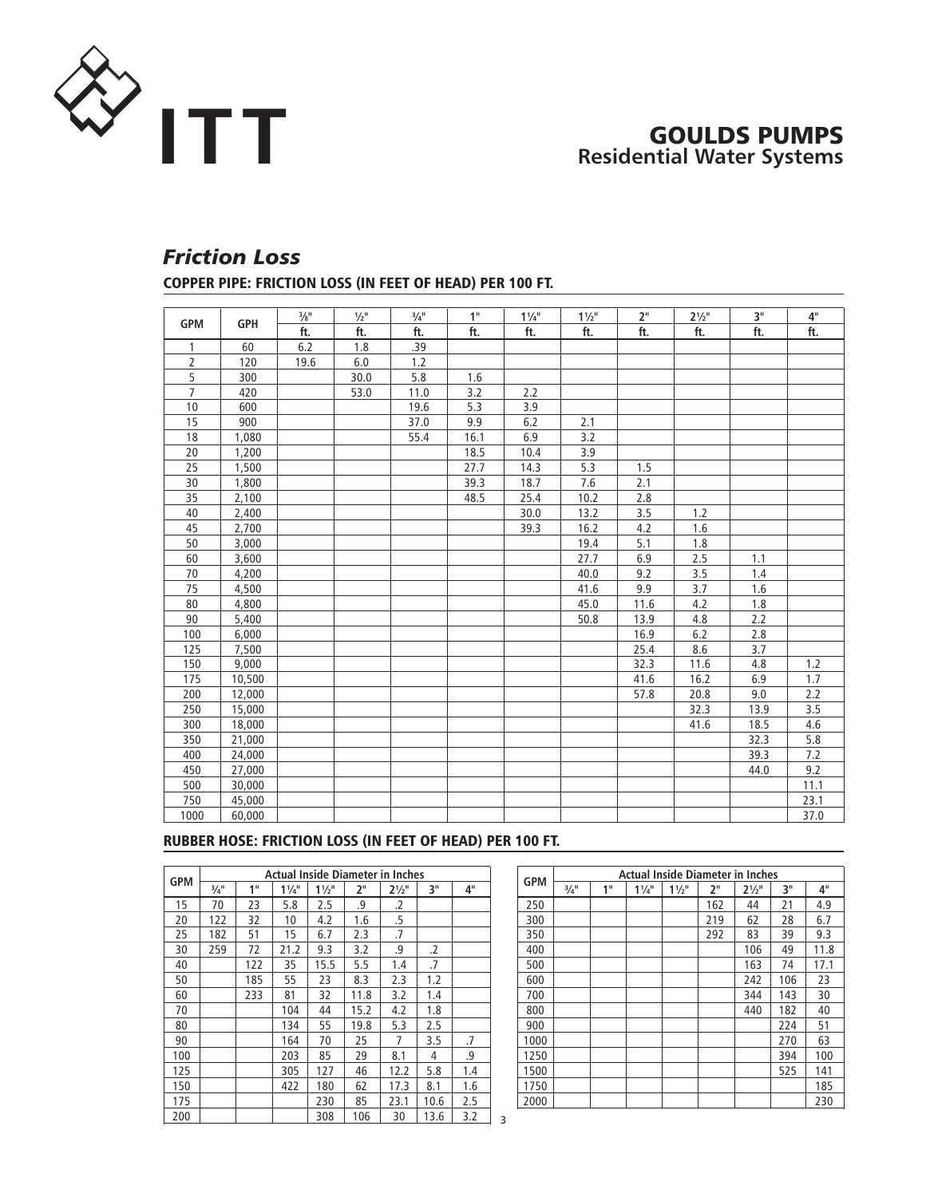GOULDS PUMPS
Residential Water Systems

## *Friction Loss*

### COPPER PIPE: FRICTION LOSS (IN FEET OF HEAD) PER 100 FT.

| GPM | GPH | ⅜" | ½" | ¾" | 1" | 1¼" | 1½" | 2" | 2½" | 3" | 4" |
|---|---|---|---|---|---|---|---|---|---|---|---|
| | | ft. | ft. | ft. | ft. | ft. | ft. | ft. | ft. | ft. | ft. |
| 1 | 60 | 6.2 | 1.8 | .39 | | | | | | | |
| 2 | 120 | 19.6 | 6.0 | 1.2 | | | | | | | |
| 5 | 300 | | 30.0 | 5.8 | 1.6 | | | | | | |
| 7 | 420 | | 53.0 | 11.0 | 3.2 | 2.2 | | | | | |
| 10 | 600 | | | 19.6 | 5.3 | 3.9 | | | | | |
| 15 | 900 | | | 37.0 | 9.9 | 6.2 | 2.1 | | | | |
| 18 | 1,080 | | | 55.4 | 16.1 | 6.9 | 3.2 | | | | |
| 20 | 1,200 | | | | 18.5 | 10.4 | 3.9 | | | | |
| 25 | 1,500 | | | | 27.7 | 14.3 | 5.3 | 1.5 | | | |
| 30 | 1,800 | | | | 39.3 | 18.7 | 7.6 | 2.1 | | | |
| 35 | 2,100 | | | | 48.5 | 25.4 | 10.2 | 2.8 | | | |
| 40 | 2,400 | | | | | 30.0 | 13.2 | 3.5 | 1.2 | | |
| 45 | 2,700 | | | | | 39.3 | 16.2 | 4.2 | 1.6 | | |
| 50 | 3,000 | | | | | | 19.4 | 5.1 | 1.8 | | |
| 60 | 3,600 | | | | | | 27.7 | 6.9 | 2.5 | 1.1 | |
| 70 | 4,200 | | | | | | 40.0 | 9.2 | 3.5 | 1.4 | |
| 75 | 4,500 | | | | | | 41.6 | 9.9 | 3.7 | 1.6 | |
| 80 | 4,800 | | | | | | 45.0 | 11.6 | 4.2 | 1.8 | |
| 90 | 5,400 | | | | | | 50.8 | 13.9 | 4.8 | 2.2 | |
| 100 | 6,000 | | | | | | | 16.9 | 6.2 | 2.8 | |
| 125 | 7,500 | | | | | | | 25.4 | 8.6 | 3.7 | |
| 150 | 9,000 | | | | | | | 32.3 | 11.6 | 4.8 | 1.2 |
| 175 | 10,500 | | | | | | | 41.6 | 16.2 | 6.9 | 1.7 |
| 200 | 12,000 | | | | | | | 57.8 | 20.8 | 9.0 | 2.2 |
| 250 | 15,000 | | | | | | | | 32.3 | 13.9 | 3.5 |
| 300 | 18,000 | | | | | | | | 41.6 | 18.5 | 4.6 |
| 350 | 21,000 | | | | | | | | | 32.3 | 5.8 |
| 400 | 24,000 | | | | | | | | | 39.3 | 7.2 |
| 450 | 27,000 | | | | | | | | | 44.0 | 9.2 |
| 500 | 30,000 | | | | | | | | | | 11.1 |
| 750 | 45,000 | | | | | | | | | | 23.1 |
| 1000 | 60,000 | | | | | | | | | | 37.0 |

### RUBBER HOSE: FRICTION LOSS (IN FEET OF HEAD) PER 100 FT.

| GPM | Actual Inside Diameter in Inches | | | | | | | |
|---|---|---|---|---|---|---|---|---|
| | ¾" | 1" | 1¼" | 1½" | 2" | 2½" | 3" | 4" |
| 15 | 70 | 23 | 5.8 | 2.5 | .9 | .2 | | |
| 20 | 122 | 32 | 10 | 4.2 | 1.6 | .5 | | |
| 25 | 182 | 51 | 15 | 6.7 | 2.3 | .7 | | |
| 30 | 259 | 72 | 21.2 | 9.3 | 3.2 | .9 | .2 | |
| 40 | | 122 | 35 | 15.5 | 5.5 | 1.4 | .7 | |
| 50 | | 185 | 55 | 23 | 8.3 | 2.3 | 1.2 | |
| 60 | | 233 | 81 | 32 | 11.8 | 3.2 | 1.4 | |
| 70 | | | 104 | 44 | 15.2 | 4.2 | 1.8 | |
| 80 | | | 134 | 55 | 19.8 | 5.3 | 2.5 | |
| 90 | | | 164 | 70 | 25 | 7 | 3.5 | .7 |
| 100 | | | 203 | 85 | 29 | 8.1 | 4 | .9 |
| 125 | | | 305 | 127 | 46 | 12.2 | 5.8 | 1.4 |
| 150 | | | 422 | 180 | 62 | 17.3 | 8.1 | 1.6 |
| 175 | | | | 230 | 85 | 23.1 | 10.6 | 2.5 |
| 200 | | | | 308 | 106 | 30 | 13.6 | 3.2 |
| 250 | | | | | 162 | 44 | 21 | 4.9 |
| 300 | | | | | 219 | 62 | 28 | 6.7 |
| 350 | | | | | 292 | 83 | 39 | 9.3 |
| 400 | | | | | | 106 | 49 | 11.8 |
| 500 | | | | | | 163 | 74 | 17.1 |
| 600 | | | | | | 242 | 106 | 23 |
| 700 | | | | | | 344 | 143 | 30 |
| 800 | | | | | | 440 | 182 | 40 |
| 900 | | | | | | | 224 | 51 |
| 1000 | | | | | | | 270 | 63 |
| 1250 | | | | | | | 394 | 100 |
| 1500 | | | | | | | 525 | 141 |
| 1750 | | | | | | | | 185 |
| 2000 | | | | | | | | 230 |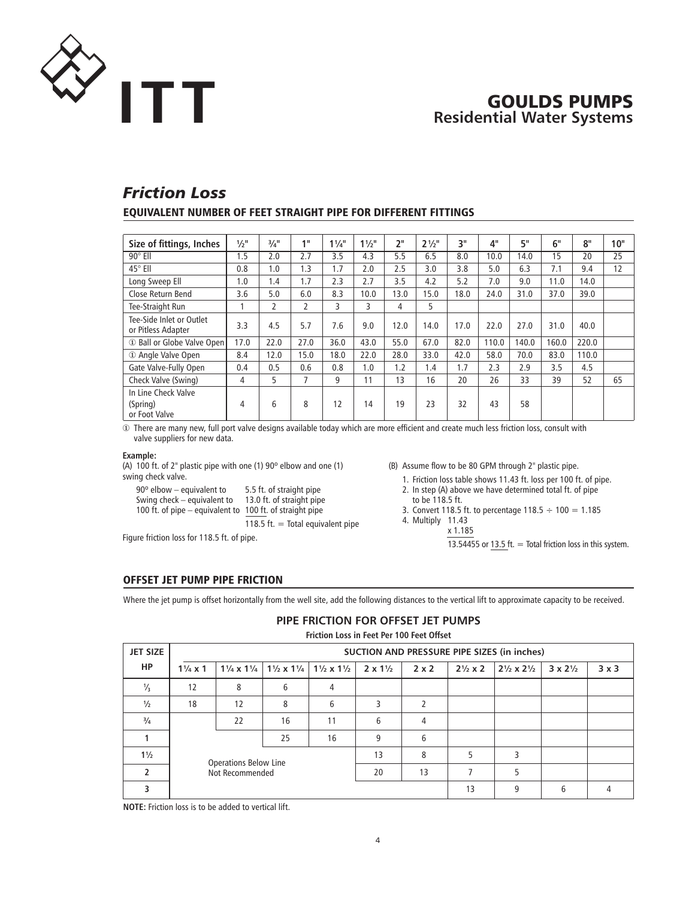## Friction Loss

### EQUIVALENT NUMBER OF FEET STRAIGHT PIPE FOR DIFFERENT FITTINGS

| Size of fittings, Inches | ½" | ¾" | 1" | 1¼" | 1½" | 2" | 2½" | 3" | 4" | 5" | 6" | 8" | 10" |
|---|---|---|---|---|---|---|---|---|---|---|---|---|---|
| 90° Ell | 1.5 | 2.0 | 2.7 | 3.5 | 4.3 | 5.5 | 6.5 | 8.0 | 10.0 | 14.0 | 15 | 20 | 25 |
| 45° Ell | 0.8 | 1.0 | 1.3 | 1.7 | 2.0 | 2.5 | 3.0 | 3.8 | 5.0 | 6.3 | 7.1 | 9.4 | 12 |
| Long Sweep Ell | 1.0 | 1.4 | 1.7 | 2.3 | 2.7 | 3.5 | 4.2 | 5.2 | 7.0 | 9.0 | 11.0 | 14.0 | |
| Close Return Bend | 3.6 | 5.0 | 6.0 | 8.3 | 10.0 | 13.0 | 15.0 | 18.0 | 24.0 | 31.0 | 37.0 | 39.0 | |
| Tee-Straight Run | 1 | 2 | 2 | 3 | 3 | 4 | 5 | | | | | | |
| Tee-Side Inlet or Outlet or Pitless Adapter | 3.3 | 4.5 | 5.7 | 7.6 | 9.0 | 12.0 | 14.0 | 17.0 | 22.0 | 27.0 | 31.0 | 40.0 | |
| ① Ball or Globe Valve Open | 17.0 | 22.0 | 27.0 | 36.0 | 43.0 | 55.0 | 67.0 | 82.0 | 110.0 | 140.0 | 160.0 | 220.0 | |
| ① Angle Valve Open | 8.4 | 12.0 | 15.0 | 18.0 | 22.0 | 28.0 | 33.0 | 42.0 | 58.0 | 70.0 | 83.0 | 110.0 | |
| Gate Valve-Fully Open | 0.4 | 0.5 | 0.6 | 0.8 | 1.0 | 1.2 | 1.4 | 1.7 | 2.3 | 2.9 | 3.5 | 4.5 | |
| Check Valve (Swing) | 4 | 5 | 7 | 9 | 11 | 13 | 16 | 20 | 26 | 33 | 39 | 52 | 65 |
| In Line Check Valve (Spring) or Foot Valve | 4 | 6 | 8 | 12 | 14 | 19 | 23 | 32 | 43 | 58 | | | |

① There are many new, full port valve designs available today which are more efficient and create much less friction loss, consult with valve suppliers for new data.

**Example:**

(A) 100 ft. of 2" plastic pipe with one (1) 90° elbow and one (1) swing check valve.

90° elbow – equivalent to 5.5 ft. of straight pipe
Swing check – equivalent to 13.0 ft. of straight pipe
100 ft. of pipe – equivalent to 100 ft. of straight pipe
118.5 ft. = Total equivalent pipe

Figure friction loss for 118.5 ft. of pipe.

(B) Assume flow to be 80 GPM through 2" plastic pipe.

1. Friction loss table shows 11.43 ft. loss per 100 ft. of pipe.
2. In step (A) above we have determined total ft. of pipe to be 118.5 ft.
3. Convert 118.5 ft. to percentage 118.5 ÷ 100 = 1.185
4. Multiply 11.43
   x 1.185
   13.54455 or 13.5 ft. = Total friction loss in this system.

### OFFSET JET PUMP PIPE FRICTION

Where the jet pump is offset horizontally from the well site, add the following distances to the vertical lift to approximate capacity to be received.

**PIPE FRICTION FOR OFFSET JET PUMPS**

**Friction Loss in Feet Per 100 Feet Offset**

| JET SIZE HP | SUCTION AND PRESSURE PIPE SIZES (in inches) | | | | | | | | | |
|---|---|---|---|---|---|---|---|---|---|---|
| | 1¼ x 1 | 1¼ x 1¼ | 1½ x 1¼ | 1½ x 1½ | 2 x 1½ | 2 x 2 | 2½ x 2 | 2½ x 2½ | 3 x 2½ | 3 x 3 |
| ⅓ | 12 | 8 | 6 | 4 | | | | | | |
| ½ | 18 | 12 | 8 | 6 | 3 | 2 | | | | |
| ¾ | | 22 | 16 | 11 | 6 | 4 | | | | |
| 1 | | | 25 | 16 | 9 | 6 | | | | |
| 1½ | Operations Below Line Not Recommended | | | | 13 | 8 | 5 | 3 | | |
| 2 | | | | | 20 | 13 | 7 | 5 | | |
| 3 | | | | | | | 13 | 9 | 6 | 4 |

**NOTE:** Friction loss is to be added to vertical lift.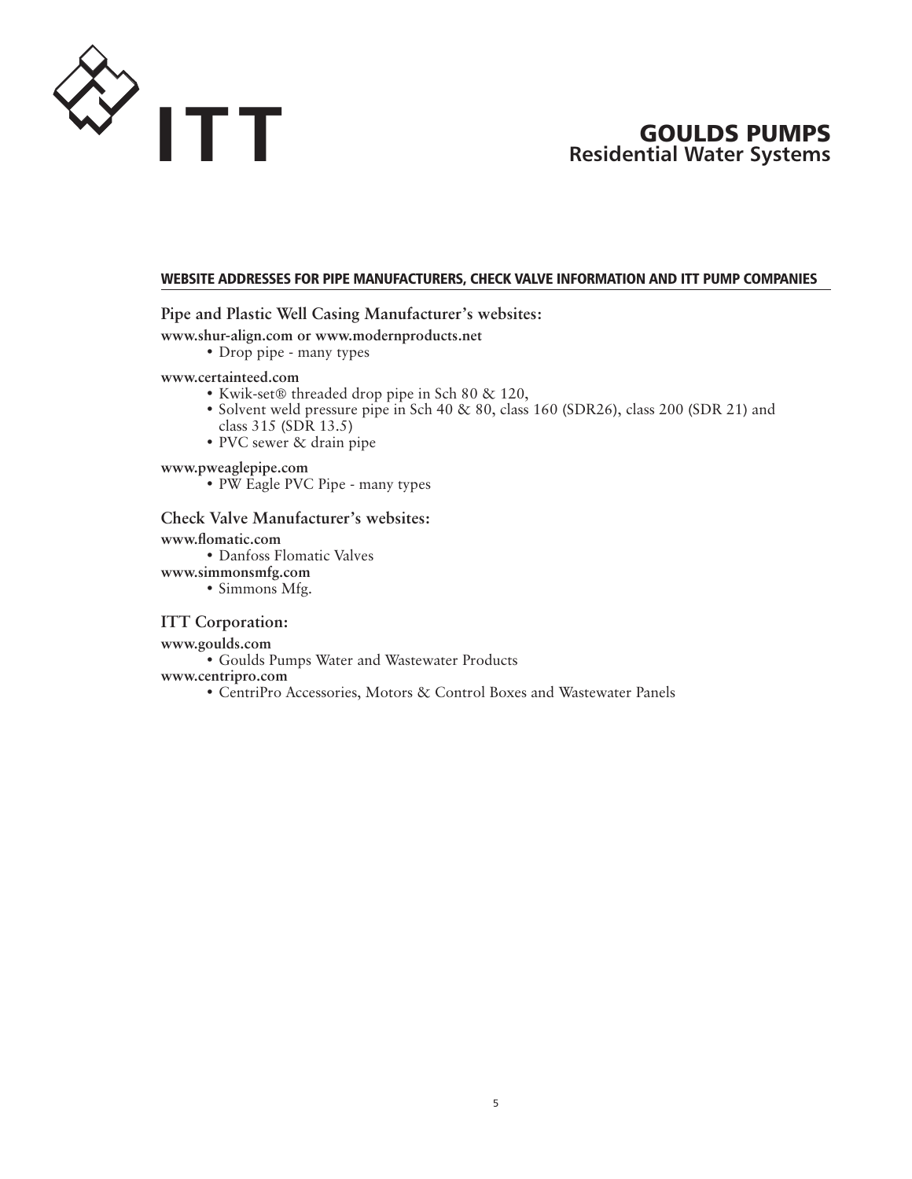# GOULDS PUMPS
## Residential Water Systems

### WEBSITE ADDRESSES FOR PIPE MANUFACTURERS, CHECK VALVE INFORMATION AND ITT PUMP COMPANIES

#### Pipe and Plastic Well Casing Manufacturer's websites:

**www.shur-align.com or www.modernproducts.net**

- Drop pipe - many types

**www.certainteed.com**

- Kwik-set® threaded drop pipe in Sch 80 & 120,
- Solvent weld pressure pipe in Sch 40 & 80, class 160 (SDR26), class 200 (SDR 21) and class 315 (SDR 13.5)
- PVC sewer & drain pipe

**www.pweaglepipe.com**

- PW Eagle PVC Pipe - many types

#### Check Valve Manufacturer's websites:

**www.flomatic.com**

- Danfoss Flomatic Valves

**www.simmonsmfg.com**

- Simmons Mfg.

#### ITT Corporation:

**www.goulds.com**

- Goulds Pumps Water and Wastewater Products

**www.centripro.com**

- CentriPro Accessories, Motors & Control Boxes and Wastewater Panels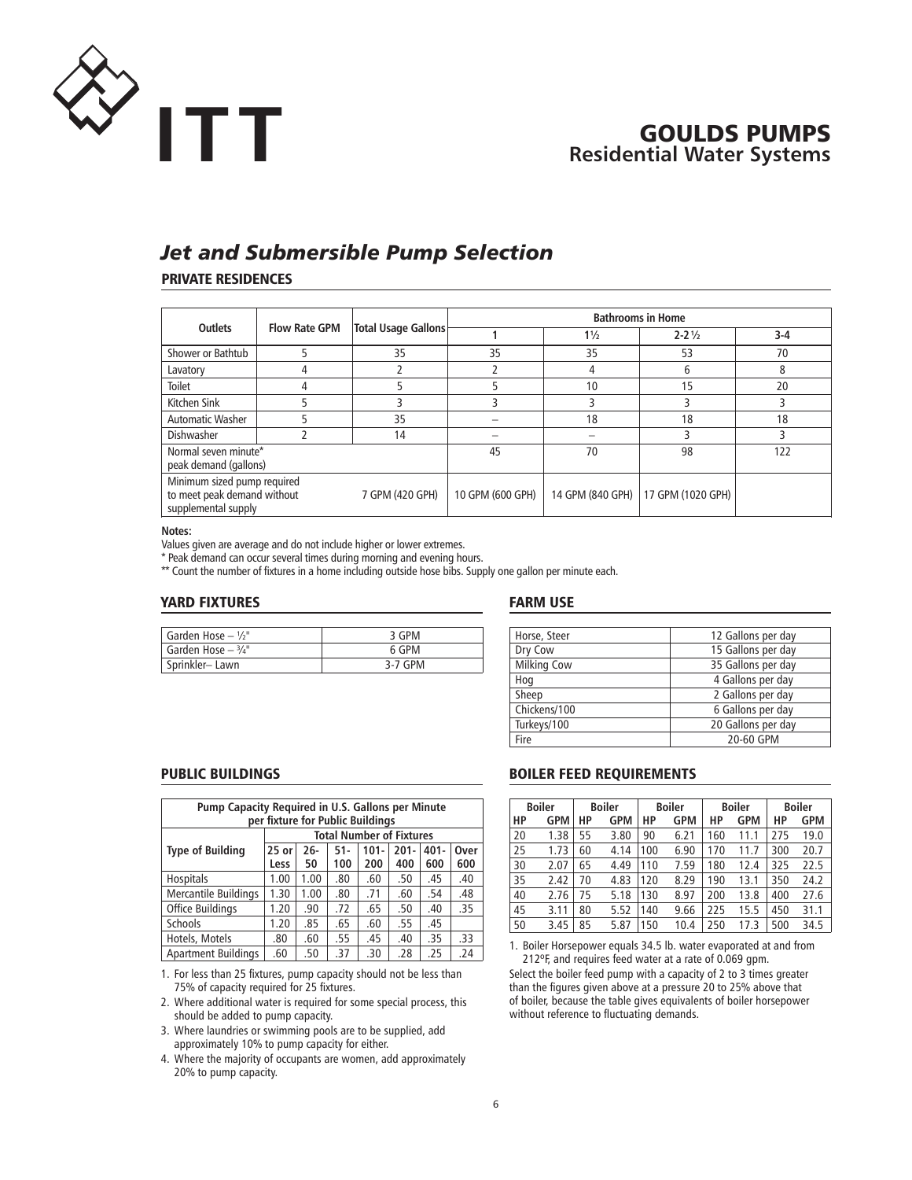# GOULDS PUMPS
## Residential Water Systems

## *Jet and Submersible Pump Selection*

### PRIVATE RESIDENCES

| Outlets | Flow Rate GPM | Total Usage Gallons | Bathrooms in Home | | | |
|---|---|---|---|---|---|---|
| | | | 1 | 1½ | 2-2½ | 3-4 |
| Shower or Bathtub | 5 | 35 | 35 | 35 | 53 | 70 |
| Lavatory | 4 | 2 | 2 | 4 | 6 | 8 |
| Toilet | 4 | 5 | 5 | 10 | 15 | 20 |
| Kitchen Sink | 5 | 3 | 3 | 3 | 3 | 3 |
| Automatic Washer | 5 | 35 | – | 18 | 18 | 18 |
| Dishwasher | 2 | 14 | – | – | 3 | 3 |
| Normal seven minute* peak demand (gallons) | | | 45 | 70 | 98 | 122 |
| Minimum sized pump required to meet peak demand without supplemental supply | | 7 GPM (420 GPH) | 10 GPM (600 GPH) | 14 GPM (840 GPH) | 17 GPM (1020 GPH) | |

**Notes:**

Values given are average and do not include higher or lower extremes.

* Peak demand can occur several times during morning and evening hours.

** Count the number of fixtures in a home including outside hose bibs. Supply one gallon per minute each.

### YARD FIXTURES

| | |
|---|---|
| Garden Hose – ½" | 3 GPM |
| Garden Hose – ¾" | 6 GPM |
| Sprinkler– Lawn | 3-7 GPM |

### FARM USE

| | |
|---|---|
| Horse, Steer | 12 Gallons per day |
| Dry Cow | 15 Gallons per day |
| Milking Cow | 35 Gallons per day |
| Hog | 4 Gallons per day |
| Sheep | 2 Gallons per day |
| Chickens/100 | 6 Gallons per day |
| Turkeys/100 | 20 Gallons per day |
| Fire | 20-60 GPM |

### PUBLIC BUILDINGS

| Pump Capacity Required in U.S. Gallons per Minute per fixture for Public Buildings | | | | | | | |
|---|---|---|---|---|---|---|---|
| | Total Number of Fixtures | | | | | | |
| Type of Building | 25 or Less | 26-50 | 51-100 | 101-200 | 201-400 | 401-600 | Over 600 |
| Hospitals | 1.00 | 1.00 | .80 | .60 | .50 | .45 | .40 |
| Mercantile Buildings | 1.30 | 1.00 | .80 | .71 | .60 | .54 | .48 |
| Office Buildings | 1.20 | .90 | .72 | .65 | .50 | .40 | .35 |
| Schools | 1.20 | .85 | .65 | .60 | .55 | .45 | |
| Hotels, Motels | .80 | .60 | .55 | .45 | .40 | .35 | .33 |
| Apartment Buildings | .60 | .50 | .37 | .30 | .28 | .25 | .24 |

1. For less than 25 fixtures, pump capacity should not be less than 75% of capacity required for 25 fixtures.
2. Where additional water is required for some special process, this should be added to pump capacity.
3. Where laundries or swimming pools are to be supplied, add approximately 10% to pump capacity for either.
4. Where the majority of occupants are women, add approximately 20% to pump capacity.

### BOILER FEED REQUIREMENTS

| Boiler HP | GPM | Boiler HP | GPM | Boiler HP | GPM | Boiler HP | GPM | Boiler HP | GPM |
|---|---|---|---|---|---|---|---|---|---|
| 20 | 1.38 | 55 | 3.80 | 90 | 6.21 | 160 | 11.1 | 275 | 19.0 |
| 25 | 1.73 | 60 | 4.14 | 100 | 6.90 | 170 | 11.7 | 300 | 20.7 |
| 30 | 2.07 | 65 | 4.49 | 110 | 7.59 | 180 | 12.4 | 325 | 22.5 |
| 35 | 2.42 | 70 | 4.83 | 120 | 8.29 | 190 | 13.1 | 350 | 24.2 |
| 40 | 2.76 | 75 | 5.18 | 130 | 8.97 | 200 | 13.8 | 400 | 27.6 |
| 45 | 3.11 | 80 | 5.52 | 140 | 9.66 | 225 | 15.5 | 450 | 31.1 |
| 50 | 3.45 | 85 | 5.87 | 150 | 10.4 | 250 | 17.3 | 500 | 34.5 |

1. Boiler Horsepower equals 34.5 lb. water evaporated at and from 212ºF, and requires feed water at a rate of 0.069 gpm.

Select the boiler feed pump with a capacity of 2 to 3 times greater than the figures given above at a pressure 20 to 25% above that of boiler, because the table gives equivalents of boiler horsepower without reference to fluctuating demands.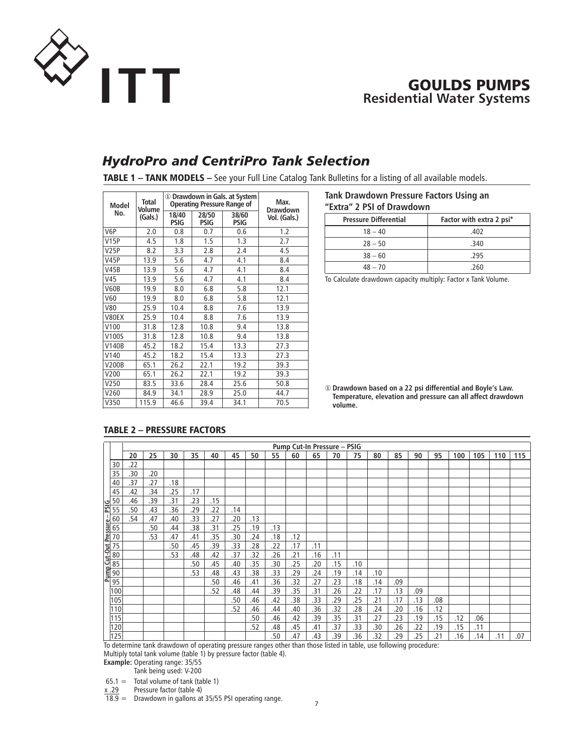# HydroPro and CentriPro Tank Selection

**TABLE 1 – TANK MODELS –** See your Full Line Catalog Tank Bulletins for a listing of all available models.

| Model No. | Total Volume (Gals.) | ① Drawdown in Gals. at System Operating Pressure Range of | | | Max. Drawdown Vol. (Gals.) |
|---|---|---|---|---|---|
| | | 18/40 PSIG | 28/50 PSIG | 38/60 PSIG | |
| V6P | 2.0 | 0.8 | 0.7 | 0.6 | 1.2 |
| V15P | 4.5 | 1.8 | 1.5 | 1.3 | 2.7 |
| V25P | 8.2 | 3.3 | 2.8 | 2.4 | 4.5 |
| V45P | 13.9 | 5.6 | 4.7 | 4.1 | 8.4 |
| V45B | 13.9 | 5.6 | 4.7 | 4.1 | 8.4 |
| V45 | 13.9 | 5.6 | 4.7 | 4.1 | 8.4 |
| V60B | 19.9 | 8.0 | 6.8 | 5.8 | 12.1 |
| V60 | 19.9 | 8.0 | 6.8 | 5.8 | 12.1 |
| V80 | 25.9 | 10.4 | 8.8 | 7.6 | 13.9 |
| V80EX | 25.9 | 10.4 | 8.8 | 7.6 | 13.9 |
| V100 | 31.8 | 12.8 | 10.8 | 9.4 | 13.8 |
| V100S | 31.8 | 12.8 | 10.8 | 9.4 | 13.8 |
| V140B | 45.2 | 18.2 | 15.4 | 13.3 | 27.3 |
| V140 | 45.2 | 18.2 | 15.4 | 13.3 | 27.3 |
| V200B | 65.1 | 26.2 | 22.1 | 19.2 | 39.3 |
| V200 | 65.1 | 26.2 | 22.1 | 19.2 | 39.3 |
| V250 | 83.5 | 33.6 | 28.4 | 25.6 | 50.8 |
| V260 | 84.9 | 34.1 | 28.9 | 25.0 | 44.7 |
| V350 | 115.9 | 46.6 | 39.4 | 34.1 | 70.5 |

**Tank Drawdown Pressure Factors Using an "Extra" 2 PSI of Drawdown**

| Pressure Differential | Factor with extra 2 psi* |
|---|---|
| 18 – 40 | .402 |
| 28 – 50 | .340 |
| 38 – 60 | .295 |
| 48 – 70 | .260 |

To Calculate drawdown capacity multiply: Factor x Tank Volume.

① **Drawdown based on a 22 psi differential and Boyle's Law. Temperature, elevation and pressure can all affect drawdown volume.**

**TABLE 2 – PRESSURE FACTORS**

| Pump Cut-Out Pressure – PSIG | Pump Cut-In Pressure – PSIG | | | | | | | | | | | | | | | | | | | |
|---|---|---|---|---|---|---|---|---|---|---|---|---|---|---|---|---|---|---|---|---|
| | 20 | 25 | 30 | 35 | 40 | 45 | 50 | 55 | 60 | 65 | 70 | 75 | 80 | 85 | 90 | 95 | 100 | 105 | 110 | 115 |
| 30 | .22 | | | | | | | | | | | | | | | | | | | |
| 35 | .30 | .20 | | | | | | | | | | | | | | | | | | |
| 40 | .37 | .27 | .18 | | | | | | | | | | | | | | | | | |
| 45 | .42 | .34 | .25 | .17 | | | | | | | | | | | | | | | | |
| 50 | .46 | .39 | .31 | .23 | .15 | | | | | | | | | | | | | | | |
| 55 | .50 | .43 | .36 | .29 | .22 | .14 | | | | | | | | | | | | | | |
| 60 | .54 | .47 | .40 | .33 | .27 | .20 | .13 | | | | | | | | | | | | | |
| 65 | | .50 | .44 | .38 | .31 | .25 | .19 | .13 | | | | | | | | | | | | |
| 70 | | .53 | .47 | .41 | .35 | .30 | .24 | .18 | .12 | | | | | | | | | | | |
| 75 | | | .50 | .45 | .39 | .33 | .28 | .22 | .17 | .11 | | | | | | | | | | |
| 80 | | | .53 | .48 | .42 | .37 | .32 | .26 | .21 | .16 | .11 | | | | | | | | | |
| 85 | | | | .50 | .45 | .40 | .35 | .30 | .25 | .20 | .15 | .10 | | | | | | | | |
| 90 | | | | .53 | .48 | .43 | .38 | .33 | .29 | .24 | .19 | .14 | .10 | | | | | | | |
| 95 | | | | | .50 | .46 | .41 | .36 | .32 | .27 | .23 | .18 | .14 | .09 | | | | | | |
| 100 | | | | | .52 | .48 | .44 | .39 | .35 | .31 | .26 | .22 | .17 | .13 | .09 | | | | | |
| 105 | | | | | | .50 | .46 | .42 | .38 | .33 | .29 | .25 | .21 | .17 | .13 | .08 | | | | |
| 110 | | | | | | .52 | .46 | .44 | .40 | .36 | .32 | .28 | .24 | .20 | .16 | .12 | | | | |
| 115 | | | | | | | .50 | .46 | .42 | .39 | .35 | .31 | .27 | .23 | .19 | .15 | .12 | .06 | | |
| 120 | | | | | | | .52 | .48 | .45 | .41 | .37 | .33 | .30 | .26 | .22 | .19 | .15 | .11 | | |
| 125 | | | | | | | | .50 | .47 | .43 | .39 | .36 | .32 | .29 | .25 | .21 | .16 | .14 | .11 | .07 |

To determine tank drawdown of operating pressure ranges other than those listed in table, use following procedure:
Multiply total tank volume (table 1) by pressure factor (table 4).

**Example:** Operating range: 35/55
Tank being used: V-200

65.1 = Total volume of tank (table 1)
x .29 Pressure factor (table 4)
18.9 = Drawdown in gallons at 35/55 PSI operating range.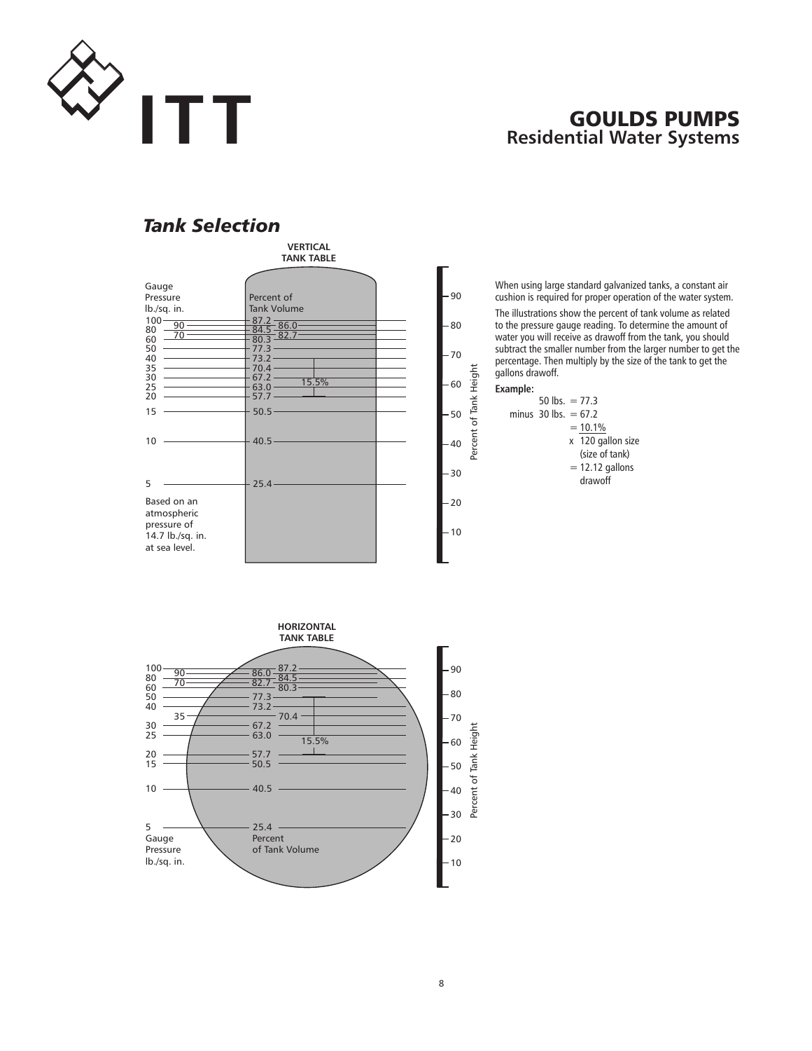## *Tank Selection*

**VERTICAL TANK TABLE**

| Gauge Pressure lb./sq. in. | Percent of Tank Volume |
|---|---|
| 100 | 87.2 |
| 90 | 86.0 |
| 80 | 84.5 |
| 70 | 82.7 |
| 60 | 80.3 |
| 50 | 77.3 |
| 40 | 73.2 |
| 35 | 70.4 |
| 30 | 67.2 |
| 25 | 63.0 |
| 20 | 57.7 |
| 15 | 50.5 |
| 10 | 40.5 |
| 5 | 25.4 |

15.5%

Based on an atmospheric pressure of 14.7 lb./sq. in. at sea level.

Percent of Tank Height: 10, 20, 30, 40, 50, 60, 70, 80, 90

When using large standard galvanized tanks, a constant air cushion is required for proper operation of the water system.

The illustrations show the percent of tank volume as related to the pressure gauge reading. To determine the amount of water you will receive as drawoff from the tank, you should subtract the smaller number from the larger number to get the percentage. Then multiply by the size of the tank to get the gallons drawoff.

**Example:**

```
          50 lbs. = 77.3
minus  30 lbs. = 67.2
                  = 10.1%
                x  120 gallon size
                   (size of tank)
                  = 12.12 gallons
                    drawoff
```

**HORIZONTAL TANK TABLE**

| Gauge Pressure lb./sq. in. | Percent of Tank Volume |
|---|---|
| 100 | 87.2 |
| 90 | 86.0 |
| 80 | 84.5 |
| 70 | 82.7 |
| 60 | 80.3 |
| 50 | 77.3 |
| 40 | 73.2 |
| 35 | 70.4 |
| 30 | 67.2 |
| 25 | 63.0 |
| 20 | 57.7 |
| 15 | 50.5 |
| 10 | 40.5 |
| 5 | 25.4 |

15.5%

Percent of Tank Height: 10, 20, 30, 40, 50, 60, 70, 80, 90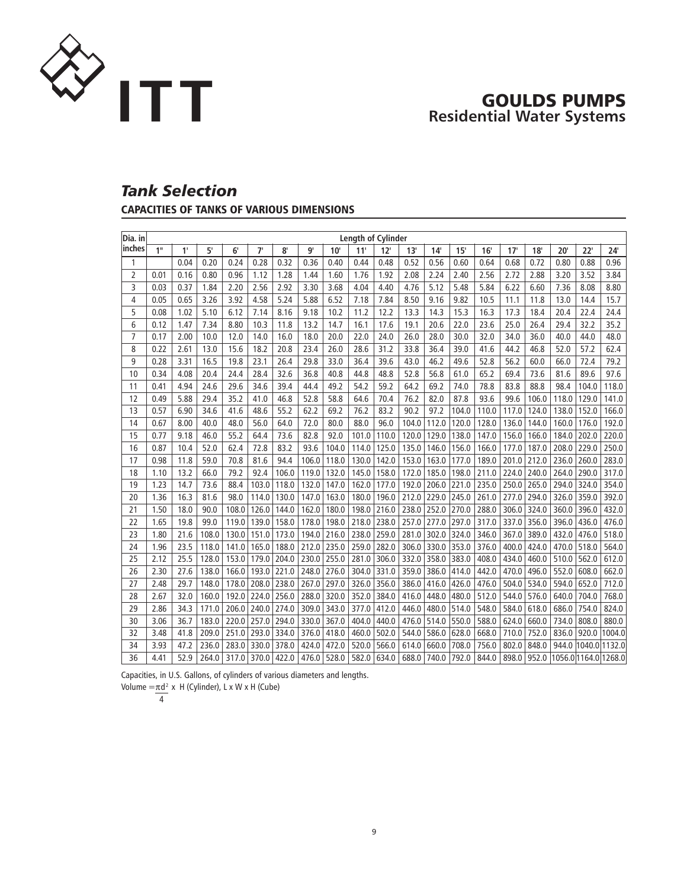## *Tank Selection*

### CAPACITIES OF TANKS OF VARIOUS DIMENSIONS

| Dia. in inches | Length of Cylinder | | | | | | | | | | | | | | | | | | | |
|---|---|---|---|---|---|---|---|---|---|---|---|---|---|---|---|---|---|---|---|---|
| | 1" | 1' | 5' | 6' | 7' | 8' | 9' | 10' | 11' | 12' | 13' | 14' | 15' | 16' | 17' | 18' | 20' | 22' | 24' |
| 1 | | 0.04 | 0.20 | 0.24 | 0.28 | 0.32 | 0.36 | 0.40 | 0.44 | 0.48 | 0.52 | 0.56 | 0.60 | 0.64 | 0.68 | 0.72 | 0.80 | 0.88 | 0.96 |
| 2 | 0.01 | 0.16 | 0.80 | 0.96 | 1.12 | 1.28 | 1.44 | 1.60 | 1.76 | 1.92 | 2.08 | 2.24 | 2.40 | 2.56 | 2.72 | 2.88 | 3.20 | 3.52 | 3.84 |
| 3 | 0.03 | 0.37 | 1.84 | 2.20 | 2.56 | 2.92 | 3.30 | 3.68 | 4.04 | 4.40 | 4.76 | 5.12 | 5.48 | 5.84 | 6.22 | 6.60 | 7.36 | 8.08 | 8.80 |
| 4 | 0.05 | 0.65 | 3.26 | 3.92 | 4.58 | 5.24 | 5.88 | 6.52 | 7.18 | 7.84 | 8.50 | 9.16 | 9.82 | 10.5 | 11.1 | 11.8 | 13.0 | 14.4 | 15.7 |
| 5 | 0.08 | 1.02 | 5.10 | 6.12 | 7.14 | 8.16 | 9.18 | 10.2 | 11.2 | 12.2 | 13.3 | 14.3 | 15.3 | 16.3 | 17.3 | 18.4 | 20.4 | 22.4 | 24.4 |
| 6 | 0.12 | 1.47 | 7.34 | 8.80 | 10.3 | 11.8 | 13.2 | 14.7 | 16.1 | 17.6 | 19.1 | 20.6 | 22.0 | 23.6 | 25.0 | 26.4 | 29.4 | 32.2 | 35.2 |
| 7 | 0.17 | 2.00 | 10.0 | 12.0 | 14.0 | 16.0 | 18.0 | 20.0 | 22.0 | 24.0 | 26.0 | 28.0 | 30.0 | 32.0 | 34.0 | 36.0 | 40.0 | 44.0 | 48.0 |
| 8 | 0.22 | 2.61 | 13.0 | 15.6 | 18.2 | 20.8 | 23.4 | 26.0 | 28.6 | 31.2 | 33.8 | 36.4 | 39.0 | 41.6 | 44.2 | 46.8 | 52.0 | 57.2 | 62.4 |
| 9 | 0.28 | 3.31 | 16.5 | 19.8 | 23.1 | 26.4 | 29.8 | 33.0 | 36.4 | 39.6 | 43.0 | 46.2 | 49.6 | 52.8 | 56.2 | 60.0 | 66.0 | 72.4 | 79.2 |
| 10 | 0.34 | 4.08 | 20.4 | 24.4 | 28.4 | 32.6 | 36.8 | 40.8 | 44.8 | 48.8 | 52.8 | 56.8 | 61.0 | 65.2 | 69.4 | 73.6 | 81.6 | 89.6 | 97.6 |
| 11 | 0.41 | 4.94 | 24.6 | 29.6 | 34.6 | 39.4 | 44.4 | 49.2 | 54.2 | 59.2 | 64.2 | 69.2 | 74.0 | 78.8 | 83.8 | 88.8 | 98.4 | 104.0 | 118.0 |
| 12 | 0.49 | 5.88 | 29.4 | 35.2 | 41.0 | 46.8 | 52.8 | 58.8 | 64.6 | 70.4 | 76.2 | 82.0 | 87.8 | 93.6 | 99.6 | 106.0 | 118.0 | 129.0 | 141.0 |
| 13 | 0.57 | 6.90 | 34.6 | 41.6 | 48.6 | 55.2 | 62.2 | 69.2 | 76.2 | 83.2 | 90.2 | 97.2 | 104.0 | 110.0 | 117.0 | 124.0 | 138.0 | 152.0 | 166.0 |
| 14 | 0.67 | 8.00 | 40.0 | 48.0 | 56.0 | 64.0 | 72.0 | 80.0 | 88.0 | 96.0 | 104.0 | 112.0 | 120.0 | 128.0 | 136.0 | 144.0 | 160.0 | 176.0 | 192.0 |
| 15 | 0.77 | 9.18 | 46.0 | 55.2 | 64.4 | 73.6 | 82.8 | 92.0 | 101.0 | 110.0 | 120.0 | 129.0 | 138.0 | 147.0 | 156.0 | 166.0 | 184.0 | 202.0 | 220.0 |
| 16 | 0.87 | 10.4 | 52.0 | 62.4 | 72.8 | 83.2 | 93.6 | 104.0 | 114.0 | 125.0 | 135.0 | 146.0 | 156.0 | 166.0 | 177.0 | 187.0 | 208.0 | 229.0 | 250.0 |
| 17 | 0.98 | 11.8 | 59.0 | 70.8 | 81.6 | 94.4 | 106.0 | 118.0 | 130.0 | 142.0 | 153.0 | 163.0 | 177.0 | 189.0 | 201.0 | 212.0 | 236.0 | 260.0 | 283.0 |
| 18 | 1.10 | 13.2 | 66.0 | 79.2 | 92.4 | 106.0 | 119.0 | 132.0 | 145.0 | 158.0 | 172.0 | 185.0 | 198.0 | 211.0 | 224.0 | 240.0 | 264.0 | 290.0 | 317.0 |
| 19 | 1.23 | 14.7 | 73.6 | 88.4 | 103.0 | 118.0 | 132.0 | 147.0 | 162.0 | 177.0 | 192.0 | 206.0 | 221.0 | 235.0 | 250.0 | 265.0 | 294.0 | 324.0 | 354.0 |
| 20 | 1.36 | 16.3 | 81.6 | 98.0 | 114.0 | 130.0 | 147.0 | 163.0 | 180.0 | 196.0 | 212.0 | 229.0 | 245.0 | 261.0 | 277.0 | 294.0 | 326.0 | 359.0 | 392.0 |
| 21 | 1.50 | 18.0 | 90.0 | 108.0 | 126.0 | 144.0 | 162.0 | 180.0 | 198.0 | 216.0 | 238.0 | 252.0 | 270.0 | 288.0 | 306.0 | 324.0 | 360.0 | 396.0 | 432.0 |
| 22 | 1.65 | 19.8 | 99.0 | 119.0 | 139.0 | 158.0 | 178.0 | 198.0 | 218.0 | 238.0 | 257.0 | 277.0 | 297.0 | 317.0 | 337.0 | 356.0 | 396.0 | 436.0 | 476.0 |
| 23 | 1.80 | 21.6 | 108.0 | 130.0 | 151.0 | 173.0 | 194.0 | 216.0 | 238.0 | 259.0 | 281.0 | 302.0 | 324.0 | 346.0 | 367.0 | 389.0 | 432.0 | 476.0 | 518.0 |
| 24 | 1.96 | 23.5 | 118.0 | 141.0 | 165.0 | 188.0 | 212.0 | 235.0 | 259.0 | 282.0 | 306.0 | 330.0 | 353.0 | 376.0 | 400.0 | 424.0 | 470.0 | 518.0 | 564.0 |
| 25 | 2.12 | 25.5 | 128.0 | 153.0 | 179.0 | 204.0 | 230.0 | 255.0 | 281.0 | 306.0 | 332.0 | 358.0 | 383.0 | 408.0 | 434.0 | 460.0 | 510.0 | 562.0 | 612.0 |
| 26 | 2.30 | 27.6 | 138.0 | 166.0 | 193.0 | 221.0 | 248.0 | 276.0 | 304.0 | 331.0 | 359.0 | 386.0 | 414.0 | 442.0 | 470.0 | 496.0 | 552.0 | 608.0 | 662.0 |
| 27 | 2.48 | 29.7 | 148.0 | 178.0 | 208.0 | 238.0 | 267.0 | 297.0 | 326.0 | 356.0 | 386.0 | 416.0 | 426.0 | 476.0 | 504.0 | 534.0 | 594.0 | 652.0 | 712.0 |
| 28 | 2.67 | 32.0 | 160.0 | 192.0 | 224.0 | 256.0 | 288.0 | 320.0 | 352.0 | 384.0 | 416.0 | 448.0 | 480.0 | 512.0 | 544.0 | 576.0 | 640.0 | 704.0 | 768.0 |
| 29 | 2.86 | 34.3 | 171.0 | 206.0 | 240.0 | 274.0 | 309.0 | 343.0 | 377.0 | 412.0 | 446.0 | 480.0 | 514.0 | 548.0 | 584.0 | 618.0 | 686.0 | 754.0 | 824.0 |
| 30 | 3.06 | 36.7 | 183.0 | 220.0 | 257.0 | 294.0 | 330.0 | 367.0 | 404.0 | 440.0 | 476.0 | 514.0 | 550.0 | 588.0 | 624.0 | 660.0 | 734.0 | 808.0 | 880.0 |
| 32 | 3.48 | 41.8 | 209.0 | 251.0 | 293.0 | 334.0 | 376.0 | 418.0 | 460.0 | 502.0 | 544.0 | 586.0 | 628.0 | 668.0 | 710.0 | 752.0 | 836.0 | 920.0 | 1004.0 |
| 34 | 3.93 | 47.2 | 236.0 | 283.0 | 330.0 | 378.0 | 424.0 | 472.0 | 520.0 | 566.0 | 614.0 | 660.0 | 708.0 | 756.0 | 802.0 | 848.0 | 944.0 | 1040.0 | 1132.0 |
| 36 | 4.41 | 52.9 | 264.0 | 317.0 | 370.0 | 422.0 | 476.0 | 528.0 | 582.0 | 634.0 | 688.0 | 740.0 | 792.0 | 844.0 | 898.0 | 952.0 | 1056.0 | 1164.0 | 1268.0 |

Capacities, in U.S. Gallons, of cylinders of various diameters and lengths.

Volume $= \frac{\pi d^2}{4} \times H$ (Cylinder), L x W x H (Cube)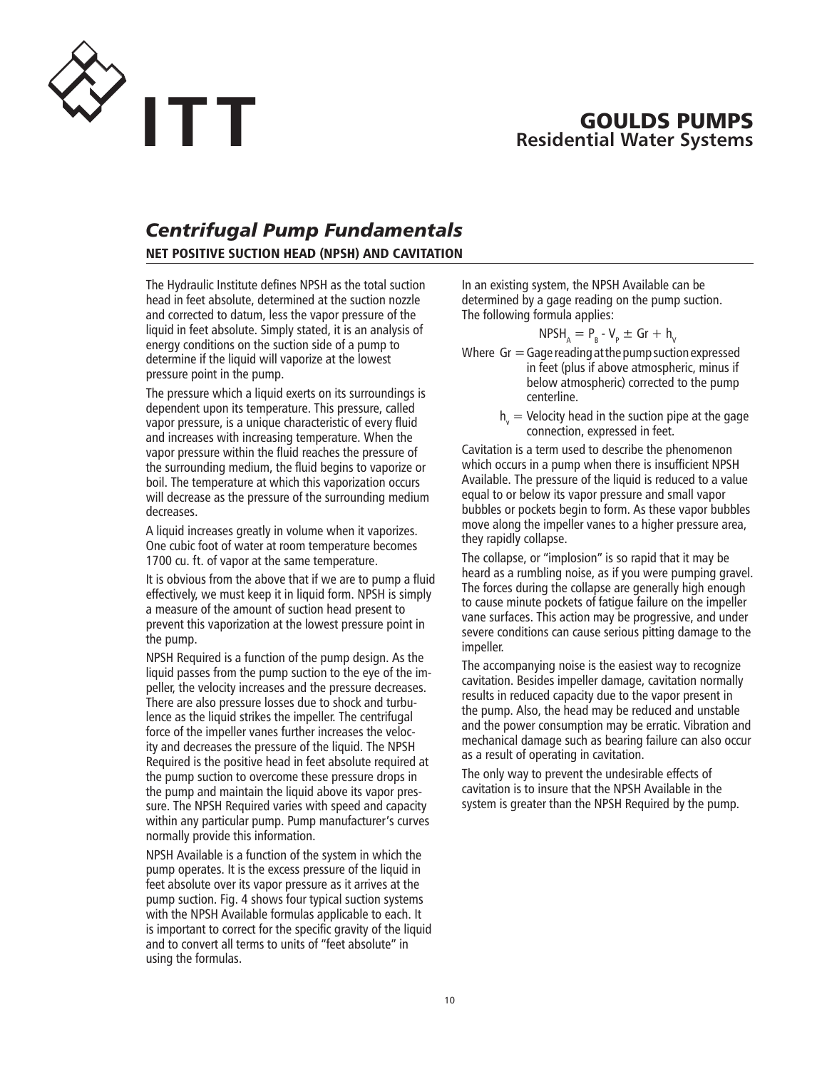## *Centrifugal Pump Fundamentals*

### NET POSITIVE SUCTION HEAD (NPSH) AND CAVITATION

The Hydraulic Institute defines NPSH as the total suction head in feet absolute, determined at the suction nozzle and corrected to datum, less the vapor pressure of the liquid in feet absolute. Simply stated, it is an analysis of energy conditions on the suction side of a pump to determine if the liquid will vaporize at the lowest pressure point in the pump.

The pressure which a liquid exerts on its surroundings is dependent upon its temperature. This pressure, called vapor pressure, is a unique characteristic of every fluid and increases with increasing temperature. When the vapor pressure within the fluid reaches the pressure of the surrounding medium, the fluid begins to vaporize or boil. The temperature at which this vaporization occurs will decrease as the pressure of the surrounding medium decreases.

A liquid increases greatly in volume when it vaporizes. One cubic foot of water at room temperature becomes 1700 cu. ft. of vapor at the same temperature.

It is obvious from the above that if we are to pump a fluid effectively, we must keep it in liquid form. NPSH is simply a measure of the amount of suction head present to prevent this vaporization at the lowest pressure point in the pump.

NPSH Required is a function of the pump design. As the liquid passes from the pump suction to the eye of the impeller, the velocity increases and the pressure decreases. There are also pressure losses due to shock and turbulence as the liquid strikes the impeller. The centrifugal force of the impeller vanes further increases the velocity and decreases the pressure of the liquid. The NPSH Required is the positive head in feet absolute required at the pump suction to overcome these pressure drops in the pump and maintain the liquid above its vapor pressure. The NPSH Required varies with speed and capacity within any particular pump. Pump manufacturer's curves normally provide this information.

NPSH Available is a function of the system in which the pump operates. It is the excess pressure of the liquid in feet absolute over its vapor pressure as it arrives at the pump suction. Fig. 4 shows four typical suction systems with the NPSH Available formulas applicable to each. It is important to correct for the specific gravity of the liquid and to convert all terms to units of "feet absolute" in using the formulas.

In an existing system, the NPSH Available can be determined by a gage reading on the pump suction. The following formula applies:

$$NPSH_A = P_B - V_P \pm Gr + h_V$$

Where $Gr$ = Gage reading at the pump suction expressed in feet (plus if above atmospheric, minus if below atmospheric) corrected to the pump centerline.

$h_v$ = Velocity head in the suction pipe at the gage connection, expressed in feet.

Cavitation is a term used to describe the phenomenon which occurs in a pump when there is insufficient NPSH Available. The pressure of the liquid is reduced to a value equal to or below its vapor pressure and small vapor bubbles or pockets begin to form. As these vapor bubbles move along the impeller vanes to a higher pressure area, they rapidly collapse.

The collapse, or "implosion" is so rapid that it may be heard as a rumbling noise, as if you were pumping gravel. The forces during the collapse are generally high enough to cause minute pockets of fatigue failure on the impeller vane surfaces. This action may be progressive, and under severe conditions can cause serious pitting damage to the impeller.

The accompanying noise is the easiest way to recognize cavitation. Besides impeller damage, cavitation normally results in reduced capacity due to the vapor present in the pump. Also, the head may be reduced and unstable and the power consumption may be erratic. Vibration and mechanical damage such as bearing failure can also occur as a result of operating in cavitation.

The only way to prevent the undesirable effects of cavitation is to insure that the NPSH Available in the system is greater than the NPSH Required by the pump.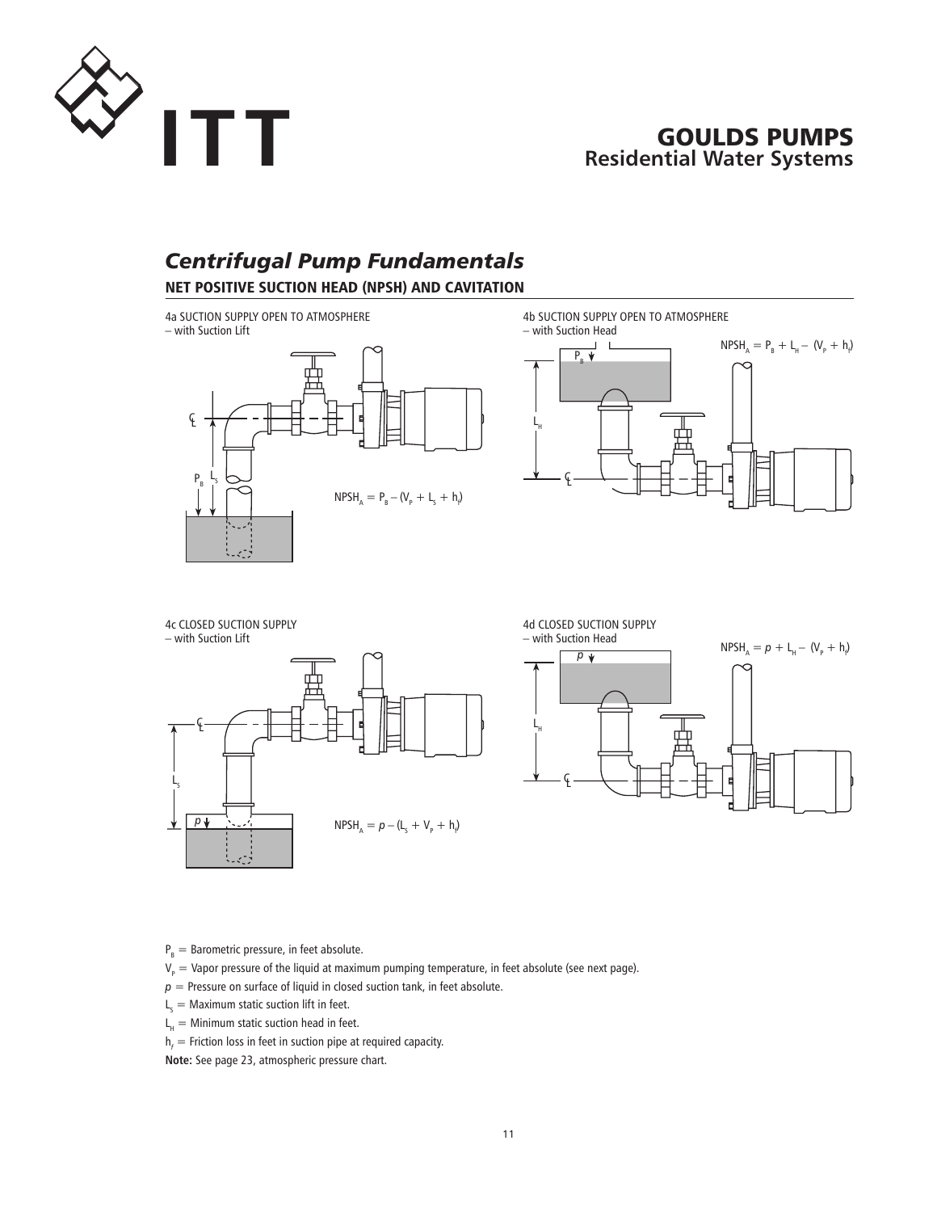# Centrifugal Pump Fundamentals

## NET POSITIVE SUCTION HEAD (NPSH) AND CAVITATION

4a SUCTION SUPPLY OPEN TO ATMOSPHERE
– with Suction Lift

$$NPSH_A = P_B - (V_P + L_S + h_f)$$

4b SUCTION SUPPLY OPEN TO ATMOSPHERE
– with Suction Head

$$NPSH_A = P_B + L_H - (V_P + h_f)$$

4c CLOSED SUCTION SUPPLY
– with Suction Lift

$$NPSH_A = p - (L_S + V_P + h_f)$$

4d CLOSED SUCTION SUPPLY
– with Suction Head

$$NPSH_A = p + L_H - (V_P + h_f)$$

$P_B$ = Barometric pressure, in feet absolute.

$V_P$ = Vapor pressure of the liquid at maximum pumping temperature, in feet absolute (see next page).

$p$ = Pressure on surface of liquid in closed suction tank, in feet absolute.

$L_S$ = Maximum static suction lift in feet.

$L_H$ = Minimum static suction head in feet.

$h_f$ = Friction loss in feet in suction pipe at required capacity.

**Note:** See page 23, atmospheric pressure chart.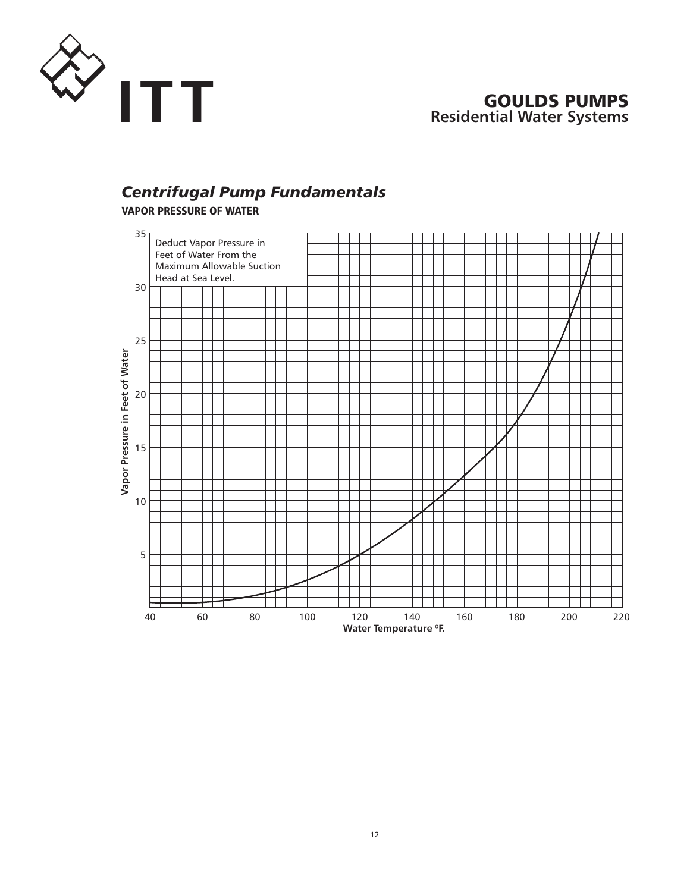## *Centrifugal Pump Fundamentals*

**VAPOR PRESSURE OF WATER**

Deduct Vapor Pressure in Feet of Water From the Maximum Allowable Suction Head at Sea Level.

Vapor Pressure in Feet of Water

Water Temperature °F.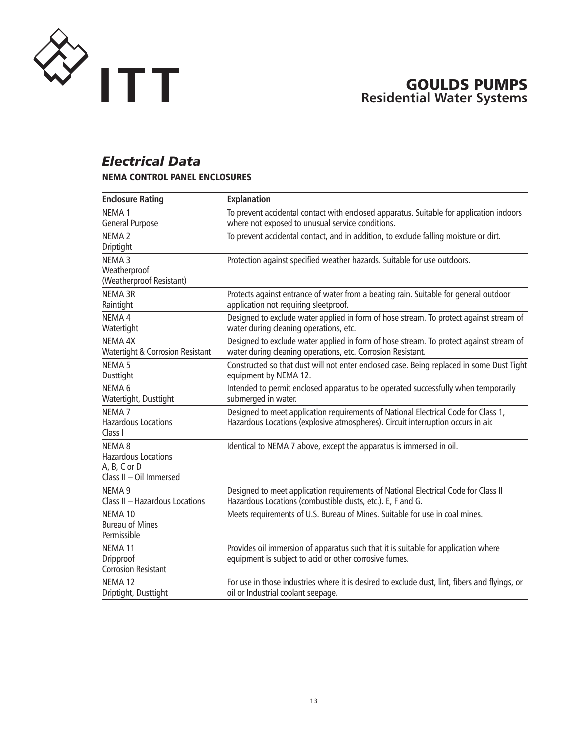## Electrical Data

**NEMA CONTROL PANEL ENCLOSURES**

| Enclosure Rating | Explanation |
|---|---|
| NEMA 1<br>General Purpose | To prevent accidental contact with enclosed apparatus. Suitable for application indoors where not exposed to unusual service conditions. |
| NEMA 2<br>Driptight | To prevent accidental contact, and in addition, to exclude falling moisture or dirt. |
| NEMA 3<br>Weatherproof<br>(Weatherproof Resistant) | Protection against specified weather hazards. Suitable for use outdoors. |
| NEMA 3R<br>Raintight | Protects against entrance of water from a beating rain. Suitable for general outdoor application not requiring sleetproof. |
| NEMA 4<br>Watertight | Designed to exclude water applied in form of hose stream. To protect against stream of water during cleaning operations, etc. |
| NEMA 4X<br>Watertight & Corrosion Resistant | Designed to exclude water applied in form of hose stream. To protect against stream of water during cleaning operations, etc. Corrosion Resistant. |
| NEMA 5<br>Dusttight | Constructed so that dust will not enter enclosed case. Being replaced in some Dust Tight equipment by NEMA 12. |
| NEMA 6<br>Watertight, Dusttight | Intended to permit enclosed apparatus to be operated successfully when temporarily submerged in water. |
| NEMA 7<br>Hazardous Locations<br>Class I | Designed to meet application requirements of National Electrical Code for Class 1, Hazardous Locations (explosive atmospheres). Circuit interruption occurs in air. |
| NEMA 8<br>Hazardous Locations<br>A, B, C or D<br>Class II – Oil Immersed | Identical to NEMA 7 above, except the apparatus is immersed in oil. |
| NEMA 9<br>Class II – Hazardous Locations | Designed to meet application requirements of National Electrical Code for Class II Hazardous Locations (combustible dusts, etc.). E, F and G. |
| NEMA 10<br>Bureau of Mines<br>Permissible | Meets requirements of U.S. Bureau of Mines. Suitable for use in coal mines. |
| NEMA 11<br>Dripproof<br>Corrosion Resistant | Provides oil immersion of apparatus such that it is suitable for application where equipment is subject to acid or other corrosive fumes. |
| NEMA 12<br>Driptight, Dusttight | For use in those industries where it is desired to exclude dust, lint, fibers and flyings, or oil or Industrial coolant seepage. |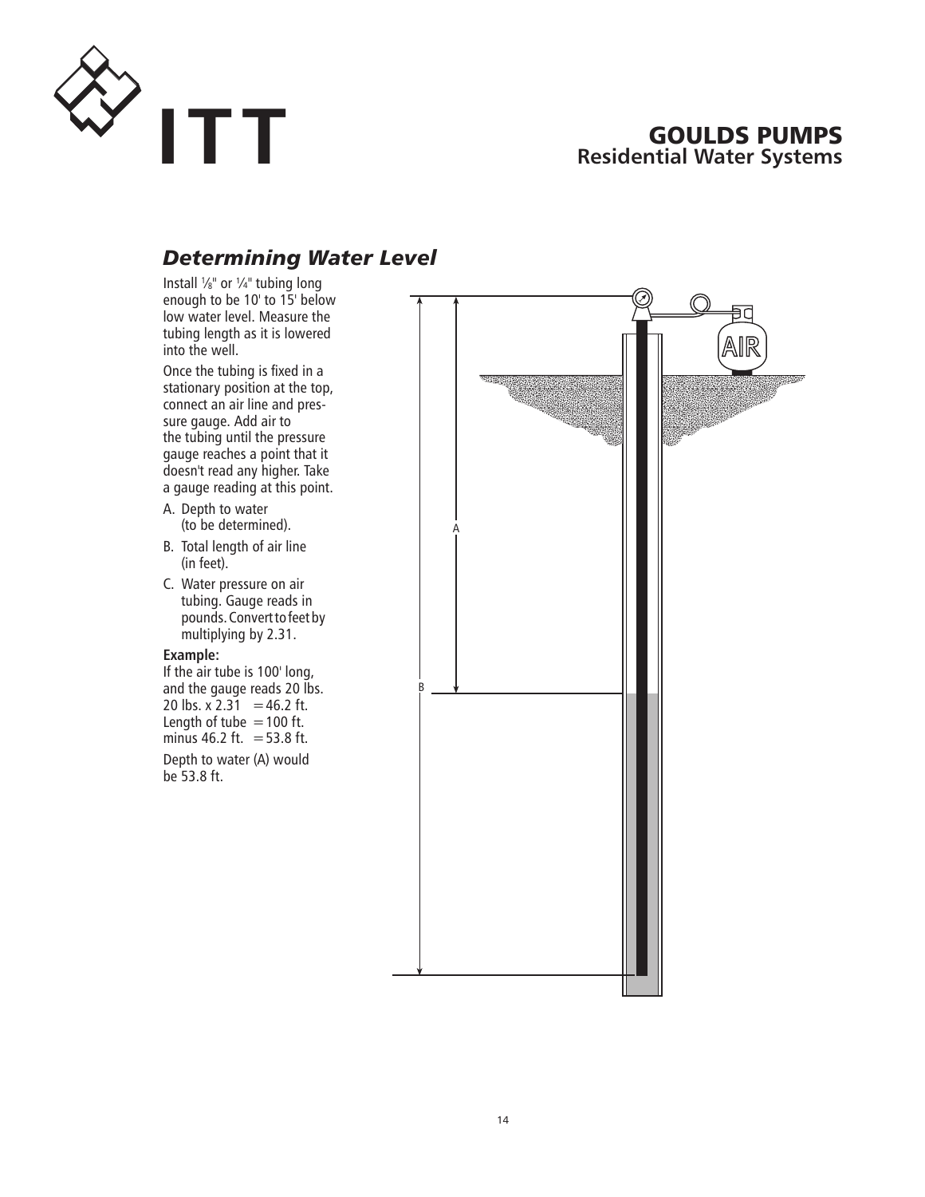## Determining Water Level

Install ⅛" or ¼" tubing long enough to be 10' to 15' below low water level. Measure the tubing length as it is lowered into the well.

Once the tubing is fixed in a stationary position at the top, connect an air line and pressure gauge. Add air to the tubing until the pressure gauge reaches a point that it doesn't read any higher. Take a gauge reading at this point.

A. Depth to water (to be determined).

B. Total length of air line (in feet).

C. Water pressure on air tubing. Gauge reads in pounds. Convert to feet by multiplying by 2.31.

**Example:**

If the air tube is 100' long, and the gauge reads 20 lbs.
20 lbs. x 2.31 = 46.2 ft.
Length of tube = 100 ft.
minus 46.2 ft. = 53.8 ft.

Depth to water (A) would be 53.8 ft.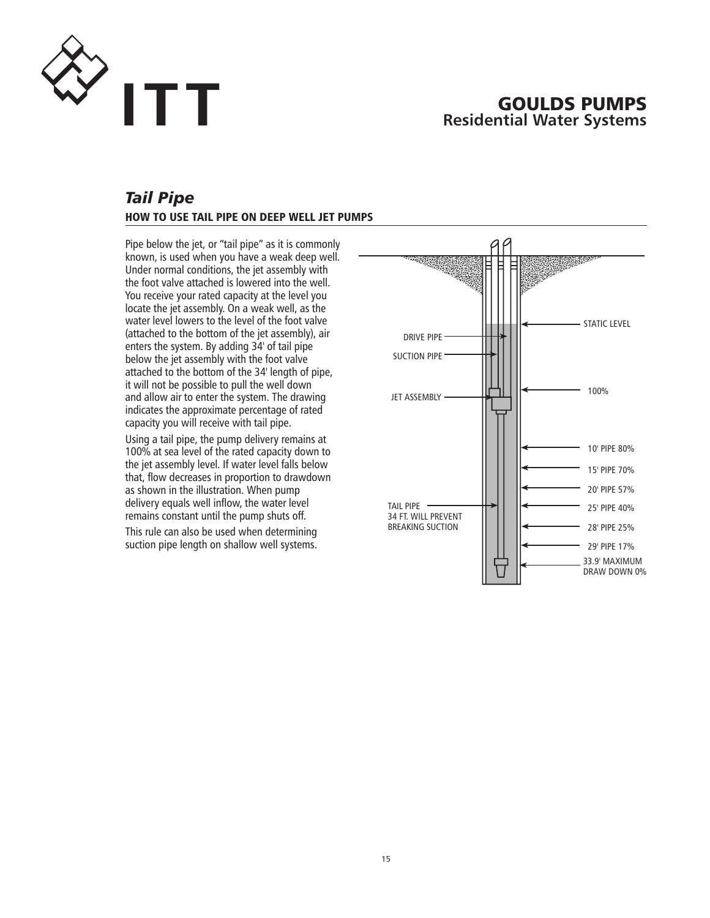## *Tail Pipe*

### HOW TO USE TAIL PIPE ON DEEP WELL JET PUMPS

Pipe below the jet, or "tail pipe" as it is commonly known, is used when you have a weak deep well. Under normal conditions, the jet assembly with the foot valve attached is lowered into the well. You receive your rated capacity at the level you locate the jet assembly. On a weak well, as the water level lowers to the level of the foot valve (attached to the bottom of the jet assembly), air enters the system. By adding 34' of tail pipe below the jet assembly with the foot valve attached to the bottom of the 34' length of pipe, it will not be possible to pull the well down and allow air to enter the system. The drawing indicates the approximate percentage of rated capacity you will receive with tail pipe.

Using a tail pipe, the pump delivery remains at 100% at sea level of the rated capacity down to the jet assembly level. If water level falls below that, flow decreases in proportion to drawdown as shown in the illustration. When pump delivery equals well inflow, the water level remains constant until the pump shuts off.

This rule can also be used when determining suction pipe length on shallow well systems.

DRIVE PIPE
SUCTION PIPE
JET ASSEMBLY
TAIL PIPE
34 FT. WILL PREVENT
BREAKING SUCTION

STATIC LEVEL
100%
10' PIPE 80%
15' PIPE 70%
20' PIPE 57%
25' PIPE 40%
28' PIPE 25%
29' PIPE 17%
33.9' MAXIMUM
DRAW DOWN 0%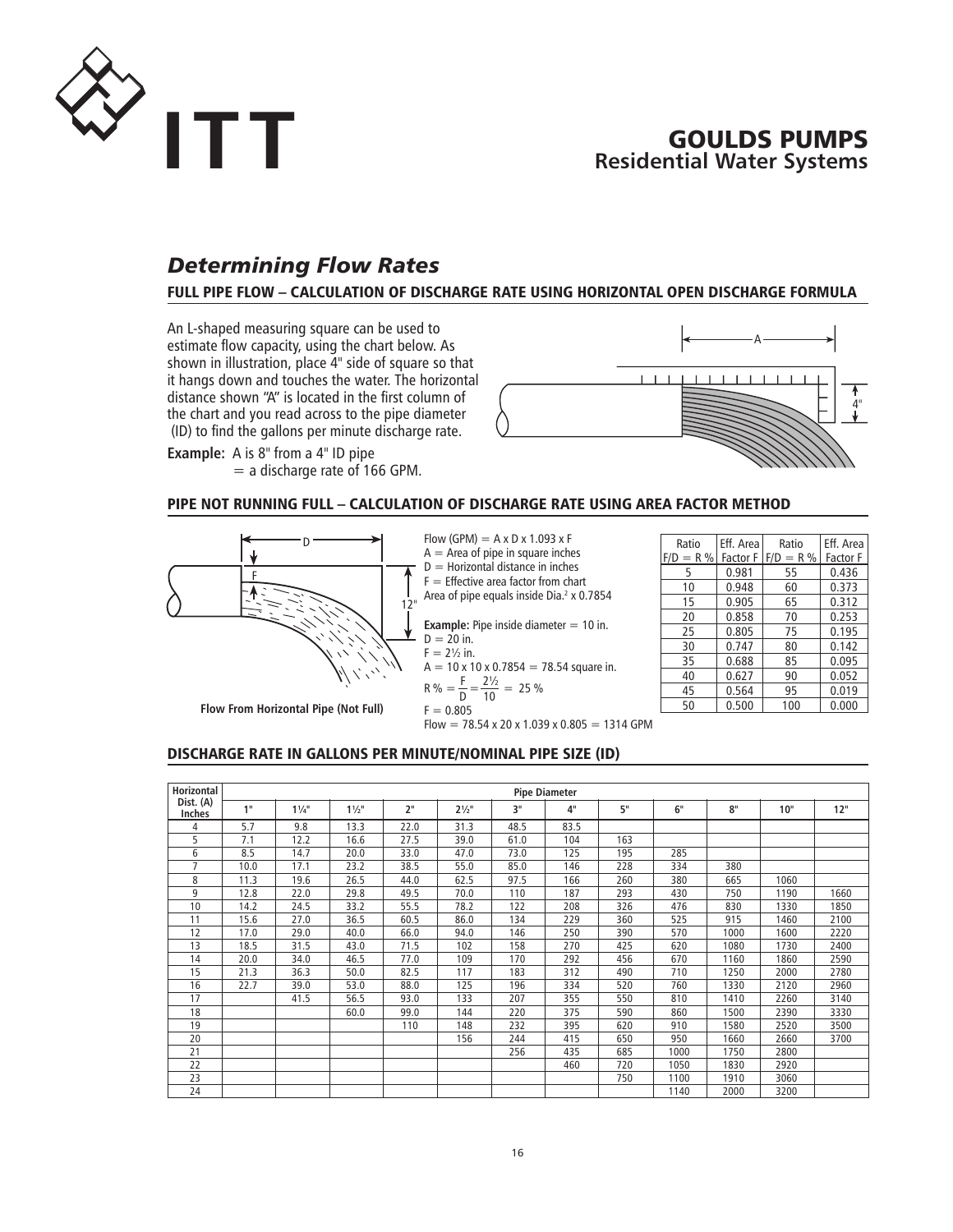# Determining Flow Rates

## FULL PIPE FLOW – CALCULATION OF DISCHARGE RATE USING HORIZONTAL OPEN DISCHARGE FORMULA

An L-shaped measuring square can be used to estimate flow capacity, using the chart below. As shown in illustration, place 4" side of square so that it hangs down and touches the water. The horizontal distance shown "A" is located in the first column of the chart and you read across to the pipe diameter (ID) to find the gallons per minute discharge rate.

**Example:** A is 8" from a 4" ID pipe
= a discharge rate of 166 GPM.

## PIPE NOT RUNNING FULL – CALCULATION OF DISCHARGE RATE USING AREA FACTOR METHOD

**Flow From Horizontal Pipe (Not Full)**

Flow (GPM) = A x D x 1.093 x F
A = Area of pipe in square inches
D = Horizontal distance in inches
F = Effective area factor from chart
Area of pipe equals inside Dia.$^2$ x 0.7854

**Example:** Pipe inside diameter = 10 in.
D = 20 in.
F = 2½ in.
A = 10 x 10 x 0.7854 = 78.54 square in.

$$R\,\% = \frac{F}{D} = \frac{2\frac{1}{2}}{10} = 25\,\%$$

F = 0.805
Flow = 78.54 x 20 x 1.039 x 0.805 = 1314 GPM

| Ratio F/D = R % | Eff. Area Factor F | Ratio F/D = R % | Eff. Area Factor F |
|---|---|---|---|
| 5 | 0.981 | 55 | 0.436 |
| 10 | 0.948 | 60 | 0.373 |
| 15 | 0.905 | 65 | 0.312 |
| 20 | 0.858 | 70 | 0.253 |
| 25 | 0.805 | 75 | 0.195 |
| 30 | 0.747 | 80 | 0.142 |
| 35 | 0.688 | 85 | 0.095 |
| 40 | 0.627 | 90 | 0.052 |
| 45 | 0.564 | 95 | 0.019 |
| 50 | 0.500 | 100 | 0.000 |

## DISCHARGE RATE IN GALLONS PER MINUTE/NOMINAL PIPE SIZE (ID)

| Horizontal Dist. (A) Inches | Pipe Diameter | | | | | | | | | | | |
|---|---|---|---|---|---|---|---|---|---|---|---|---|
| | 1" | 1¼" | 1½" | 2" | 2½" | 3" | 4" | 5" | 6" | 8" | 10" | 12" |
| 4 | 5.7 | 9.8 | 13.3 | 22.0 | 31.3 | 48.5 | 83.5 | | | | | |
| 5 | 7.1 | 12.2 | 16.6 | 27.5 | 39.0 | 61.0 | 104 | 163 | | | | |
| 6 | 8.5 | 14.7 | 20.0 | 33.0 | 47.0 | 73.0 | 125 | 195 | 285 | | | |
| 7 | 10.0 | 17.1 | 23.2 | 38.5 | 55.0 | 85.0 | 146 | 228 | 334 | 380 | | |
| 8 | 11.3 | 19.6 | 26.5 | 44.0 | 62.5 | 97.5 | 166 | 260 | 380 | 665 | 1060 | |
| 9 | 12.8 | 22.0 | 29.8 | 49.5 | 70.0 | 110 | 187 | 293 | 430 | 750 | 1190 | 1660 |
| 10 | 14.2 | 24.5 | 33.2 | 55.5 | 78.2 | 122 | 208 | 326 | 476 | 830 | 1330 | 1850 |
| 11 | 15.6 | 27.0 | 36.5 | 60.5 | 86.0 | 134 | 229 | 360 | 525 | 915 | 1460 | 2100 |
| 12 | 17.0 | 29.0 | 40.0 | 66.0 | 94.0 | 146 | 250 | 390 | 570 | 1000 | 1600 | 2220 |
| 13 | 18.5 | 31.5 | 43.0 | 71.5 | 102 | 158 | 270 | 425 | 620 | 1080 | 1730 | 2400 |
| 14 | 20.0 | 34.0 | 46.5 | 77.0 | 109 | 170 | 292 | 456 | 670 | 1160 | 1860 | 2590 |
| 15 | 21.3 | 36.3 | 50.0 | 82.5 | 117 | 183 | 312 | 490 | 710 | 1250 | 2000 | 2780 |
| 16 | 22.7 | 39.0 | 53.0 | 88.0 | 125 | 196 | 334 | 520 | 760 | 1330 | 2120 | 2960 |
| 17 | | 41.5 | 56.5 | 93.0 | 133 | 207 | 355 | 550 | 810 | 1410 | 2260 | 3140 |
| 18 | | | 60.0 | 99.0 | 144 | 220 | 375 | 590 | 860 | 1500 | 2390 | 3330 |
| 19 | | | | 110 | 148 | 232 | 395 | 620 | 910 | 1580 | 2520 | 3500 |
| 20 | | | | | 156 | 244 | 415 | 650 | 950 | 1660 | 2660 | 3700 |
| 21 | | | | | | 256 | 435 | 685 | 1000 | 1750 | 2800 | |
| 22 | | | | | | | 460 | 720 | 1050 | 1830 | 2920 | |
| 23 | | | | | | | | 750 | 1100 | 1910 | 3060 | |
| 24 | | | | | | | | | 1140 | 2000 | 3200 | |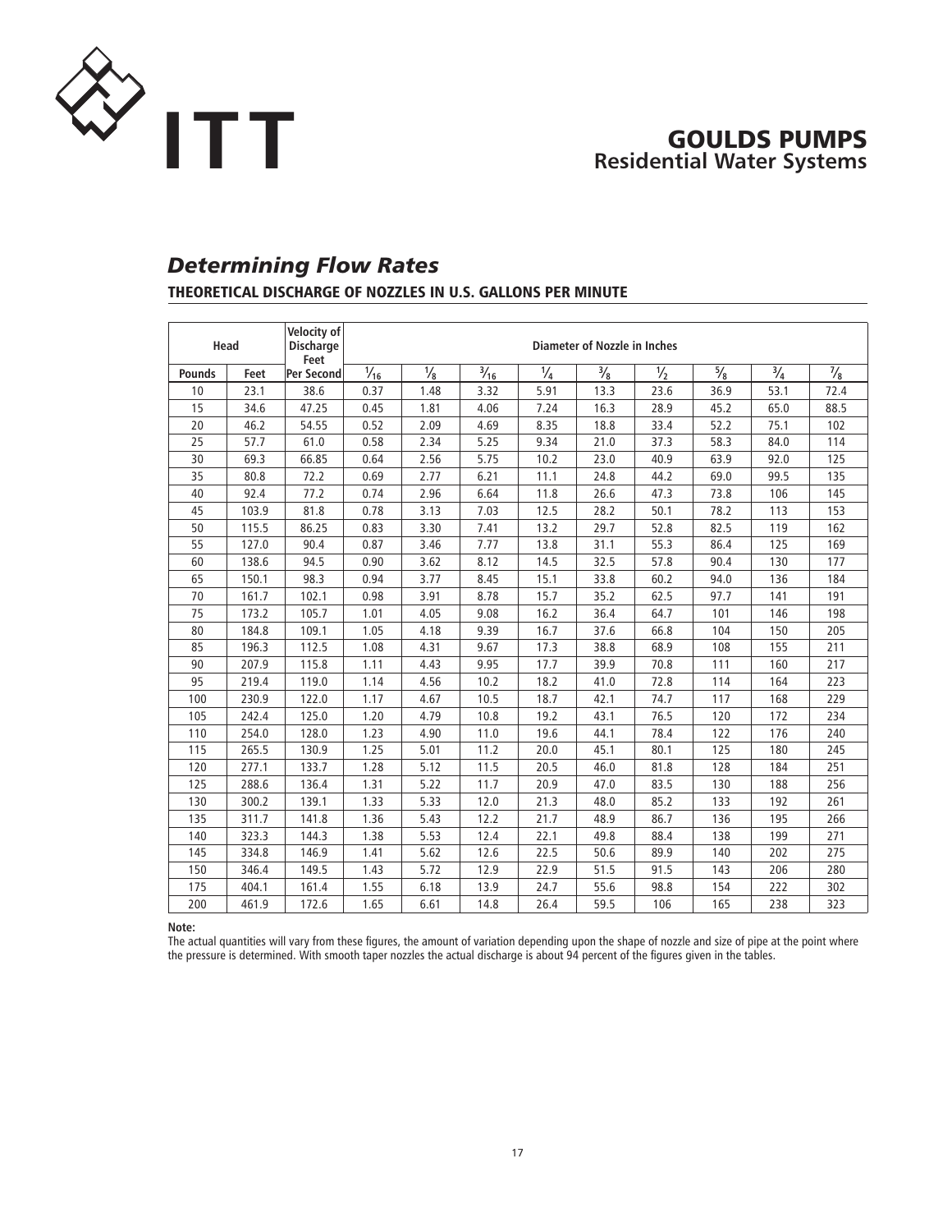## *Determining Flow Rates*

### THEORETICAL DISCHARGE OF NOZZLES IN U.S. GALLONS PER MINUTE

| Head | | Velocity of Discharge Feet | Diameter of Nozzle in Inches | | | | | | | | |
|---|---|---|---|---|---|---|---|---|---|---|---|
| Pounds | Feet | Per Second | $\frac{1}{16}$ | $\frac{1}{8}$ | $\frac{3}{16}$ | $\frac{1}{4}$ | $\frac{3}{8}$ | $\frac{1}{2}$ | $\frac{5}{8}$ | $\frac{3}{4}$ | $\frac{7}{8}$ |
| 10 | 23.1 | 38.6 | 0.37 | 1.48 | 3.32 | 5.91 | 13.3 | 23.6 | 36.9 | 53.1 | 72.4 |
| 15 | 34.6 | 47.25 | 0.45 | 1.81 | 4.06 | 7.24 | 16.3 | 28.9 | 45.2 | 65.0 | 88.5 |
| 20 | 46.2 | 54.55 | 0.52 | 2.09 | 4.69 | 8.35 | 18.8 | 33.4 | 52.2 | 75.1 | 102 |
| 25 | 57.7 | 61.0 | 0.58 | 2.34 | 5.25 | 9.34 | 21.0 | 37.3 | 58.3 | 84.0 | 114 |
| 30 | 69.3 | 66.85 | 0.64 | 2.56 | 5.75 | 10.2 | 23.0 | 40.9 | 63.9 | 92.0 | 125 |
| 35 | 80.8 | 72.2 | 0.69 | 2.77 | 6.21 | 11.1 | 24.8 | 44.2 | 69.0 | 99.5 | 135 |
| 40 | 92.4 | 77.2 | 0.74 | 2.96 | 6.64 | 11.8 | 26.6 | 47.3 | 73.8 | 106 | 145 |
| 45 | 103.9 | 81.8 | 0.78 | 3.13 | 7.03 | 12.5 | 28.2 | 50.1 | 78.2 | 113 | 153 |
| 50 | 115.5 | 86.25 | 0.83 | 3.30 | 7.41 | 13.2 | 29.7 | 52.8 | 82.5 | 119 | 162 |
| 55 | 127.0 | 90.4 | 0.87 | 3.46 | 7.77 | 13.8 | 31.1 | 55.3 | 86.4 | 125 | 169 |
| 60 | 138.6 | 94.5 | 0.90 | 3.62 | 8.12 | 14.5 | 32.5 | 57.8 | 90.4 | 130 | 177 |
| 65 | 150.1 | 98.3 | 0.94 | 3.77 | 8.45 | 15.1 | 33.8 | 60.2 | 94.0 | 136 | 184 |
| 70 | 161.7 | 102.1 | 0.98 | 3.91 | 8.78 | 15.7 | 35.2 | 62.5 | 97.7 | 141 | 191 |
| 75 | 173.2 | 105.7 | 1.01 | 4.05 | 9.08 | 16.2 | 36.4 | 64.7 | 101 | 146 | 198 |
| 80 | 184.8 | 109.1 | 1.05 | 4.18 | 9.39 | 16.7 | 37.6 | 66.8 | 104 | 150 | 205 |
| 85 | 196.3 | 112.5 | 1.08 | 4.31 | 9.67 | 17.3 | 38.8 | 68.9 | 108 | 155 | 211 |
| 90 | 207.9 | 115.8 | 1.11 | 4.43 | 9.95 | 17.7 | 39.9 | 70.8 | 111 | 160 | 217 |
| 95 | 219.4 | 119.0 | 1.14 | 4.56 | 10.2 | 18.2 | 41.0 | 72.8 | 114 | 164 | 223 |
| 100 | 230.9 | 122.0 | 1.17 | 4.67 | 10.5 | 18.7 | 42.1 | 74.7 | 117 | 168 | 229 |
| 105 | 242.4 | 125.0 | 1.20 | 4.79 | 10.8 | 19.2 | 43.1 | 76.5 | 120 | 172 | 234 |
| 110 | 254.0 | 128.0 | 1.23 | 4.90 | 11.0 | 19.6 | 44.1 | 78.4 | 122 | 176 | 240 |
| 115 | 265.5 | 130.9 | 1.25 | 5.01 | 11.2 | 20.0 | 45.1 | 80.1 | 125 | 180 | 245 |
| 120 | 277.1 | 133.7 | 1.28 | 5.12 | 11.5 | 20.5 | 46.0 | 81.8 | 128 | 184 | 251 |
| 125 | 288.6 | 136.4 | 1.31 | 5.22 | 11.7 | 20.9 | 47.0 | 83.5 | 130 | 188 | 256 |
| 130 | 300.2 | 139.1 | 1.33 | 5.33 | 12.0 | 21.3 | 48.0 | 85.2 | 133 | 192 | 261 |
| 135 | 311.7 | 141.8 | 1.36 | 5.43 | 12.2 | 21.7 | 48.9 | 86.7 | 136 | 195 | 266 |
| 140 | 323.3 | 144.3 | 1.38 | 5.53 | 12.4 | 22.1 | 49.8 | 88.4 | 138 | 199 | 271 |
| 145 | 334.8 | 146.9 | 1.41 | 5.62 | 12.6 | 22.5 | 50.6 | 89.9 | 140 | 202 | 275 |
| 150 | 346.4 | 149.5 | 1.43 | 5.72 | 12.9 | 22.9 | 51.5 | 91.5 | 143 | 206 | 280 |
| 175 | 404.1 | 161.4 | 1.55 | 6.18 | 13.9 | 24.7 | 55.6 | 98.8 | 154 | 222 | 302 |
| 200 | 461.9 | 172.6 | 1.65 | 6.61 | 14.8 | 26.4 | 59.5 | 106 | 165 | 238 | 323 |

**Note:**
The actual quantities will vary from these figures, the amount of variation depending upon the shape of nozzle and size of pipe at the point where the pressure is determined. With smooth taper nozzles the actual discharge is about 94 percent of the figures given in the tables.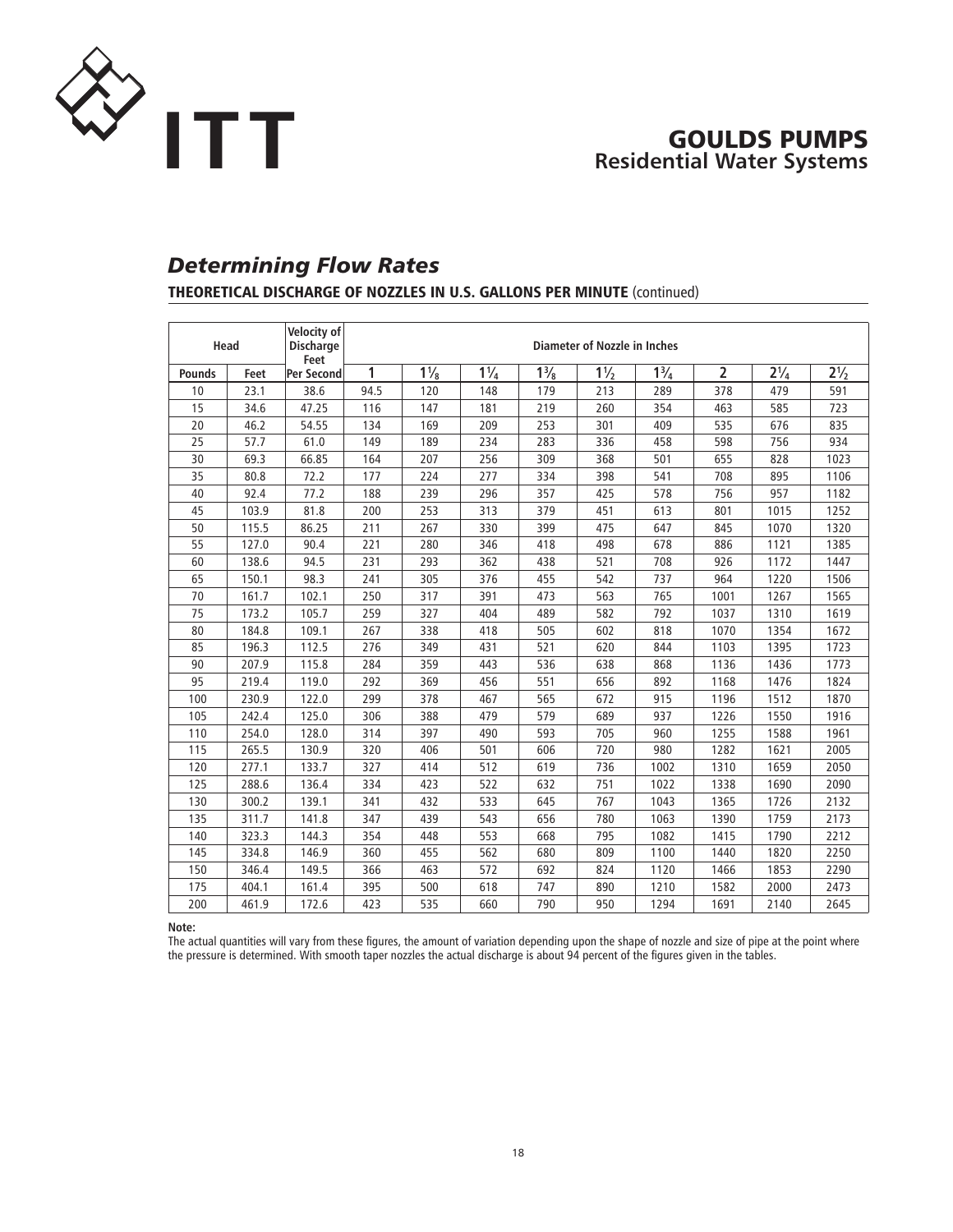## Determining Flow Rates

**THEORETICAL DISCHARGE OF NOZZLES IN U.S. GALLONS PER MINUTE** (continued)

| Head | | Velocity of Discharge Feet | Diameter of Nozzle in Inches | | | | | | | | |
|---|---|---|---|---|---|---|---|---|---|---|---|
| Pounds | Feet | Per Second | 1 | 1⅛ | 1¼ | 1⅜ | 1½ | 1¾ | 2 | 2¼ | 2½ |
| 10 | 23.1 | 38.6 | 94.5 | 120 | 148 | 179 | 213 | 289 | 378 | 479 | 591 |
| 15 | 34.6 | 47.25 | 116 | 147 | 181 | 219 | 260 | 354 | 463 | 585 | 723 |
| 20 | 46.2 | 54.55 | 134 | 169 | 209 | 253 | 301 | 409 | 535 | 676 | 835 |
| 25 | 57.7 | 61.0 | 149 | 189 | 234 | 283 | 336 | 458 | 598 | 756 | 934 |
| 30 | 69.3 | 66.85 | 164 | 207 | 256 | 309 | 368 | 501 | 655 | 828 | 1023 |
| 35 | 80.8 | 72.2 | 177 | 224 | 277 | 334 | 398 | 541 | 708 | 895 | 1106 |
| 40 | 92.4 | 77.2 | 188 | 239 | 296 | 357 | 425 | 578 | 756 | 957 | 1182 |
| 45 | 103.9 | 81.8 | 200 | 253 | 313 | 379 | 451 | 613 | 801 | 1015 | 1252 |
| 50 | 115.5 | 86.25 | 211 | 267 | 330 | 399 | 475 | 647 | 845 | 1070 | 1320 |
| 55 | 127.0 | 90.4 | 221 | 280 | 346 | 418 | 498 | 678 | 886 | 1121 | 1385 |
| 60 | 138.6 | 94.5 | 231 | 293 | 362 | 438 | 521 | 708 | 926 | 1172 | 1447 |
| 65 | 150.1 | 98.3 | 241 | 305 | 376 | 455 | 542 | 737 | 964 | 1220 | 1506 |
| 70 | 161.7 | 102.1 | 250 | 317 | 391 | 473 | 563 | 765 | 1001 | 1267 | 1565 |
| 75 | 173.2 | 105.7 | 259 | 327 | 404 | 489 | 582 | 792 | 1037 | 1310 | 1619 |
| 80 | 184.8 | 109.1 | 267 | 338 | 418 | 505 | 602 | 818 | 1070 | 1354 | 1672 |
| 85 | 196.3 | 112.5 | 276 | 349 | 431 | 521 | 620 | 844 | 1103 | 1395 | 1723 |
| 90 | 207.9 | 115.8 | 284 | 359 | 443 | 536 | 638 | 868 | 1136 | 1436 | 1773 |
| 95 | 219.4 | 119.0 | 292 | 369 | 456 | 551 | 656 | 892 | 1168 | 1476 | 1824 |
| 100 | 230.9 | 122.0 | 299 | 378 | 467 | 565 | 672 | 915 | 1196 | 1512 | 1870 |
| 105 | 242.4 | 125.0 | 306 | 388 | 479 | 579 | 689 | 937 | 1226 | 1550 | 1916 |
| 110 | 254.0 | 128.0 | 314 | 397 | 490 | 593 | 705 | 960 | 1255 | 1588 | 1961 |
| 115 | 265.5 | 130.9 | 320 | 406 | 501 | 606 | 720 | 980 | 1282 | 1621 | 2005 |
| 120 | 277.1 | 133.7 | 327 | 414 | 512 | 619 | 736 | 1002 | 1310 | 1659 | 2050 |
| 125 | 288.6 | 136.4 | 334 | 423 | 522 | 632 | 751 | 1022 | 1338 | 1690 | 2090 |
| 130 | 300.2 | 139.1 | 341 | 432 | 533 | 645 | 767 | 1043 | 1365 | 1726 | 2132 |
| 135 | 311.7 | 141.8 | 347 | 439 | 543 | 656 | 780 | 1063 | 1390 | 1759 | 2173 |
| 140 | 323.3 | 144.3 | 354 | 448 | 553 | 668 | 795 | 1082 | 1415 | 1790 | 2212 |
| 145 | 334.8 | 146.9 | 360 | 455 | 562 | 680 | 809 | 1100 | 1440 | 1820 | 2250 |
| 150 | 346.4 | 149.5 | 366 | 463 | 572 | 692 | 824 | 1120 | 1466 | 1853 | 2290 |
| 175 | 404.1 | 161.4 | 395 | 500 | 618 | 747 | 890 | 1210 | 1582 | 2000 | 2473 |
| 200 | 461.9 | 172.6 | 423 | 535 | 660 | 790 | 950 | 1294 | 1691 | 2140 | 2645 |

**Note:**
The actual quantities will vary from these figures, the amount of variation depending upon the shape of nozzle and size of pipe at the point where the pressure is determined. With smooth taper nozzles the actual discharge is about 94 percent of the figures given in the tables.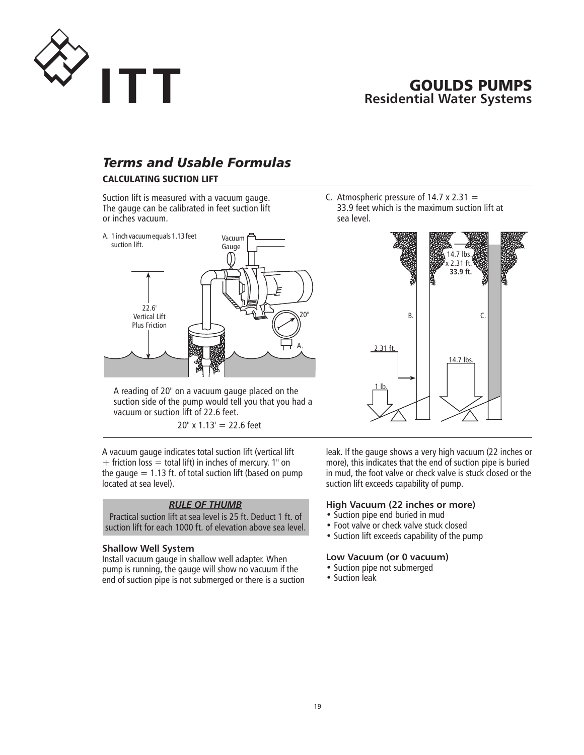## *Terms and Usable Formulas*

### CALCULATING SUCTION LIFT

Suction lift is measured with a vacuum gauge. The gauge can be calibrated in feet suction lift or inches vacuum.

A. 1 inch vacuum equals 1.13 feet suction lift.

Vacuum Gauge

22.6' Vertical Lift Plus Friction

20"

A.

A reading of 20" on a vacuum gauge placed on the suction side of the pump would tell you that you had a vacuum or suction lift of 22.6 feet.

20" x 1.13' = 22.6 feet

C. Atmospheric pressure of 14.7 x 2.31 = 33.9 feet which is the maximum suction lift at sea level.

14.7 lbs. x 2.31 ft. **33.9 ft.**

B. C.

2.31 ft.

14.7 lbs.

1 lb.

A vacuum gauge indicates total suction lift (vertical lift + friction loss = total lift) in inches of mercury. 1" on the gauge = 1.13 ft. of total suction lift (based on pump located at sea level).

***RULE OF THUMB***

Practical suction lift at sea level is 25 ft. Deduct 1 ft. of suction lift for each 1000 ft. of elevation above sea level.

#### Shallow Well System

Install vacuum gauge in shallow well adapter. When pump is running, the gauge will show no vacuum if the end of suction pipe is not submerged or there is a suction leak. If the gauge shows a very high vacuum (22 inches or more), this indicates that the end of suction pipe is buried in mud, the foot valve or check valve is stuck closed or the suction lift exceeds capability of pump.

#### High Vacuum (22 inches or more)

- Suction pipe end buried in mud
- Foot valve or check valve stuck closed
- Suction lift exceeds capability of the pump

#### Low Vacuum (or 0 vacuum)

- Suction pipe not submerged
- Suction leak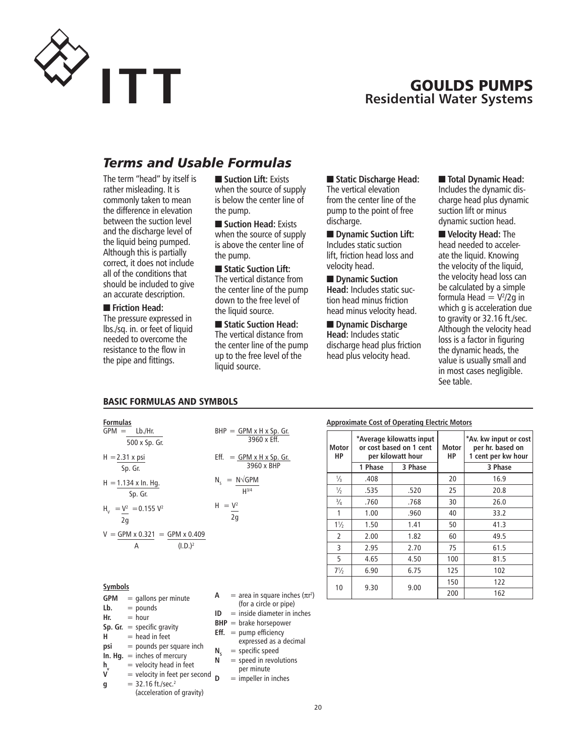# GOULDS PUMPS
## Residential Water Systems

## *Terms and Usable Formulas*

The term "head" by itself is rather misleading. It is commonly taken to mean the difference in elevation between the suction level and the discharge level of the liquid being pumped. Although this is partially correct, it does not include all of the conditions that should be included to give an accurate description.

■ **Friction Head:** The pressure expressed in lbs./sq. in. or feet of liquid needed to overcome the resistance to the flow in the pipe and fittings.

■ **Suction Lift:** Exists when the source of supply is below the center line of the pump.

■ **Suction Head:** Exists when the source of supply is above the center line of the pump.

■ **Static Suction Lift:** The vertical distance from the center line of the pump down to the free level of the liquid source.

■ **Static Suction Head:** The vertical distance from the center line of the pump up to the free level of the liquid source.

■ **Static Discharge Head:** The vertical elevation from the center line of the pump to the point of free discharge.

■ **Dynamic Suction Lift:** Includes static suction lift, friction head loss and velocity head.

■ **Dynamic Suction Head:** Includes static suction head minus friction head minus velocity head.

■ **Dynamic Discharge Head:** Includes static discharge head plus friction head plus velocity head.

■ **Total Dynamic Head:** Includes the dynamic discharge head plus dynamic suction lift or minus dynamic suction head.

■ **Velocity Head:** The head needed to accelerate the liquid. Knowing the velocity of the liquid, the velocity head loss can be calculated by a simple formula Head $= V^2/2g$ in which g is acceleration due to gravity or 32.16 ft./sec. Although the velocity head loss is a factor in figuring the dynamic heads, the value is usually small and in most cases negligible. See table.

### BASIC FORMULAS AND SYMBOLS

**Formulas**

$$GPM = \frac{Lb./Hr.}{500 \times Sp.\ Gr.}$$

$$H = \frac{2.31 \times psi}{Sp.\ Gr.}$$

$$H = \frac{1.134 \times In.\ Hg.}{Sp.\ Gr.}$$

$$H_v = \frac{V^2}{2g} = 0.155\ V^2$$

$$V = \frac{GPM \times 0.321}{A} = \frac{GPM \times 0.409}{(I.D.)^2}$$

$$BHP = \frac{GPM \times H \times Sp.\ Gr.}{3960 \times Eff.}$$

$$Eff. = \frac{GPM \times H \times Sp.\ Gr.}{3960 \times BHP}$$

$$N_s = \frac{N\sqrt{GPM}}{H^{3/4}}$$

$$H = \frac{V^2}{2g}$$

**Symbols**

- **GPM** = gallons per minute
- **Lb.** = pounds
- **Hr.** = hour
- **Sp. Gr.** = specific gravity
- **H** = head in feet
- **psi** = pounds per square inch
- **In. Hg.** = inches of mercury
- $h_v$ = velocity head in feet
- **V** = velocity in feet per second
- **g** = 32.16 ft./sec.$^2$ (acceleration of gravity)
- **A** = area in square inches ($\pi r^2$) (for a circle or pipe)
- **ID** = inside diameter in inches
- **BHP** = brake horsepower
- **Eff.** = pump efficiency expressed as a decimal
- $N_s$ = specific speed
- **N** = speed in revolutions per minute
- **D** = impeller in inches

**Approximate Cost of Operating Electric Motors**

| Motor HP | *Average kilowatts input or cost based on 1 cent per kilowatt hour | | Motor HP | *Av. kw input or cost per hr. based on 1 cent per kw hour |
|---|---|---|---|---|
| | 1 Phase | 3 Phase | | 3 Phase |
| ⅓ | .408 | | 20 | 16.9 |
| ½ | .535 | .520 | 25 | 20.8 |
| ¾ | .760 | .768 | 30 | 26.0 |
| 1 | 1.00 | .960 | 40 | 33.2 |
| 1½ | 1.50 | 1.41 | 50 | 41.3 |
| 2 | 2.00 | 1.82 | 60 | 49.5 |
| 3 | 2.95 | 2.70 | 75 | 61.5 |
| 5 | 4.65 | 4.50 | 100 | 81.5 |
| 7½ | 6.90 | 6.75 | 125 | 102 |
| 10 | 9.30 | 9.00 | 150 | 122 |
| | | | 200 | 162 |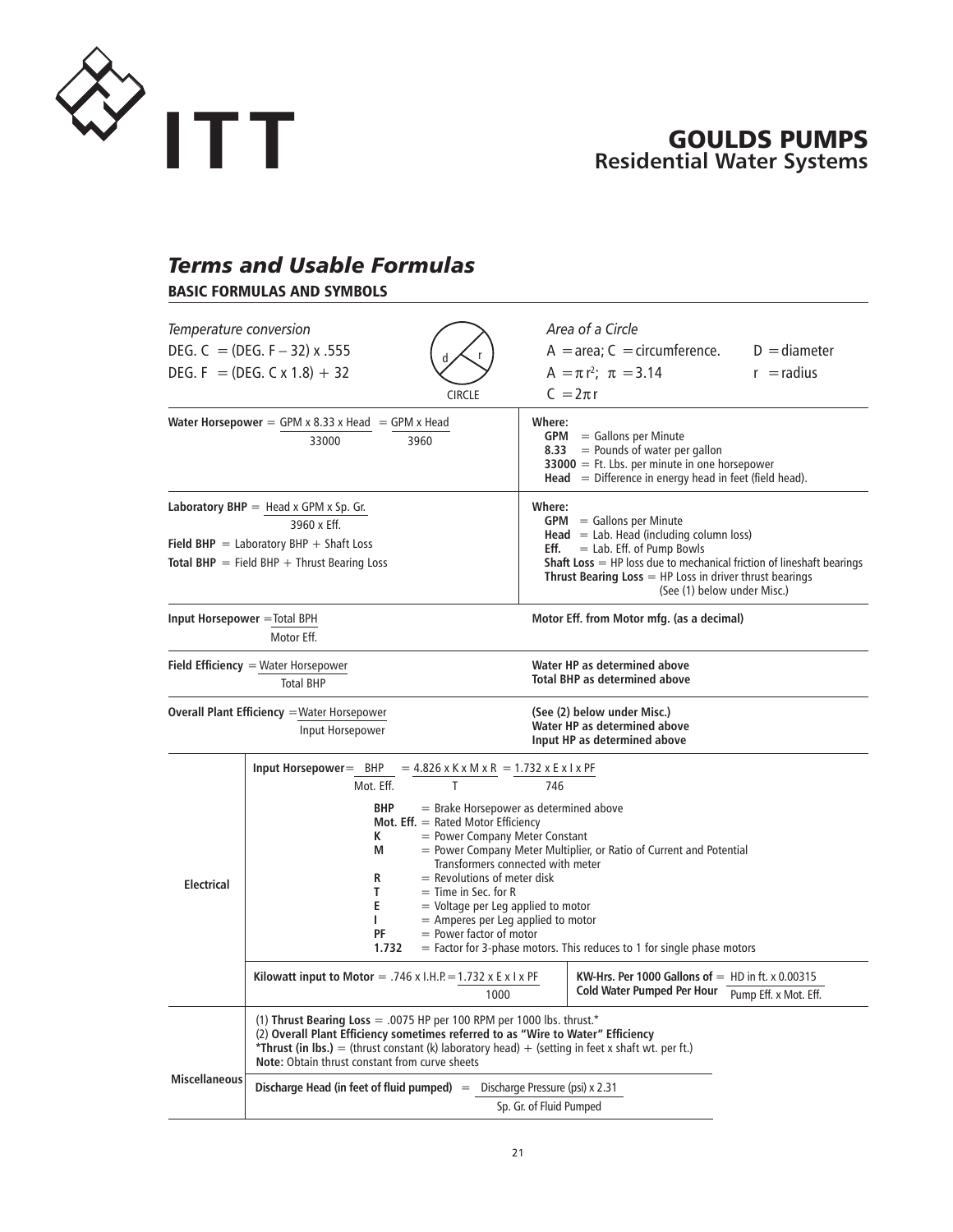# Terms and Usable Formulas

## BASIC FORMULAS AND SYMBOLS

*Temperature conversion*

DEG. C = (DEG. F – 32) x .555

DEG. F = (DEG. C x 1.8) + 32

CIRCLE

*Area of a Circle*

A = area; C = circumference. D = diameter

$A = \pi r^2$; $\pi = 3.14$ r = radius

$C = 2\pi r$

---

**Water Horsepower** = $\frac{\text{GPM} \times 8.33 \times \text{Head}}{33000} = \frac{\text{GPM} \times \text{Head}}{3960}$

**Where:**
- **GPM** = Gallons per Minute
- **8.33** = Pounds of water per gallon
- **33000** = Ft. Lbs. per minute in one horsepower
- **Head** = Difference in energy head in feet (field head).

---

**Laboratory BHP** = $\frac{\text{Head} \times \text{GPM} \times \text{Sp. Gr.}}{3960 \times \text{Eff.}}$

**Field BHP** = Laboratory BHP + Shaft Loss

**Total BHP** = Field BHP + Thrust Bearing Loss

**Where:**
- **GPM** = Gallons per Minute
- **Head** = Lab. Head (including column loss)
- **Eff.** = Lab. Eff. of Pump Bowls
- **Shaft Loss** = HP loss due to mechanical friction of lineshaft bearings
- **Thrust Bearing Loss** = HP Loss in driver thrust bearings (See (1) below under Misc.)

---

**Input Horsepower** = $\frac{\text{Total BPH}}{\text{Motor Eff.}}$

**Motor Eff. from Motor mfg. (as a decimal)**

---

**Field Efficiency** = $\frac{\text{Water Horsepower}}{\text{Total BHP}}$

**Water HP as determined above**
**Total BHP as determined above**

---

**Overall Plant Efficiency** = $\frac{\text{Water Horsepower}}{\text{Input Horsepower}}$

**(See (2) below under Misc.)**
**Water HP as determined above**
**Input HP as determined above**

---

## Electrical

**Input Horsepower** = $\frac{\text{BHP}}{\text{Mot. Eff.}} = \frac{4.826 \times K \times M \times R}{T} = \frac{1.732 \times E \times I \times PF}{746}$

- **BHP** = Brake Horsepower as determined above
- **Mot. Eff.** = Rated Motor Efficiency
- **K** = Power Company Meter Constant
- **M** = Power Company Meter Multiplier, or Ratio of Current and Potential Transformers connected with meter
- **R** = Revolutions of meter disk
- **T** = Time in Sec. for R
- **E** = Voltage per Leg applied to motor
- **I** = Amperes per Leg applied to motor
- **PF** = Power factor of motor
- **1.732** = Factor for 3-phase motors. This reduces to 1 for single phase motors

**Kilowatt input to Motor** = $.746 \times \text{I.H.P.} = \frac{1.732 \times E \times I \times PF}{1000}$

**KW-Hrs. Per 1000 Gallons of Cold Water Pumped Per Hour** = $\frac{\text{HD in ft.} \times 0.00315}{\text{Pump Eff.} \times \text{Mot. Eff.}}$

---

## Miscellaneous

(1) **Thrust Bearing Loss** = .0075 HP per 100 RPM per 1000 lbs. thrust.*

(2) **Overall Plant Efficiency sometimes referred to as "Wire to Water" Efficiency**

***Thrust (in lbs.)** = (thrust constant (k) laboratory head) + (setting in feet x shaft wt. per ft.)

**Note:** Obtain thrust constant from curve sheets

**Discharge Head (in feet of fluid pumped)** = $\frac{\text{Discharge Pressure (psi)} \times 2.31}{\text{Sp. Gr. of Fluid Pumped}}$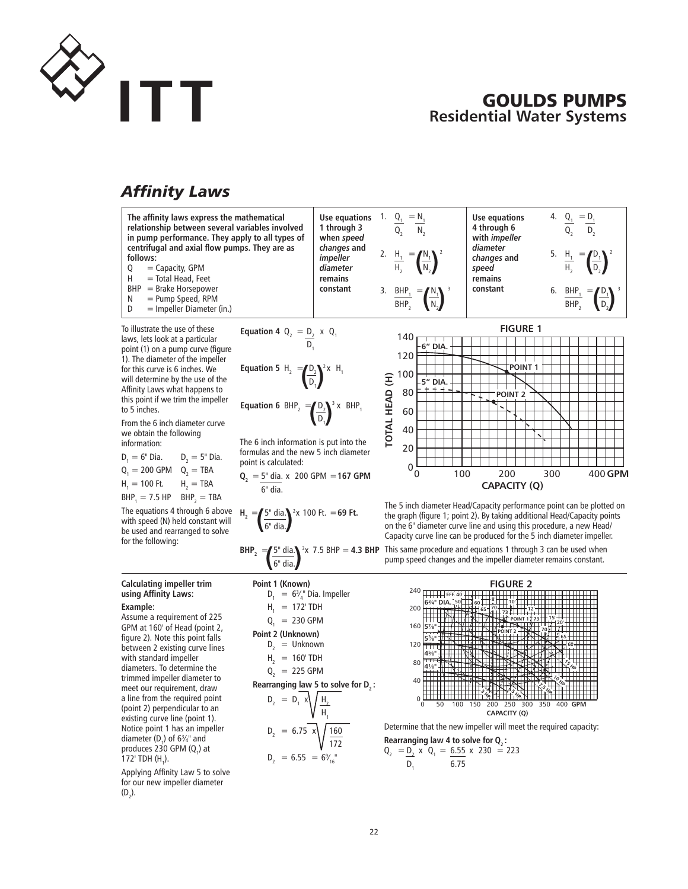# Affinity Laws

**The affinity laws express the mathematical relationship between several variables involved in pump performance. They apply to all types of centrifugal and axial flow pumps. They are as follows:**

- Q = Capacity, GPM
- H = Total Head, Feet
- BHP = Brake Horsepower
- N = Pump Speed, RPM
- D = Impeller Diameter (in.)

**Use equations 1 through 3 when** ***speed changes*** **and** ***impeller diameter*** **remains constant**

1. $\frac{Q_1}{Q_2} = \frac{N_1}{N_2}$
2. $\frac{H_1}{H_2} = \left(\frac{N_1}{N_2}\right)^2$
3. $\frac{BHP_1}{BHP_2} = \left(\frac{N_1}{N_2}\right)^3$

**Use equations 4 through 6 with** ***impeller diameter changes*** **and** ***speed*** **remains constant**

4. $\frac{Q_1}{Q_2} = \frac{D_1}{D_2}$
5. $\frac{H_1}{H_2} = \left(\frac{D_1}{D_2}\right)^2$
6. $\frac{BHP_1}{BHP_2} = \left(\frac{D_1}{D_2}\right)^3$

To illustrate the use of these laws, lets look at a particular point (1) on a pump curve (figure 1). The diameter of the impeller for this curve is 6 inches. We will determine by the use of the Affinity Laws what happens to this point if we trim the impeller to 5 inches.

From the 6 inch diameter curve we obtain the following information:

| | |
|---|---|
| $D_1$ = 6" Dia. | $D_2$ = 5" Dia. |
| $Q_1$ = 200 GPM | $Q_2$ = TBA |
| $H_1$ = 100 Ft. | $H_2$ = TBA |
| $BHP_1$ = 7.5 HP | $BHP_2$ = TBA |

The equations 4 through 6 above with speed (N) held constant will be used and rearranged to solve for the following:

**Equation 4** $Q_2 = \frac{D_2}{D_1} \times Q_1$

**Equation 5** $H_2 = \left(\frac{D_2}{D_1}\right)^2 \times H_1$

**Equation 6** $BHP_2 = \left(\frac{D_2}{D_1}\right)^3 \times BHP_1$

The 6 inch information is put into the formulas and the new 5 inch diameter point is calculated:

$\mathbf{Q_2} = \frac{5\text{" dia.}}{6\text{" dia.}} \times 200 \text{ GPM} = \mathbf{167 \text{ GPM}}$

$\mathbf{H_2} = \left(\frac{5\text{" dia.}}{6\text{" dia.}}\right)^2 \times 100 \text{ Ft.} = \mathbf{69 \text{ Ft.}}$

$\mathbf{BHP_2} = \left(\frac{5\text{" dia.}}{6\text{" dia.}}\right)^3 \times 7.5 \text{ BHP} = \mathbf{4.3 \text{ BHP}}$

**FIGURE 1**

The 5 inch diameter Head/Capacity performance point can be plotted on the graph (figure 1; point 2). By taking additional Head/Capacity points on the 6" diameter curve line and using this procedure, a new Head/Capacity curve line can be produced for the 5 inch diameter impeller.

This same procedure and equations 1 through 3 can be used when pump speed changes and the impeller diameter remains constant.

**Calculating impeller trim using Affinity Laws:**

**Example:**

Assume a requirement of 225 GPM at 160' of Head (point 2, figure 2). Note this point falls between 2 existing curve lines with standard impeller diameters. To determine the trimmed impeller diameter to meet our requirement, draw a line from the required point (point 2) perpendicular to an existing curve line (point 1). Notice point 1 has an impeller diameter ($D_1$) of 6¾" and produces 230 GPM ($Q_1$) at 172' TDH ($H_1$).

Applying Affinity Law 5 to solve for our new impeller diameter ($D_2$).

**Point 1 (Known)**

$D_1$ = 6¾" Dia. Impeller
$H_1$ = 172' TDH
$Q_1$ = 230 GPM

**Point 2 (Unknown)**

$D_2$ = Unknown
$H_2$ = 160' TDH
$Q_2$ = 225 GPM

**Rearranging law 5 to solve for $D_2$:**

$$D_2 = D_1 \times \sqrt{\frac{H_2}{H_1}}$$

$$D_2 = 6.75 \times \sqrt{\frac{160}{172}}$$

$$D_2 = 6.55 = 6\tfrac{9}{16}"$$

**FIGURE 2**

Determine that the new impeller will meet the required capacity:

**Rearranging law 4 to solve for $Q_2$:**

$$Q_2 = \frac{D_2}{D_1} \times Q_1 = \frac{6.55}{6.75} \times 230 = 223$$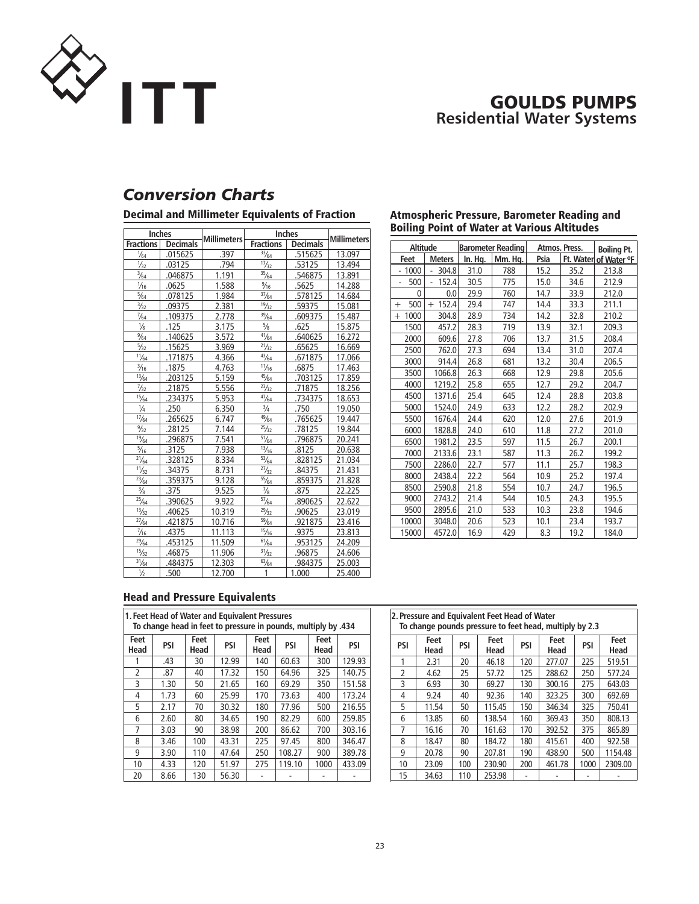# GOULDS PUMPS
## Residential Water Systems

# *Conversion Charts*

### Decimal and Millimeter Equivalents of Fraction

| Inches | | Millimeters | Inches | | Millimeters |
|---|---|---|---|---|---|
| Fractions | Decimals | | Fractions | Decimals | |
| 1/64 | .015625 | .397 | 33/64 | .515625 | 13.097 |
| 1/32 | .03125 | .794 | 17/32 | .53125 | 13.494 |
| 3/64 | .046875 | 1.191 | 35/64 | .546875 | 13.891 |
| 1/16 | .0625 | 1.588 | 9/16 | .5625 | 14.288 |
| 5/64 | .078125 | 1.984 | 37/64 | .578125 | 14.684 |
| 3/32 | .09375 | 2.381 | 19/32 | .59375 | 15.081 |
| 7/64 | .109375 | 2.778 | 39/64 | .609375 | 15.487 |
| 1/8 | .125 | 3.175 | 5/8 | .625 | 15.875 |
| 9/64 | .140625 | 3.572 | 41/64 | .640625 | 16.272 |
| 5/32 | .15625 | 3.969 | 21/32 | .65625 | 16.669 |
| 11/64 | .171875 | 4.366 | 43/64 | .671875 | 17.066 |
| 3/16 | .1875 | 4.763 | 11/16 | .6875 | 17.463 |
| 13/64 | .203125 | 5.159 | 45/64 | .703125 | 17.859 |
| 7/32 | .21875 | 5.556 | 23/32 | .71875 | 18.256 |
| 15/64 | .234375 | 5.953 | 47/64 | .734375 | 18.653 |
| 1/4 | .250 | 6.350 | 3/4 | .750 | 19.050 |
| 17/64 | .265625 | 6.747 | 49/64 | .765625 | 19.447 |
| 9/32 | .28125 | 7.144 | 25/32 | .78125 | 19.844 |
| 19/64 | .296875 | 7.541 | 51/64 | .796875 | 20.241 |
| 5/16 | .3125 | 7.938 | 13/16 | .8125 | 20.638 |
| 21/64 | .328125 | 8.334 | 53/64 | .828125 | 21.034 |
| 11/32 | .34375 | 8.731 | 27/32 | .84375 | 21.431 |
| 23/64 | .359375 | 9.128 | 55/64 | .859375 | 21.828 |
| 3/8 | .375 | 9.525 | 7/8 | .875 | 22.225 |
| 25/64 | .390625 | 9.922 | 57/64 | .890625 | 22.622 |
| 13/32 | .40625 | 10.319 | 29/32 | .90625 | 23.019 |
| 27/64 | .421875 | 10.716 | 59/64 | .921875 | 23.416 |
| 7/16 | .4375 | 11.113 | 15/16 | .9375 | 23.813 |
| 29/64 | .453125 | 11.509 | 61/64 | .953125 | 24.209 |
| 15/32 | .46875 | 11.906 | 31/32 | .96875 | 24.606 |
| 31/64 | .484375 | 12.303 | 63/64 | .984375 | 25.003 |
| 1/2 | .500 | 12.700 | 1 | 1.000 | 25.400 |

### Atmospheric Pressure, Barometer Reading and Boiling Point of Water at Various Altitudes

| Altitude | | Barometer Reading | | Atmos. Press. | | Boiling Pt. |
|---|---|---|---|---|---|---|
| Feet | Meters | In. Hg. | Mm. Hg. | Psia | Ft. Water | of Water ºF |
| - 1000 | - 304.8 | 31.0 | 788 | 15.2 | 35.2 | 213.8 |
| - 500 | - 152.4 | 30.5 | 775 | 15.0 | 34.6 | 212.9 |
| 0 | 0.0 | 29.9 | 760 | 14.7 | 33.9 | 212.0 |
| + 500 | + 152.4 | 29.4 | 747 | 14.4 | 33.3 | 211.1 |
| + 1000 | 304.8 | 28.9 | 734 | 14.2 | 32.8 | 210.2 |
| 1500 | 457.2 | 28.3 | 719 | 13.9 | 32.1 | 209.3 |
| 2000 | 609.6 | 27.8 | 706 | 13.7 | 31.5 | 208.4 |
| 2500 | 762.0 | 27.3 | 694 | 13.4 | 31.0 | 207.4 |
| 3000 | 914.4 | 26.8 | 681 | 13.2 | 30.4 | 206.5 |
| 3500 | 1066.8 | 26.3 | 668 | 12.9 | 29.8 | 205.6 |
| 4000 | 1219.2 | 25.8 | 655 | 12.7 | 29.2 | 204.7 |
| 4500 | 1371.6 | 25.4 | 645 | 12.4 | 28.8 | 203.8 |
| 5000 | 1524.0 | 24.9 | 633 | 12.2 | 28.2 | 202.9 |
| 5500 | 1676.4 | 24.4 | 620 | 12.0 | 27.6 | 201.9 |
| 6000 | 1828.8 | 24.0 | 610 | 11.8 | 27.2 | 201.0 |
| 6500 | 1981.2 | 23.5 | 597 | 11.5 | 26.7 | 200.1 |
| 7000 | 2133.6 | 23.1 | 587 | 11.3 | 26.2 | 199.2 |
| 7500 | 2286.0 | 22.7 | 577 | 11.1 | 25.7 | 198.3 |
| 8000 | 2438.4 | 22.2 | 564 | 10.9 | 25.2 | 197.4 |
| 8500 | 2590.8 | 21.8 | 554 | 10.7 | 24.7 | 196.5 |
| 9000 | 2743.2 | 21.4 | 544 | 10.5 | 24.3 | 195.5 |
| 9500 | 2895.6 | 21.0 | 533 | 10.3 | 23.8 | 194.6 |
| 10000 | 3048.0 | 20.6 | 523 | 10.1 | 23.4 | 193.7 |
| 15000 | 4572.0 | 16.9 | 429 | 8.3 | 19.2 | 184.0 |

### Head and Pressure Equivalents

**1. Feet Head of Water and Equivalent Pressures**
**To change head in feet to pressure in pounds, multiply by .434**

| Feet Head | PSI | Feet Head | PSI | Feet Head | PSI | Feet Head | PSI |
|---|---|---|---|---|---|---|---|
| 1 | .43 | 30 | 12.99 | 140 | 60.63 | 300 | 129.93 |
| 2 | .87 | 40 | 17.32 | 150 | 64.96 | 325 | 140.75 |
| 3 | 1.30 | 50 | 21.65 | 160 | 69.29 | 350 | 151.58 |
| 4 | 1.73 | 60 | 25.99 | 170 | 73.63 | 400 | 173.24 |
| 5 | 2.17 | 70 | 30.32 | 180 | 77.96 | 500 | 216.55 |
| 6 | 2.60 | 80 | 34.65 | 190 | 82.29 | 600 | 259.85 |
| 7 | 3.03 | 90 | 38.98 | 200 | 86.62 | 700 | 303.16 |
| 8 | 3.46 | 100 | 43.31 | 225 | 97.45 | 800 | 346.47 |
| 9 | 3.90 | 110 | 47.64 | 250 | 108.27 | 900 | 389.78 |
| 10 | 4.33 | 120 | 51.97 | 275 | 119.10 | 1000 | 433.09 |
| 20 | 8.66 | 130 | 56.30 | - | - | - | - |

**2. Pressure and Equivalent Feet Head of Water**
**To change pounds pressure to feet head, multiply by 2.3**

| PSI | Feet Head | PSI | Feet Head | PSI | Feet Head | PSI | Feet Head |
|---|---|---|---|---|---|---|---|
| 1 | 2.31 | 20 | 46.18 | 120 | 277.07 | 225 | 519.51 |
| 2 | 4.62 | 25 | 57.72 | 125 | 288.62 | 250 | 577.24 |
| 3 | 6.93 | 30 | 69.27 | 130 | 300.16 | 275 | 643.03 |
| 4 | 9.24 | 40 | 92.36 | 140 | 323.25 | 300 | 692.69 |
| 5 | 11.54 | 50 | 115.45 | 150 | 346.34 | 325 | 750.41 |
| 6 | 13.85 | 60 | 138.54 | 160 | 369.43 | 350 | 808.13 |
| 7 | 16.16 | 70 | 161.63 | 170 | 392.52 | 375 | 865.89 |
| 8 | 18.47 | 80 | 184.72 | 180 | 415.61 | 400 | 922.58 |
| 9 | 20.78 | 90 | 207.81 | 190 | 438.90 | 500 | 1154.48 |
| 10 | 23.09 | 100 | 230.90 | 200 | 461.78 | 1000 | 2309.00 |
| 15 | 34.63 | 110 | 253.98 | - | - | - | - |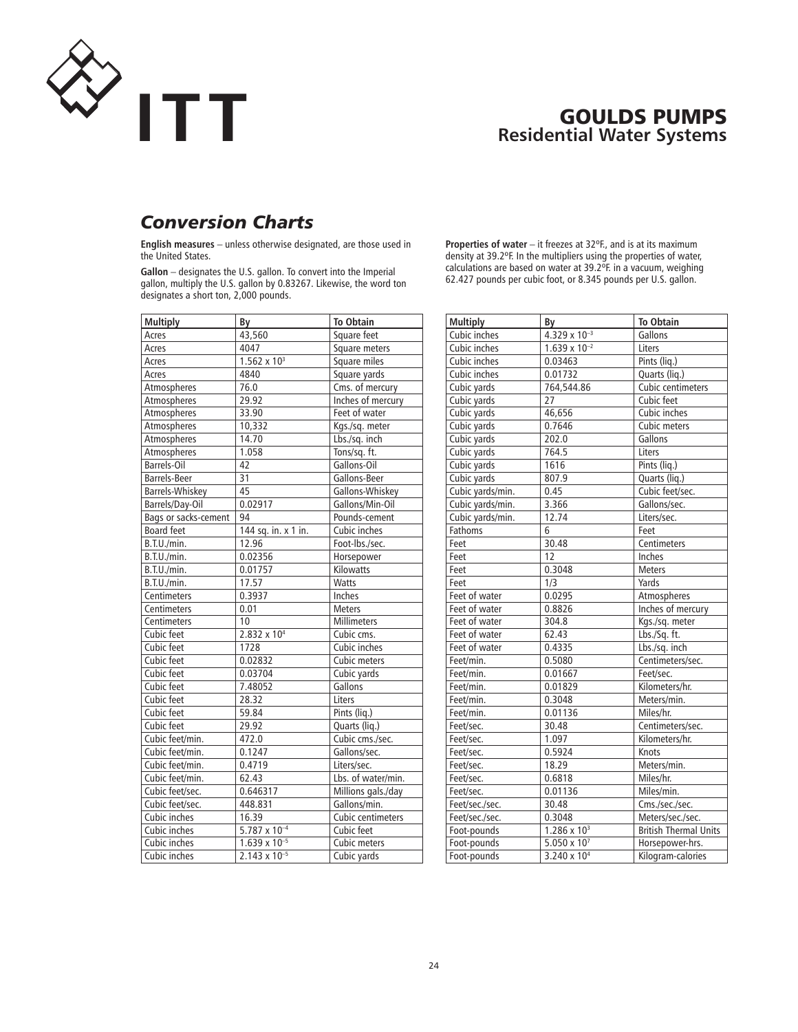# Conversion Charts

**English measures** – unless otherwise designated, are those used in the United States.

**Gallon** – designates the U.S. gallon. To convert into the Imperial gallon, multiply the U.S. gallon by 0.83267. Likewise, the word ton designates a short ton, 2,000 pounds.

**Properties of water** – it freezes at 32ºF., and is at its maximum density at 39.2ºF. In the multipliers using the properties of water, calculations are based on water at 39.2ºF. in a vacuum, weighing 62.427 pounds per cubic foot, or 8.345 pounds per U.S. gallon.

| Multiply | By | To Obtain |
|---|---|---|
| Acres | 43,560 | Square feet |
| Acres | 4047 | Square meters |
| Acres | $1.562 \times 10^{3}$ | Square miles |
| Acres | 4840 | Square yards |
| Atmospheres | 76.0 | Cms. of mercury |
| Atmospheres | 29.92 | Inches of mercury |
| Atmospheres | 33.90 | Feet of water |
| Atmospheres | 10,332 | Kgs./sq. meter |
| Atmospheres | 14.70 | Lbs./sq. inch |
| Atmospheres | 1.058 | Tons/sq. ft. |
| Barrels-Oil | 42 | Gallons-Oil |
| Barrels-Beer | 31 | Gallons-Beer |
| Barrels-Whiskey | 45 | Gallons-Whiskey |
| Barrels/Day-Oil | 0.02917 | Gallons/Min-Oil |
| Bags or sacks-cement | 94 | Pounds-cement |
| Board feet | 144 sq. in. x 1 in. | Cubic inches |
| B.T.U./min. | 12.96 | Foot-lbs./sec. |
| B.T.U./min. | 0.02356 | Horsepower |
| B.T.U./min. | 0.01757 | Kilowatts |
| B.T.U./min. | 17.57 | Watts |
| Centimeters | 0.3937 | Inches |
| Centimeters | 0.01 | Meters |
| Centimeters | 10 | Millimeters |
| Cubic feet | $2.832 \times 10^{4}$ | Cubic cms. |
| Cubic feet | 1728 | Cubic inches |
| Cubic feet | 0.02832 | Cubic meters |
| Cubic feet | 0.03704 | Cubic yards |
| Cubic feet | 7.48052 | Gallons |
| Cubic feet | 28.32 | Liters |
| Cubic feet | 59.84 | Pints (liq.) |
| Cubic feet | 29.92 | Quarts (liq.) |
| Cubic feet/min. | 472.0 | Cubic cms./sec. |
| Cubic feet/min. | 0.1247 | Gallons/sec. |
| Cubic feet/min. | 0.4719 | Liters/sec. |
| Cubic feet/min. | 62.43 | Lbs. of water/min. |
| Cubic feet/sec. | 0.646317 | Millions gals./day |
| Cubic feet/sec. | 448.831 | Gallons/min. |
| Cubic inches | 16.39 | Cubic centimeters |
| Cubic inches | $5.787 \times 10^{-4}$ | Cubic feet |
| Cubic inches | $1.639 \times 10^{-5}$ | Cubic meters |
| Cubic inches | $2.143 \times 10^{-5}$ | Cubic yards |
| Cubic inches | $4.329 \times 10^{-3}$ | Gallons |
| Cubic inches | $1.639 \times 10^{-2}$ | Liters |
| Cubic inches | 0.03463 | Pints (liq.) |
| Cubic inches | 0.01732 | Quarts (liq.) |
| Cubic yards | 764,544.86 | Cubic centimeters |
| Cubic yards | 27 | Cubic feet |
| Cubic yards | 46,656 | Cubic inches |
| Cubic yards | 0.7646 | Cubic meters |
| Cubic yards | 202.0 | Gallons |
| Cubic yards | 764.5 | Liters |
| Cubic yards | 1616 | Pints (liq.) |
| Cubic yards | 807.9 | Quarts (liq.) |
| Cubic yards/min. | 0.45 | Cubic feet/sec. |
| Cubic yards/min. | 3.366 | Gallons/sec. |
| Cubic yards/min. | 12.74 | Liters/sec. |
| Fathoms | 6 | Feet |
| Feet | 30.48 | Centimeters |
| Feet | 12 | Inches |
| Feet | 0.3048 | Meters |
| Feet | 1/3 | Yards |
| Feet of water | 0.0295 | Atmospheres |
| Feet of water | 0.8826 | Inches of mercury |
| Feet of water | 304.8 | Kgs./sq. meter |
| Feet of water | 62.43 | Lbs./Sq. ft. |
| Feet of water | 0.4335 | Lbs./sq. inch |
| Feet/min. | 0.5080 | Centimeters/sec. |
| Feet/min. | 0.01667 | Feet/sec. |
| Feet/min. | 0.01829 | Kilometers/hr. |
| Feet/min. | 0.3048 | Meters/min. |
| Feet/min. | 0.01136 | Miles/hr. |
| Feet/sec. | 30.48 | Centimeters/sec. |
| Feet/sec. | 1.097 | Kilometers/hr. |
| Feet/sec. | 0.5924 | Knots |
| Feet/sec. | 18.29 | Meters/min. |
| Feet/sec. | 0.6818 | Miles/hr. |
| Feet/sec. | 0.01136 | Miles/min. |
| Feet/sec./sec. | 30.48 | Cms./sec./sec. |
| Feet/sec./sec. | 0.3048 | Meters/sec./sec. |
| Foot-pounds | $1.286 \times 10^{3}$ | British Thermal Units |
| Foot-pounds | $5.050 \times 10^{7}$ | Horsepower-hrs. |
| Foot-pounds | $3.240 \times 10^{4}$ | Kilogram-calories |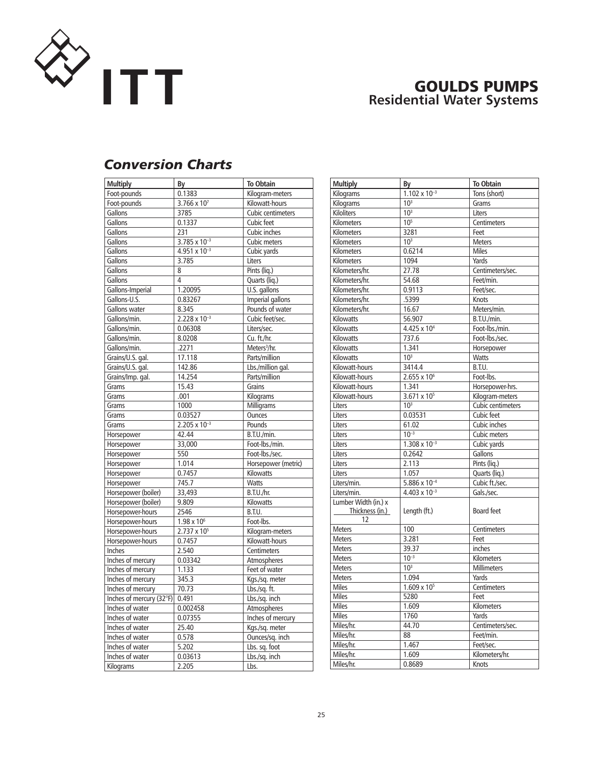ITT

**GOULDS PUMPS**
**Residential Water Systems**

## *Conversion Charts*

| Multiply | By | To Obtain |
|---|---|---|
| Foot-pounds | 0.1383 | Kilogram-meters |
| Foot-pounds | $3.766 \times 10^{7}$ | Kilowatt-hours |
| Gallons | 3785 | Cubic centimeters |
| Gallons | 0.1337 | Cubic feet |
| Gallons | 231 | Cubic inches |
| Gallons | $3.785 \times 10^{-3}$ | Cubic meters |
| Gallons | $4.951 \times 10^{-3}$ | Cubic yards |
| Gallons | 3.785 | Liters |
| Gallons | 8 | Pints (liq.) |
| Gallons | 4 | Quarts (liq.) |
| Gallons-Imperial | 1.20095 | U.S. gallons |
| Gallons-U.S. | 0.83267 | Imperial gallons |
| Gallons water | 8.345 | Pounds of water |
| Gallons/min. | $2.228 \times 10^{-3}$ | Cubic feet/sec. |
| Gallons/min. | 0.06308 | Liters/sec. |
| Gallons/min. | 8.0208 | Cu. ft./hr. |
| Gallons/min. | .2271 | Meters$^3$/hr. |
| Grains/U.S. gal. | 17.118 | Parts/million |
| Grains/U.S. gal. | 142.86 | Lbs./million gal. |
| Grains/Imp. gal. | 14.254 | Parts/million |
| Grams | 15.43 | Grains |
| Grams | .001 | Kilograms |
| Grams | 1000 | Milligrams |
| Grams | 0.03527 | Ounces |
| Grams | $2.205 \times 10^{-3}$ | Pounds |
| Horsepower | 42.44 | B.T.U./min. |
| Horsepower | 33,000 | Foot-lbs./min. |
| Horsepower | 550 | Foot-lbs./sec. |
| Horsepower | 1.014 | Horsepower (metric) |
| Horsepower | 0.7457 | Kilowatts |
| Horsepower | 745.7 | Watts |
| Horsepower (boiler) | 33,493 | B.T.U./hr. |
| Horsepower (boiler) | 9.809 | Kilowatts |
| Horsepower-hours | 2546 | B.T.U. |
| Horsepower-hours | $1.98 \times 10^{6}$ | Foot-lbs. |
| Horsepower-hours | $2.737 \times 10^{5}$ | Kilogram-meters |
| Horsepower-hours | 0.7457 | Kilowatt-hours |
| Inches | 2.540 | Centimeters |
| Inches of mercury | 0.03342 | Atmospheres |
| Inches of mercury | 1.133 | Feet of water |
| Inches of mercury | 345.3 | Kgs./sq. meter |
| Inches of mercury | 70.73 | Lbs./sq. ft. |
| Inches of mercury (32°F) | 0.491 | Lbs./sq. inch |
| Inches of water | 0.002458 | Atmospheres |
| Inches of water | 0.07355 | Inches of mercury |
| Inches of water | 25.40 | Kgs./sq. meter |
| Inches of water | 0.578 | Ounces/sq. inch |
| Inches of water | 5.202 | Lbs. sq. foot |
| Inches of water | 0.03613 | Lbs./sq. inch |
| Kilograms | 2.205 | Lbs. |
| Kilograms | $1.102 \times 10^{-3}$ | Tons (short) |
| Kilograms | $10^{3}$ | Grams |
| Kiloliters | $10^{3}$ | Liters |
| Kilometers | $10^{5}$ | Centimeters |
| Kilometers | 3281 | Feet |
| Kilometers | $10^{3}$ | Meters |
| Kilometers | 0.6214 | Miles |
| Kilometers | 1094 | Yards |
| Kilometers/hr. | 27.78 | Centimeters/sec. |
| Kilometers/hr. | 54.68 | Feet/min. |
| Kilometers/hr. | 0.9113 | Feet/sec. |
| Kilometers/hr. | .5399 | Knots |
| Kilometers/hr. | 16.67 | Meters/min. |
| Kilowatts | 56.907 | B.T.U./min. |
| Kilowatts | $4.425 \times 10^{4}$ | Foot-lbs./min. |
| Kilowatts | 737.6 | Foot-lbs./sec. |
| Kilowatts | 1.341 | Horsepower |
| Kilowatts | $10^{3}$ | Watts |
| Kilowatt-hours | 3414.4 | B.T.U. |
| Kilowatt-hours | $2.655 \times 10^{6}$ | Foot-lbs. |
| Kilowatt-hours | 1.341 | Horsepower-hrs. |
| Kilowatt-hours | $3.671 \times 10^{5}$ | Kilogram-meters |
| Liters | $10^{3}$ | Cubic centimeters |
| Liters | 0.03531 | Cubic feet |
| Liters | 61.02 | Cubic inches |
| Liters | $10^{-3}$ | Cubic meters |
| Liters | $1.308 \times 10^{-3}$ | Cubic yards |
| Liters | 0.2642 | Gallons |
| Liters | 2.113 | Pints (liq.) |
| Liters | 1.057 | Quarts (liq.) |
| Liters/min. | $5.886 \times 10^{-4}$ | Cubic ft./sec. |
| Liters/min. | $4.403 \times 10^{-3}$ | Gals./sec. |
| Lumber Width (in.) x Thickness (in.) / 12 | Length (ft.) | Board feet |
| Meters | 100 | Centimeters |
| Meters | 3.281 | Feet |
| Meters | 39.37 | inches |
| Meters | $10^{-3}$ | Kilometers |
| Meters | $10^{3}$ | Millimeters |
| Meters | 1.094 | Yards |
| Miles | $1.609 \times 10^{5}$ | Centimeters |
| Miles | 5280 | Feet |
| Miles | 1.609 | Kilometers |
| Miles | 1760 | Yards |
| Miles/hr. | 44.70 | Centimeters/sec. |
| Miles/hr. | 88 | Feet/min. |
| Miles/hr. | 1.467 | Feet/sec. |
| Miles/hr. | 1.609 | Kilometers/hr. |
| Miles/hr. | 0.8689 | Knots |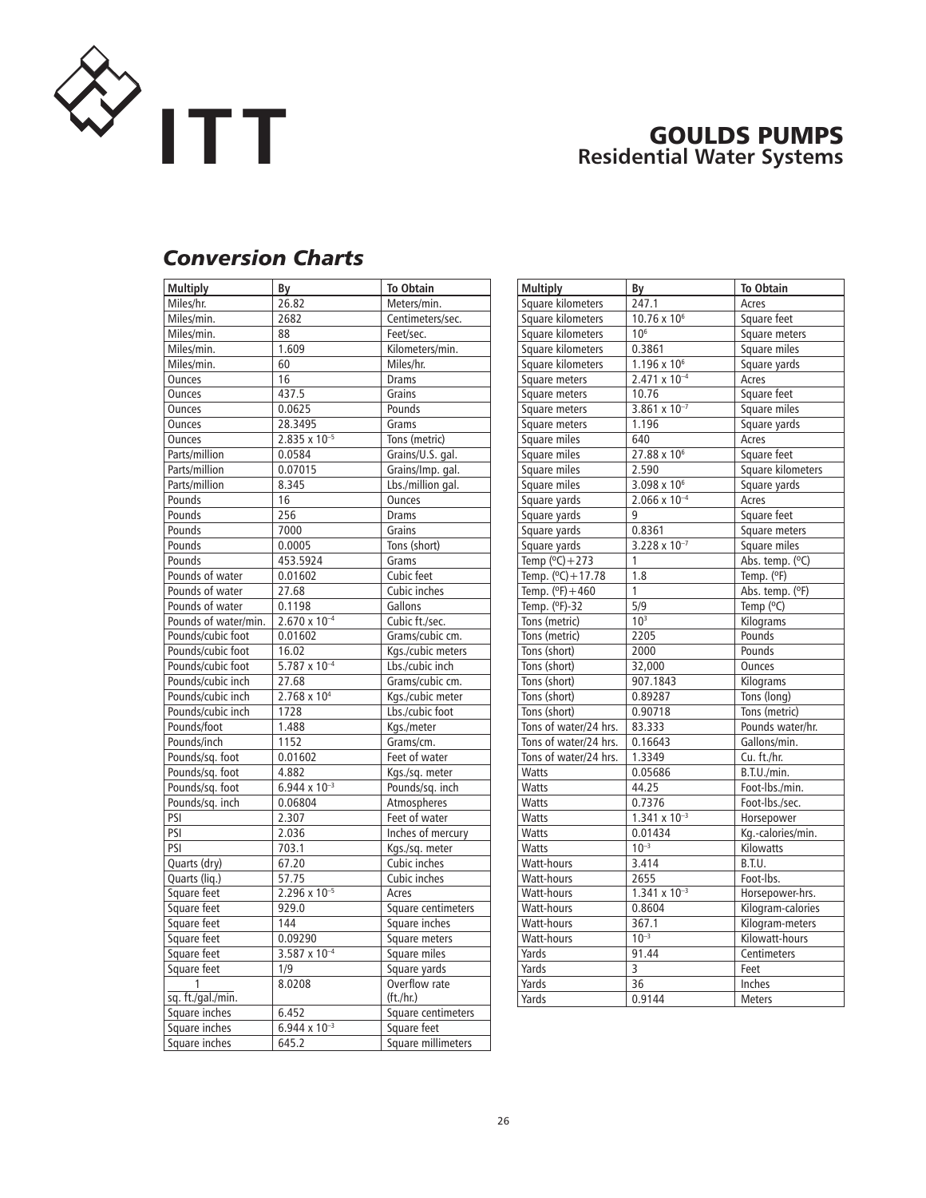# GOULDS PUMPS
## Residential Water Systems

## *Conversion Charts*

| Multiply | By | To Obtain |
|---|---|---|
| Miles/hr. | 26.82 | Meters/min. |
| Miles/min. | 2682 | Centimeters/sec. |
| Miles/min. | 88 | Feet/sec. |
| Miles/min. | 1.609 | Kilometers/min. |
| Miles/min. | 60 | Miles/hr. |
| Ounces | 16 | Drams |
| Ounces | 437.5 | Grains |
| Ounces | 0.0625 | Pounds |
| Ounces | 28.3495 | Grams |
| Ounces | $2.835 \times 10^{-5}$ | Tons (metric) |
| Parts/million | 0.0584 | Grains/U.S. gal. |
| Parts/million | 0.07015 | Grains/Imp. gal. |
| Parts/million | 8.345 | Lbs./million gal. |
| Pounds | 16 | Ounces |
| Pounds | 256 | Drams |
| Pounds | 7000 | Grains |
| Pounds | 0.0005 | Tons (short) |
| Pounds | 453.5924 | Grams |
| Pounds of water | 0.01602 | Cubic feet |
| Pounds of water | 27.68 | Cubic inches |
| Pounds of water | 0.1198 | Gallons |
| Pounds of water/min. | $2.670 \times 10^{-4}$ | Cubic ft./sec. |
| Pounds/cubic foot | 0.01602 | Grams/cubic cm. |
| Pounds/cubic foot | 16.02 | Kgs./cubic meters |
| Pounds/cubic foot | $5.787 \times 10^{-4}$ | Lbs./cubic inch |
| Pounds/cubic inch | 27.68 | Grams/cubic cm. |
| Pounds/cubic inch | $2.768 \times 10^{4}$ | Kgs./cubic meter |
| Pounds/cubic inch | 1728 | Lbs./cubic foot |
| Pounds/foot | 1.488 | Kgs./meter |
| Pounds/inch | 1152 | Grams/cm. |
| Pounds/sq. foot | 0.01602 | Feet of water |
| Pounds/sq. foot | 4.882 | Kgs./sq. meter |
| Pounds/sq. foot | $6.944 \times 10^{-3}$ | Pounds/sq. inch |
| Pounds/sq. inch | 0.06804 | Atmospheres |
| PSI | 2.307 | Feet of water |
| PSI | 2.036 | Inches of mercury |
| PSI | 703.1 | Kgs./sq. meter |
| Quarts (dry) | 67.20 | Cubic inches |
| Quarts (liq.) | 57.75 | Cubic inches |
| Square feet | $2.296 \times 10^{-5}$ | Acres |
| Square feet | 929.0 | Square centimeters |
| Square feet | 144 | Square inches |
| Square feet | 0.09290 | Square meters |
| Square feet | $3.587 \times 10^{-4}$ | Square miles |
| Square feet | 1/9 | Square yards |
| $\frac{1}{\text{sq. ft./gal./min.}}$ | 8.0208 | Overflow rate (ft./hr.) |
| Square inches | 6.452 | Square centimeters |
| Square inches | $6.944 \times 10^{-3}$ | Square feet |
| Square inches | 645.2 | Square millimeters |
| Square kilometers | 247.1 | Acres |
| Square kilometers | $10.76 \times 10^{6}$ | Square feet |
| Square kilometers | $10^{6}$ | Square meters |
| Square kilometers | 0.3861 | Square miles |
| Square kilometers | $1.196 \times 10^{6}$ | Square yards |
| Square meters | $2.471 \times 10^{-4}$ | Acres |
| Square meters | 10.76 | Square feet |
| Square meters | $3.861 \times 10^{-7}$ | Square miles |
| Square meters | 1.196 | Square yards |
| Square miles | 640 | Acres |
| Square miles | $27.88 \times 10^{6}$ | Square feet |
| Square miles | 2.590 | Square kilometers |
| Square miles | $3.098 \times 10^{6}$ | Square yards |
| Square yards | $2.066 \times 10^{-4}$ | Acres |
| Square yards | 9 | Square feet |
| Square yards | 0.8361 | Square meters |
| Square yards | $3.228 \times 10^{-7}$ | Square miles |
| Temp (°C)+273 | 1 | Abs. temp. (°C) |
| Temp. (°C)+17.78 | 1.8 | Temp. (°F) |
| Temp. (°F)+460 | 1 | Abs. temp. (°F) |
| Temp. (°F)-32 | 5/9 | Temp (°C) |
| Tons (metric) | $10^{3}$ | Kilograms |
| Tons (metric) | 2205 | Pounds |
| Tons (short) | 2000 | Pounds |
| Tons (short) | 32,000 | Ounces |
| Tons (short) | 907.1843 | Kilograms |
| Tons (short) | 0.89287 | Tons (long) |
| Tons (short) | 0.90718 | Tons (metric) |
| Tons of water/24 hrs. | 83.333 | Pounds water/hr. |
| Tons of water/24 hrs. | 0.16643 | Gallons/min. |
| Tons of water/24 hrs. | 1.3349 | Cu. ft./hr. |
| Watts | 0.05686 | B.T.U./min. |
| Watts | 44.25 | Foot-lbs./min. |
| Watts | 0.7376 | Foot-lbs./sec. |
| Watts | $1.341 \times 10^{-3}$ | Horsepower |
| Watts | 0.01434 | Kg.-calories/min. |
| Watts | $10^{-3}$ | Kilowatts |
| Watt-hours | 3.414 | B.T.U. |
| Watt-hours | 2655 | Foot-lbs. |
| Watt-hours | $1.341 \times 10^{-3}$ | Horsepower-hrs. |
| Watt-hours | 0.8604 | Kilogram-calories |
| Watt-hours | 367.1 | Kilogram-meters |
| Watt-hours | $10^{-3}$ | Kilowatt-hours |
| Yards | 91.44 | Centimeters |
| Yards | 3 | Feet |
| Yards | 36 | Inches |
| Yards | 0.9144 | Meters |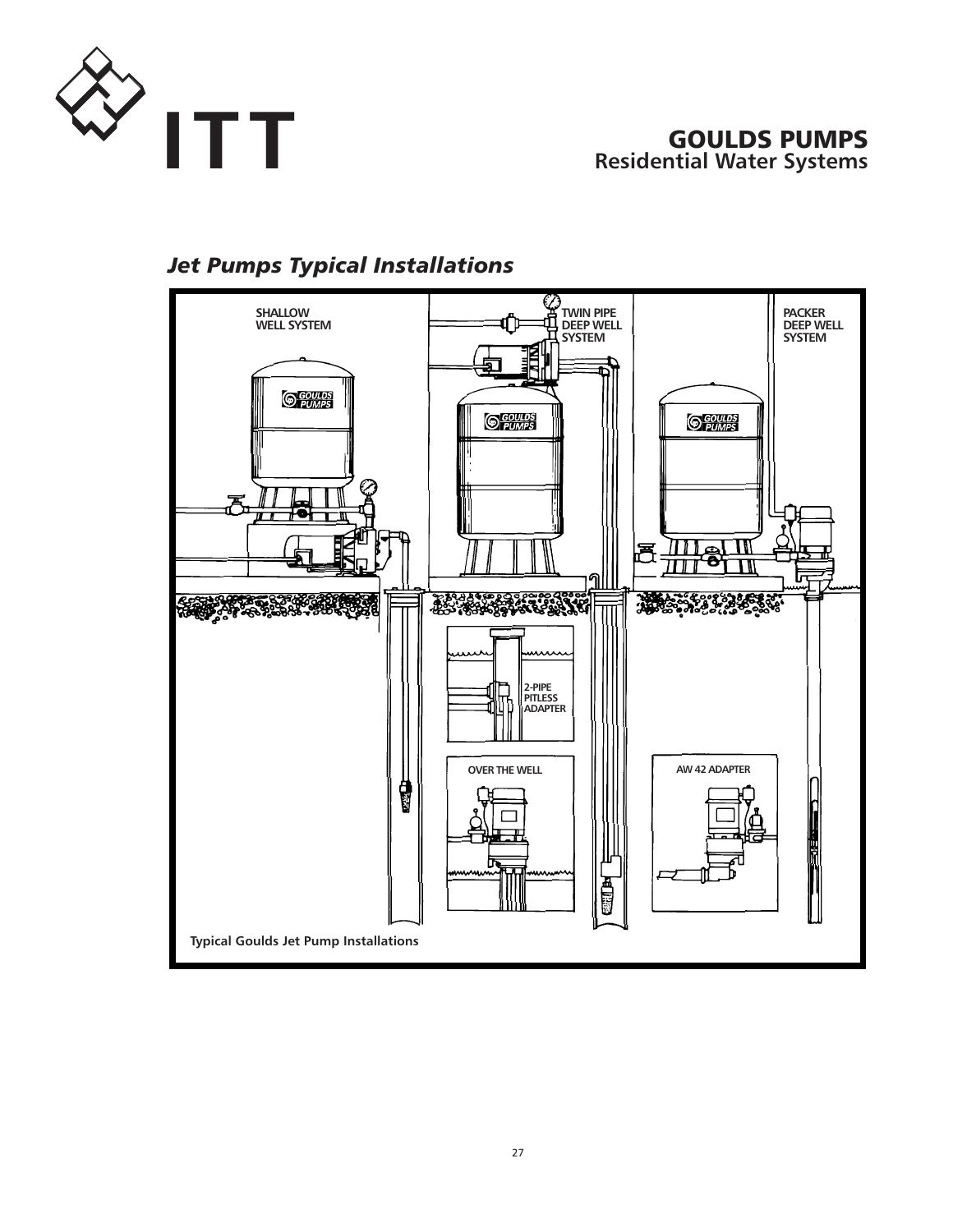## Jet Pumps Typical Installations

SHALLOW WELL SYSTEM

TWIN PIPE DEEP WELL SYSTEM

PACKER DEEP WELL SYSTEM

2-PIPE PITLESS ADAPTER

OVER THE WELL

AW 42 ADAPTER

Typical Goulds Jet Pump Installations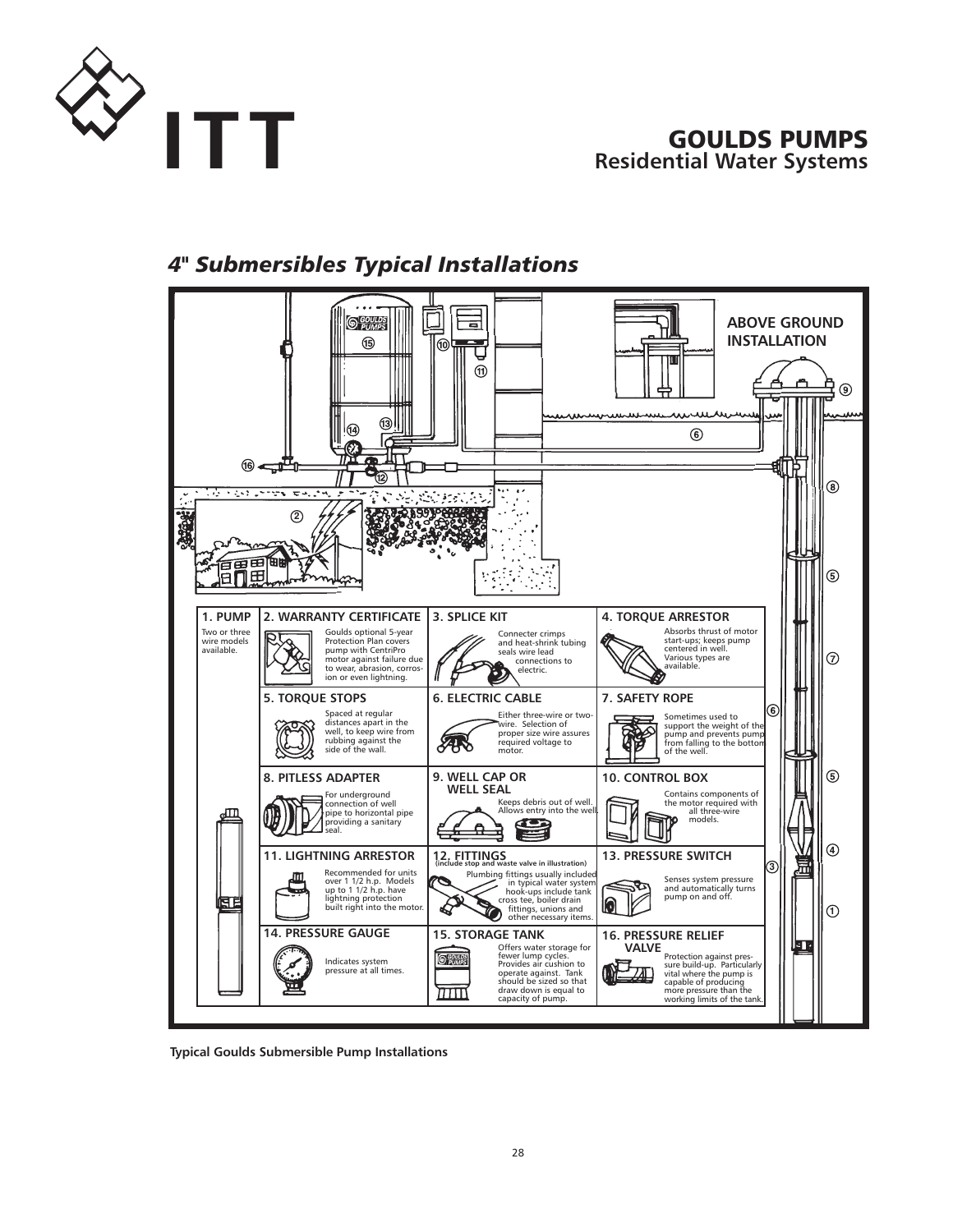# GOULDS PUMPS
## Residential Water Systems

## *4" Submersibles Typical Installations*

ABOVE GROUND INSTALLATION

**1. PUMP**
Two or three wire models available.

**2. WARRANTY CERTIFICATE**
Goulds optional 5-year Protection Plan covers pump with CentriPro motor against failure due to wear, abrasion, corrosion or even lightning.

**3. SPLICE KIT**
Connecter crimps and heat-shrink tubing seals wire lead connections to electric.

**4. TORQUE ARRESTOR**
Absorbs thrust of motor start-ups; keeps pump centered in well. Various types are available.

**5. TORQUE STOPS**
Spaced at regular distances apart in the well, to keep wire from rubbing against the side of the wall.

**6. ELECTRIC CABLE**
Either three-wire or two-wire. Selection of proper size wire assures required voltage to motor.

**7. SAFETY ROPE**
Sometimes used to support the weight of the pump and prevents pump from falling to the bottom of the well.

**8. PITLESS ADAPTER**
For underground connection of well pipe to horizontal pipe providing a sanitary seal.

**9. WELL CAP OR WELL SEAL**
Keeps debris out of well. Allows entry into the well.

**10. CONTROL BOX**
Contains components of the motor required with all three-wire models.

**11. LIGHTNING ARRESTOR**
Recommended for units over 1 1/2 h.p. Models up to 1 1/2 h.p. have lightning protection built right into the motor.

**12. FITTINGS** (include stop and waste valve in illustration)
Plumbing fittings usually included in typical water system hook-ups include tank cross tee, boiler drain fittings, unions and other necessary items.

**13. PRESSURE SWITCH**
Senses system pressure and automatically turns pump on and off.

**14. PRESSURE GAUGE**
Indicates system pressure at all times.

**15. STORAGE TANK**
Offers water storage for fewer lump cycles. Provides air cushion to operate against. Tank should be sized so that draw down is equal to capacity of pump.

**16. PRESSURE RELIEF VALVE**
Protection against pressure build-up. Particularly vital where the pump is capable of producing more pressure than the working limits of the tank.

**Typical Goulds Submersible Pump Installations**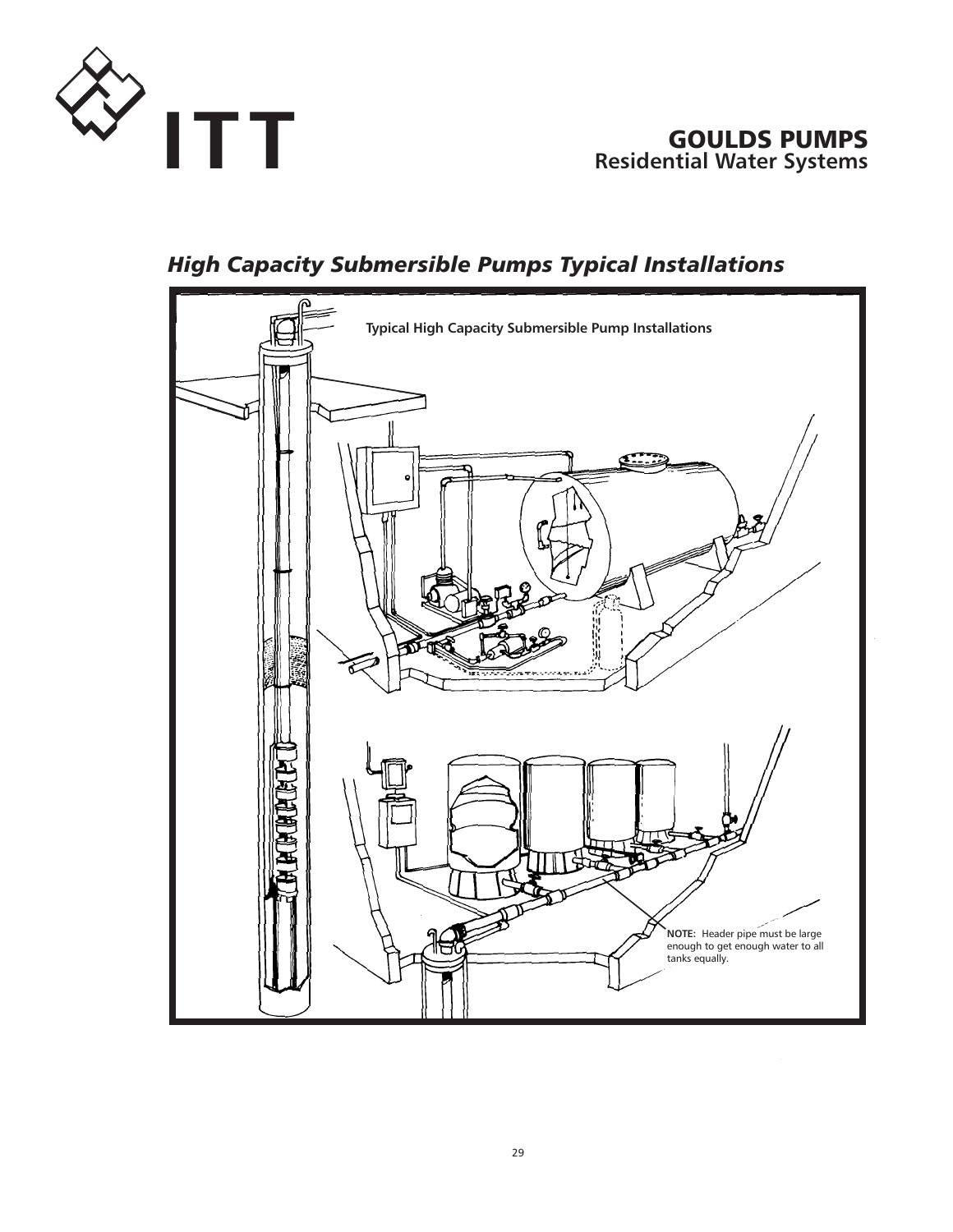# High Capacity Submersible Pumps Typical Installations

**Typical High Capacity Submersible Pump Installations**

**NOTE:** Header pipe must be large enough to get enough water to all tanks equally.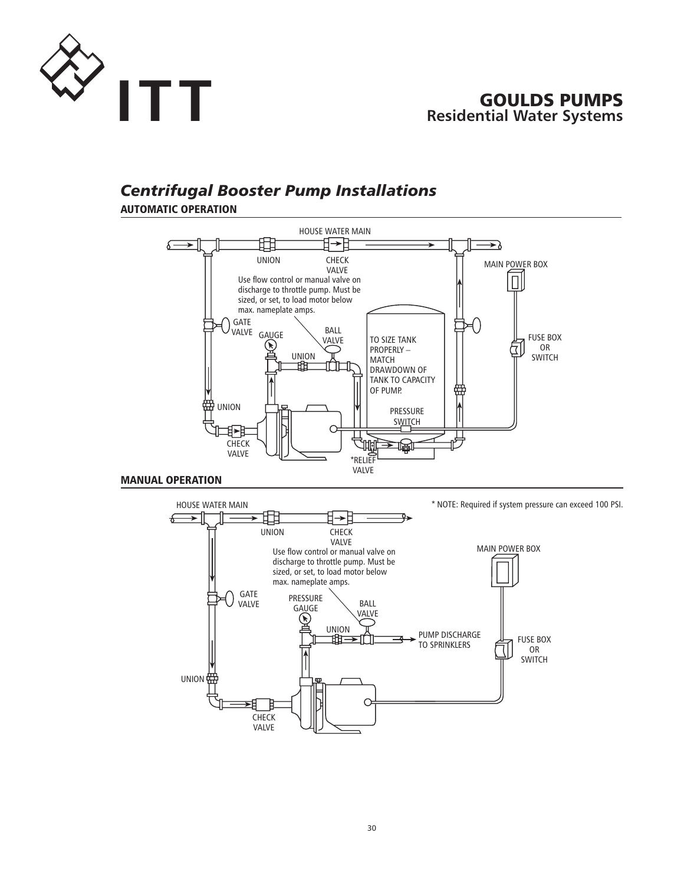## GOULDS PUMPS
### Residential Water Systems

# *Centrifugal Booster Pump Installations*

## AUTOMATIC OPERATION

HOUSE WATER MAIN

UNION

CHECK VALVE

MAIN POWER BOX

Use flow control or manual valve on discharge to throttle pump. Must be sized, or set, to load motor below max. nameplate amps.

GATE VALVE

GAUGE

BALL VALVE

TO SIZE TANK PROPERLY – MATCH DRAWDOWN OF TANK TO CAPACITY OF PUMP.

FUSE BOX OR SWITCH

UNION

UNION

PRESSURE SWITCH

CHECK VALVE

*RELIEF VALVE

## MANUAL OPERATION

HOUSE WATER MAIN

\* NOTE: Required if system pressure can exceed 100 PSI.

UNION

CHECK VALVE

Use flow control or manual valve on discharge to throttle pump. Must be sized, or set, to load motor below max. nameplate amps.

MAIN POWER BOX

GATE VALVE

PRESSURE GAUGE

BALL VALVE

UNION

PUMP DISCHARGE TO SPRINKLERS

FUSE BOX OR SWITCH

UNION

CHECK VALVE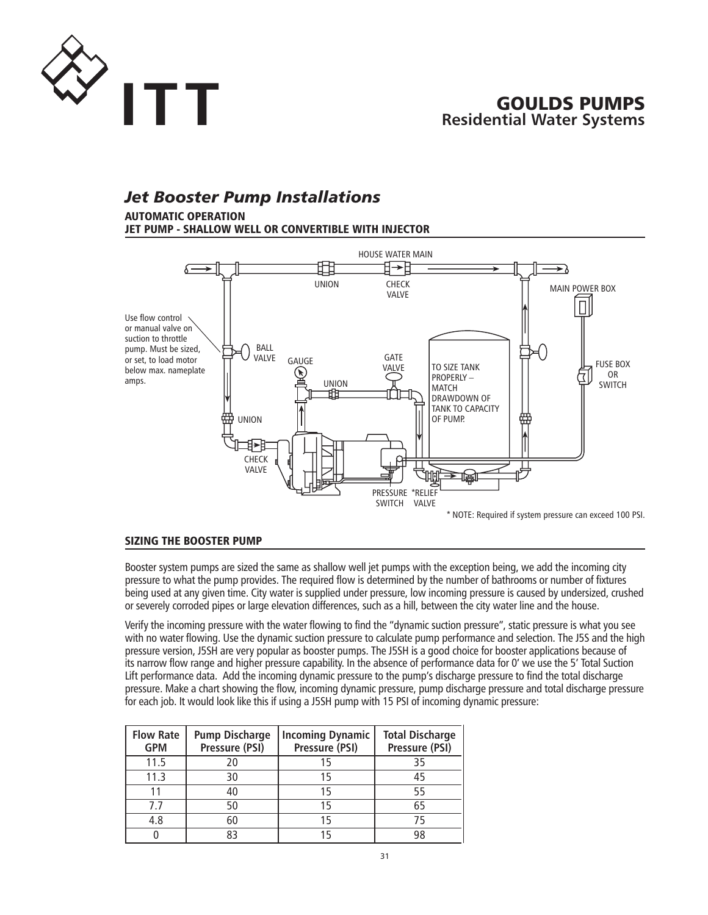## *Jet Booster Pump Installations*

**AUTOMATIC OPERATION**
**JET PUMP - SHALLOW WELL OR CONVERTIBLE WITH INJECTOR**

HOUSE WATER MAIN

UNION

CHECK VALVE

MAIN POWER BOX

Use flow control or manual valve on suction to throttle pump. Must be sized, or set, to load motor below max. nameplate amps.

BALL VALVE

GAUGE

GATE VALVE

TO SIZE TANK PROPERLY – MATCH DRAWDOWN OF TANK TO CAPACITY OF PUMP.

FUSE BOX OR SWITCH

UNION

UNION

CHECK VALVE

PRESSURE SWITCH

*RELIEF VALVE

* NOTE: Required if system pressure can exceed 100 PSI.

### SIZING THE BOOSTER PUMP

Booster system pumps are sized the same as shallow well jet pumps with the exception being, we add the incoming city pressure to what the pump provides. The required flow is determined by the number of bathrooms or number of fixtures being used at any given time. City water is supplied under pressure, low incoming pressure is caused by undersized, crushed or severely corroded pipes or large elevation differences, such as a hill, between the city water line and the house.

Verify the incoming pressure with the water flowing to find the "dynamic suction pressure", static pressure is what you see with no water flowing. Use the dynamic suction pressure to calculate pump performance and selection. The J5S and the high pressure version, J5SH are very popular as booster pumps. The J5SH is a good choice for booster applications because of its narrow flow range and higher pressure capability. In the absence of performance data for 0' we use the 5' Total Suction Lift performance data. Add the incoming dynamic pressure to the pump's discharge pressure to find the total discharge pressure. Make a chart showing the flow, incoming dynamic pressure, pump discharge pressure and total discharge pressure for each job. It would look like this if using a J5SH pump with 15 PSI of incoming dynamic pressure:

| Flow Rate GPM | Pump Discharge Pressure (PSI) | Incoming Dynamic Pressure (PSI) | Total Discharge Pressure (PSI) |
|---|---|---|---|
| 11.5 | 20 | 15 | 35 |
| 11.3 | 30 | 15 | 45 |
| 11 | 40 | 15 | 55 |
| 7.7 | 50 | 15 | 65 |
| 4.8 | 60 | 15 | 75 |
| 0 | 83 | 15 | 98 |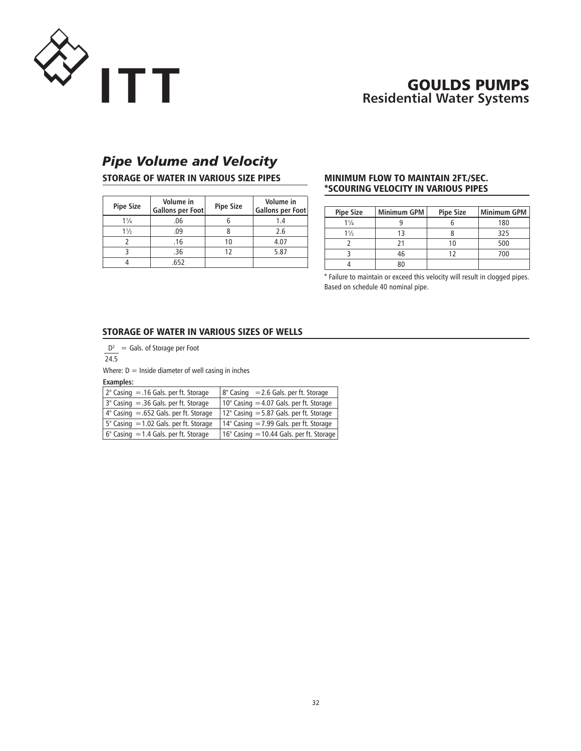# GOULDS PUMPS
## Residential Water Systems

## *Pipe Volume and Velocity*

### STORAGE OF WATER IN VARIOUS SIZE PIPES

| Pipe Size | Volume in Gallons per Foot | Pipe Size | Volume in Gallons per Foot |
|---|---|---|---|
| 1¼ | .06 | 6 | 1.4 |
| 1½ | .09 | 8 | 2.6 |
| 2 | .16 | 10 | 4.07 |
| 3 | .36 | 12 | 5.87 |
| 4 | .652 | | |

### MINIMUM FLOW TO MAINTAIN 2FT./SEC. *SCOURING VELOCITY IN VARIOUS PIPES

| Pipe Size | Minimum GPM | Pipe Size | Minimum GPM |
|---|---|---|---|
| 1¼ | 9 | 6 | 180 |
| 1½ | 13 | 8 | 325 |
| 2 | 21 | 10 | 500 |
| 3 | 46 | 12 | 700 |
| 4 | 80 | | |

* Failure to maintain or exceed this velocity will result in clogged pipes. Based on schedule 40 nominal pipe.

### STORAGE OF WATER IN VARIOUS SIZES OF WELLS

$$\frac{D^2}{24.5} = \text{Gals. of Storage per Foot}$$

Where: D = Inside diameter of well casing in inches

**Examples:**

| | |
|---|---|
| 2" Casing = .16 Gals. per ft. Storage | 8" Casing = 2.6 Gals. per ft. Storage |
| 3" Casing = .36 Gals. per ft. Storage | 10" Casing = 4.07 Gals. per ft. Storage |
| 4" Casing = .652 Gals. per ft. Storage | 12" Casing = 5.87 Gals. per ft. Storage |
| 5" Casing = 1.02 Gals. per ft. Storage | 14" Casing = 7.99 Gals. per ft. Storage |
| 6" Casing = 1.4 Gals. per ft. Storage | 16" Casing = 10.44 Gals. per ft. Storage |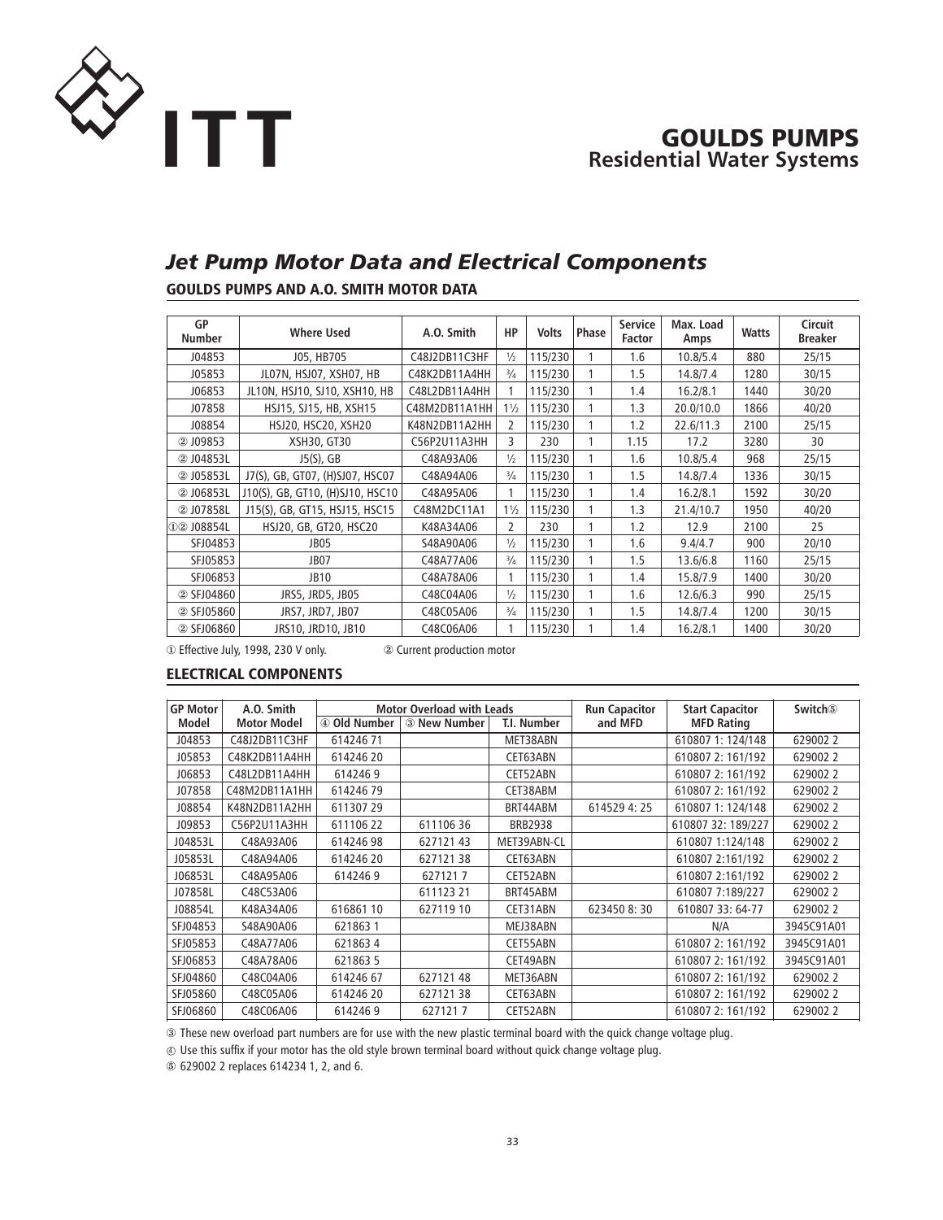# ITT

## GOULDS PUMPS
### Residential Water Systems

# *Jet Pump Motor Data and Electrical Components*

## GOULDS PUMPS AND A.O. SMITH MOTOR DATA

| GP Number | Where Used | A.O. Smith | HP | Volts | Phase | Service Factor | Max. Load Amps | Watts | Circuit Breaker |
|---|---|---|---|---|---|---|---|---|---|
| J04853 | J05, HB705 | C48J2DB11C3HF | ½ | 115/230 | 1 | 1.6 | 10.8/5.4 | 880 | 25/15 |
| J05853 | JL07N, HSJ07, XSH07, HB | C48K2DB11A4HH | ¾ | 115/230 | 1 | 1.5 | 14.8/7.4 | 1280 | 30/15 |
| J06853 | JL10N, HSJ10, SJ10, XSH10, HB | C48L2DB11A4HH | 1 | 115/230 | 1 | 1.4 | 16.2/8.1 | 1440 | 30/20 |
| J07858 | HSJ15, SJ15, HB, XSH15 | C48M2DB11A1HH | 1½ | 115/230 | 1 | 1.3 | 20.0/10.0 | 1866 | 40/20 |
| J08854 | HSJ20, HSC20, XSH20 | K48N2DB11A2HH | 2 | 115/230 | 1 | 1.2 | 22.6/11.3 | 2100 | 25/15 |
| ② J09853 | XSH30, GT30 | C56P2U11A3HH | 3 | 230 | 1 | 1.15 | 17.2 | 3280 | 30 |
| ② J04853L | J5(S), GB | C48A93A06 | ½ | 115/230 | 1 | 1.6 | 10.8/5.4 | 968 | 25/15 |
| ② J05853L | J7(S), GB, GT07, (H)SJ07, HSC07 | C48A94A06 | ¾ | 115/230 | 1 | 1.5 | 14.8/7.4 | 1336 | 30/15 |
| ② J06853L | J10(S), GB, GT10, (H)SJ10, HSC10 | C48A95A06 | 1 | 115/230 | 1 | 1.4 | 16.2/8.1 | 1592 | 30/20 |
| ② J07858L | J15(S), GB, GT15, HSJ15, HSC15 | C48M2DC11A1 | 1½ | 115/230 | 1 | 1.3 | 21.4/10.7 | 1950 | 40/20 |
| ①② J08854L | HSJ20, GB, GT20, HSC20 | K48A34A06 | 2 | 230 | 1 | 1.2 | 12.9 | 2100 | 25 |
| SFJ04853 | JB05 | S48A90A06 | ½ | 115/230 | 1 | 1.6 | 9.4/4.7 | 900 | 20/10 |
| SFJ05853 | JB07 | C48A77A06 | ¾ | 115/230 | 1 | 1.5 | 13.6/6.8 | 1160 | 25/15 |
| SFJ06853 | JB10 | C48A78A06 | 1 | 115/230 | 1 | 1.4 | 15.8/7.9 | 1400 | 30/20 |
| ② SFJ04860 | JRS5, JRD5, JB05 | C48C04A06 | ½ | 115/230 | 1 | 1.6 | 12.6/6.3 | 990 | 25/15 |
| ② SFJ05860 | JRS7, JRD7, JB07 | C48C05A06 | ¾ | 115/230 | 1 | 1.5 | 14.8/7.4 | 1200 | 30/15 |
| ② SFJ06860 | JRS10, JRD10, JB10 | C48C06A06 | 1 | 115/230 | 1 | 1.4 | 16.2/8.1 | 1400 | 30/20 |

① Effective July, 1998, 230 V only. ② Current production motor

## ELECTRICAL COMPONENTS

| GP Motor Model | A.O. Smith Motor Model | Motor Overload with Leads | | | Run Capacitor and MFD | Start Capacitor MFD Rating | Switch⑤ |
|---|---|---|---|---|---|---|---|
| | | ④ Old Number | ③ New Number | T.I. Number | | | |
| J04853 | C48J2DB11C3HF | 614246 71 | | MET38ABN | | 610807 1: 124/148 | 629002 2 |
| J05853 | C48K2DB11A4HH | 614246 20 | | CET63ABN | | 610807 2: 161/192 | 629002 2 |
| J06853 | C48L2DB11A4HH | 614246 9 | | CET52ABN | | 610807 2: 161/192 | 629002 2 |
| J07858 | C48M2DB11A1HH | 614246 79 | | CET38ABM | | 610807 2: 161/192 | 629002 2 |
| J08854 | K48N2DB11A2HH | 611307 29 | | BRT44ABM | 614529 4: 25 | 610807 1: 124/148 | 629002 2 |
| J09853 | C56P2U11A3HH | 611106 22 | 611106 36 | BRB2938 | | 610807 32: 189/227 | 629002 2 |
| J04853L | C48A93A06 | 614246 98 | 627121 43 | MET39ABN-CL | | 610807 1:124/148 | 629002 2 |
| J05853L | C48A94A06 | 614246 20 | 627121 38 | CET63ABN | | 610807 2:161/192 | 629002 2 |
| J06853L | C48A95A06 | 614246 9 | 627121 7 | CET52ABN | | 610807 2:161/192 | 629002 2 |
| J07858L | C48C53A06 | | 611123 21 | BRT45ABM | | 610807 7:189/227 | 629002 2 |
| J08854L | K48A34A06 | 616861 10 | 627119 10 | CET31ABN | 623450 8: 30 | 610807 33: 64-77 | 629002 2 |
| SFJ04853 | S48A90A06 | 621863 1 | | MEJ38ABN | | N/A | 3945C91A01 |
| SFJ05853 | C48A77A06 | 621863 4 | | CET55ABN | | 610807 2: 161/192 | 3945C91A01 |
| SFJ06853 | C48A78A06 | 621863 5 | | CET49ABN | | 610807 2: 161/192 | 3945C91A01 |
| SFJ04860 | C48C04A06 | 614246 67 | 627121 48 | MET36ABN | | 610807 2: 161/192 | 629002 2 |
| SFJ05860 | C48C05A06 | 614246 20 | 627121 38 | CET63ABN | | 610807 2: 161/192 | 629002 2 |
| SFJ06860 | C48C06A06 | 614246 9 | 627121 7 | CET52ABN | | 610807 2: 161/192 | 629002 2 |

③ These new overload part numbers are for use with the new plastic terminal board with the quick change voltage plug.

④ Use this suffix if your motor has the old style brown terminal board without quick change voltage plug.

⑤ 629002 2 replaces 614234 1, 2, and 6.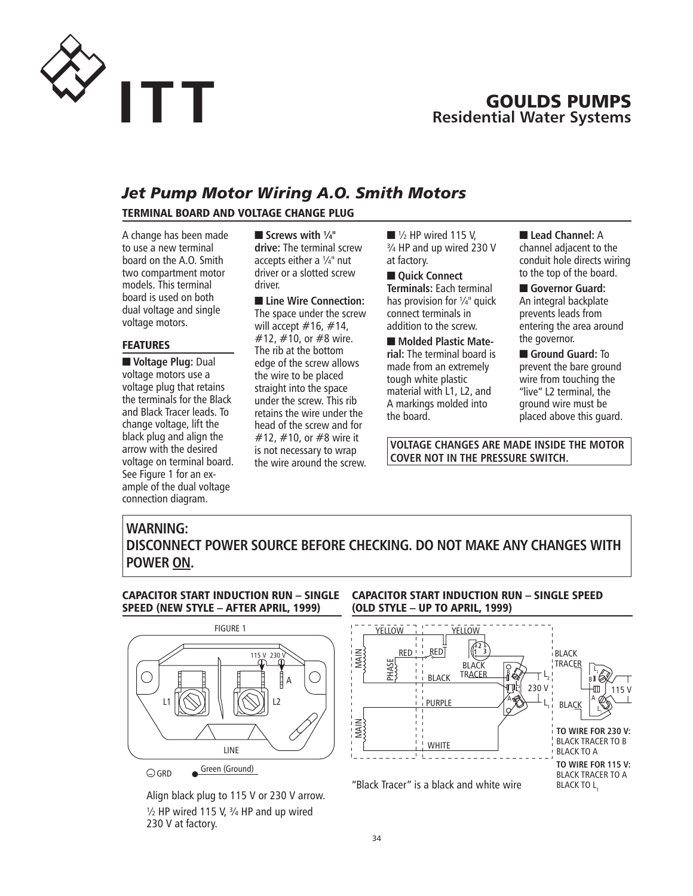ITT

# GOULDS PUMPS
## Residential Water Systems

## *Jet Pump Motor Wiring A.O. Smith Motors*

### TERMINAL BOARD AND VOLTAGE CHANGE PLUG

A change has been made to use a new terminal board on the A.O. Smith two compartment motor models. This terminal board is used on both dual voltage and single voltage motors.

### FEATURES

- **Voltage Plug:** Dual voltage motors use a voltage plug that retains the terminals for the Black and Black Tracer leads. To change voltage, lift the black plug and align the arrow with the desired voltage on terminal board. See Figure 1 for an example of the dual voltage connection diagram.
- **Screws with ¼" drive:** The terminal screw accepts either a ¼" nut driver or a slotted screw driver.
- **Line Wire Connection:** The space under the screw will accept #16, #14, #12, #10, or #8 wire. The rib at the bottom edge of the screw allows the wire to be placed straight into the space under the screw. This rib retains the wire under the head of the screw and for #12, #10, or #8 wire it is not necessary to wrap the wire around the screw.
- ½ HP wired 115 V, ¾ HP and up wired 230 V at factory.
- **Quick Connect Terminals:** Each terminal has provision for ¼" quick connect terminals in addition to the screw.
- **Molded Plastic Material:** The terminal board is made from an extremely tough white plastic material with L1, L2, and A markings molded into the board.
- **Lead Channel:** A channel adjacent to the conduit hole directs wiring to the top of the board.
- **Governor Guard:** An integral backplate prevents leads from entering the area around the governor.
- **Ground Guard:** To prevent the bare ground wire from touching the "live" L2 terminal, the ground wire must be placed above this guard.

**VOLTAGE CHANGES ARE MADE INSIDE THE MOTOR COVER NOT IN THE PRESSURE SWITCH.**

**WARNING:**
**DISCONNECT POWER SOURCE BEFORE CHECKING. DO NOT MAKE ANY CHANGES WITH POWER ON.**

### CAPACITOR START INDUCTION RUN – SINGLE SPEED (NEW STYLE – AFTER APRIL, 1999)

FIGURE 1

115 V 230 V

A

L1

L2

LINE

GRD

Green (Ground)

Align black plug to 115 V or 230 V arrow.

½ HP wired 115 V, ¾ HP and up wired 230 V at factory.

### CAPACITOR START INDUCTION RUN – SINGLE SPEED (OLD STYLE – UP TO APRIL, 1999)

YELLOW, YELLOW, MAIN, RED, RED, PHASE, BLACK TRACER, BLACK, PURPLE, MAIN, WHITE, B, A, $L_2$, $L_1$, 230 V, BLACK TRACER, BLACK, B, A, $L_2$, $L_1$, 115 V

**TO WIRE FOR 230 V:**
BLACK TRACER TO B
BLACK TO A

**TO WIRE FOR 115 V:**
BLACK TRACER TO A
BLACK TO $L_1$

"Black Tracer" is a black and white wire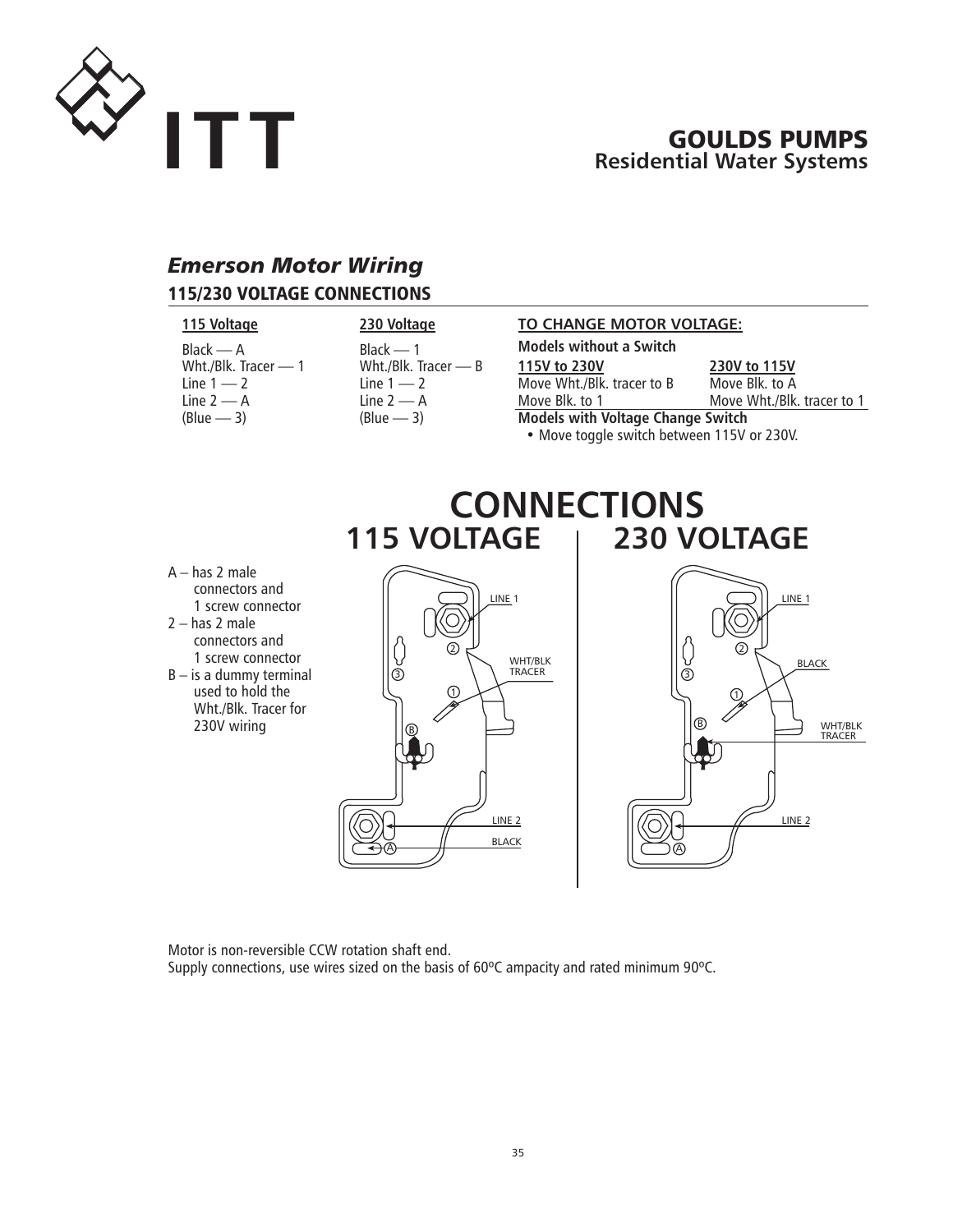# ITT

## GOULDS PUMPS
### Residential Water Systems

## *Emerson Motor Wiring*

### 115/230 VOLTAGE CONNECTIONS

**115 Voltage**

Black — A
Wht./Blk. Tracer — 1
Line 1 — 2
Line 2 — A
(Blue — 3)

**230 Voltage**

Black — 1
Wht./Blk. Tracer — B
Line 1 — 2
Line 2 — A
(Blue — 3)

**TO CHANGE MOTOR VOLTAGE:**

**Models without a Switch**

| 115V to 230V | 230V to 115V |
|---|---|
| Move Wht./Blk. tracer to B | Move Blk. to A |
| Move Blk. to 1 | Move Wht./Blk. tracer to 1 |

**Models with Voltage Change Switch**

- Move toggle switch between 115V or 230V.

## CONNECTIONS

### 115 VOLTAGE | 230 VOLTAGE

A – has 2 male connectors and 1 screw connector
2 – has 2 male connectors and 1 screw connector
B – is a dummy terminal used to hold the Wht./Blk. Tracer for 230V wiring

115 VOLTAGE: LINE 1, WHT/BLK TRACER, LINE 2, BLACK

230 VOLTAGE: LINE 1, BLACK, WHT/BLK TRACER, LINE 2

Motor is non-reversible CCW rotation shaft end.
Supply connections, use wires sized on the basis of 60ºC ampacity and rated minimum 90ºC.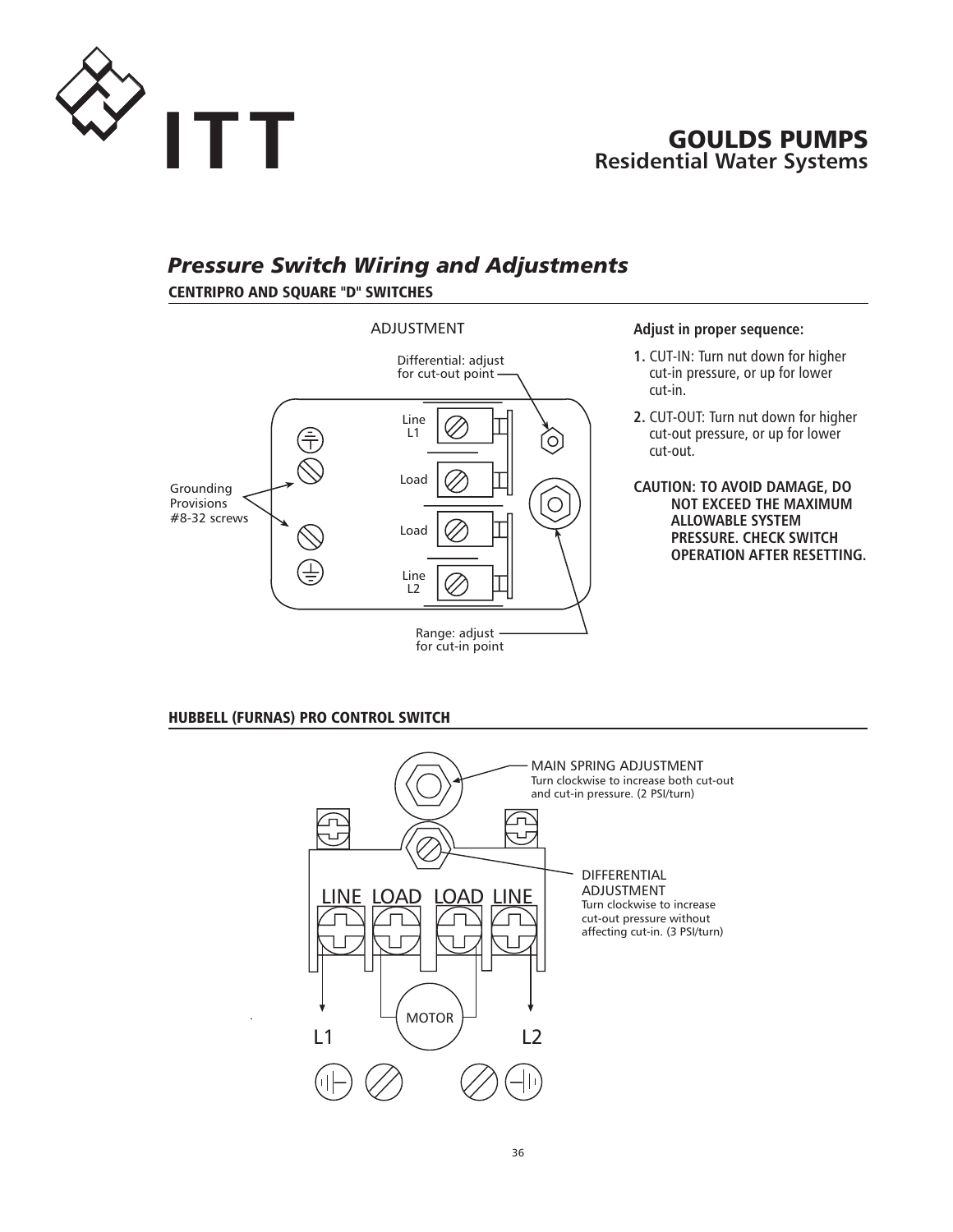# GOULDS PUMPS
## Residential Water Systems

## *Pressure Switch Wiring and Adjustments*

### CENTRIPRO AND SQUARE "D" SWITCHES

ADJUSTMENT

Differential: adjust for cut-out point

Line L1

Load

Load

Line L2

Grounding Provisions #8-32 screws

Range: adjust for cut-in point

**Adjust in proper sequence:**

1. CUT-IN: Turn nut down for higher cut-in pressure, or up for lower cut-in.
2. CUT-OUT: Turn nut down for higher cut-out pressure, or up for lower cut-out.

**CAUTION: TO AVOID DAMAGE, DO NOT EXCEED THE MAXIMUM ALLOWABLE SYSTEM PRESSURE. CHECK SWITCH OPERATION AFTER RESETTING.**

### HUBBELL (FURNAS) PRO CONTROL SWITCH

MAIN SPRING ADJUSTMENT
Turn clockwise to increase both cut-out and cut-in pressure. (2 PSI/turn)

DIFFERENTIAL ADJUSTMENT
Turn clockwise to increase cut-out pressure without affecting cut-in. (3 PSI/turn)

LINE LOAD LOAD LINE

MOTOR

L1 L2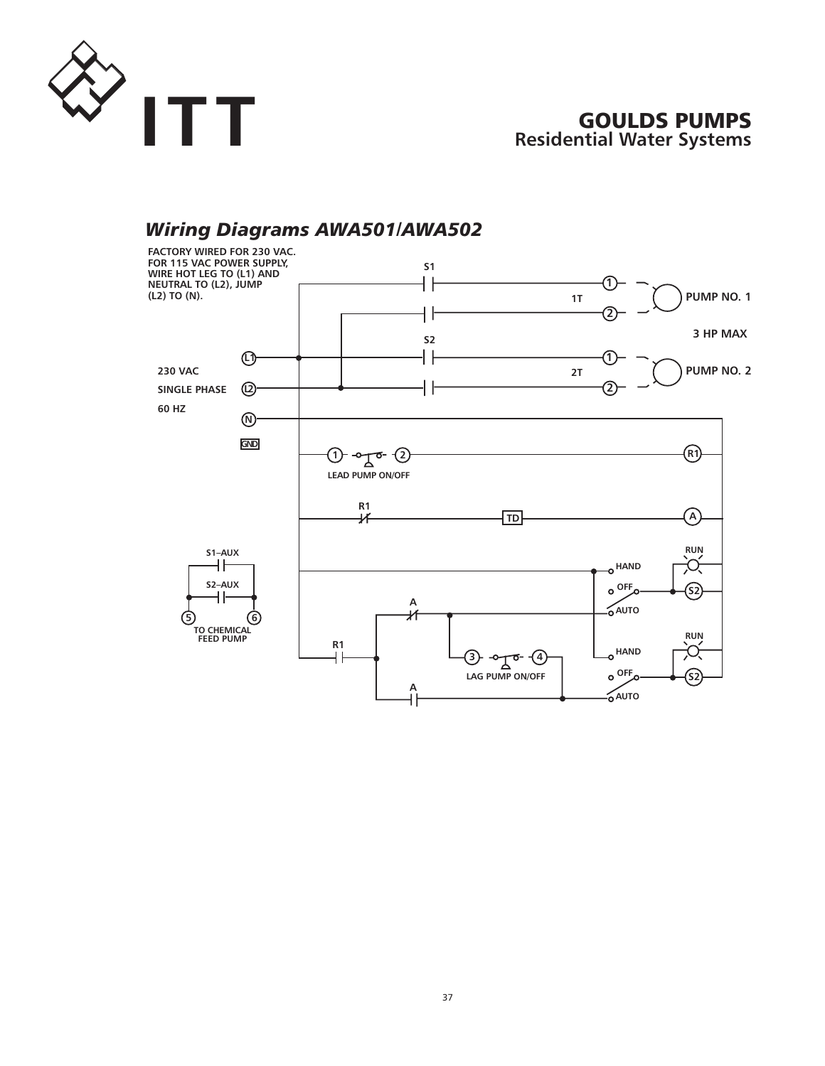# Wiring Diagrams AWA501/AWA502

**FACTORY WIRED FOR 230 VAC. FOR 115 VAC POWER SUPPLY, WIRE HOT LEG TO (L1) AND NEUTRAL TO (L2), JUMP (L2) TO (N).**

S1

1T

PUMP NO. 1

3 HP MAX

S2

2T

PUMP NO. 2

L1

230 VAC

SINGLE PHASE

L2

60 HZ

N

GND

LEAD PUMP ON/OFF

R1

TD

A

S1–AUX

S2–AUX

5

6

TO CHEMICAL FEED PUMP

RUN

HAND

OFF

AUTO

S2

LAG PUMP ON/OFF

RUN

HAND

OFF

AUTO

S2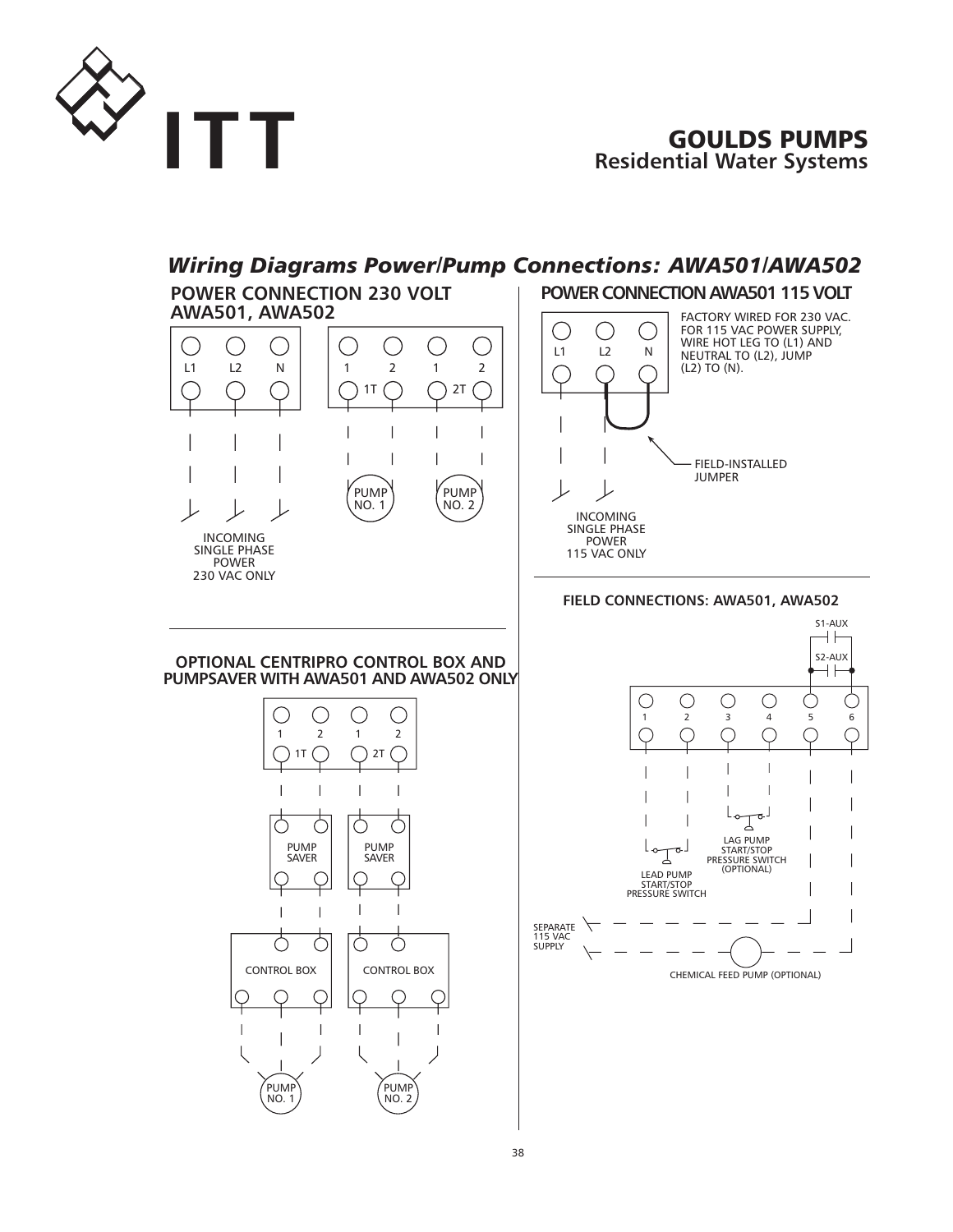# Wiring Diagrams Power/Pump Connections: AWA501/AWA502

## POWER CONNECTION 230 VOLT AWA501, AWA502

L1 L2 N

1 2 1 2

1T 2T

PUMP NO. 1

PUMP NO. 2

INCOMING SINGLE PHASE POWER 230 VAC ONLY

## POWER CONNECTION AWA501 115 VOLT

FACTORY WIRED FOR 230 VAC. FOR 115 VAC POWER SUPPLY, WIRE HOT LEG TO (L1) AND NEUTRAL TO (L2), JUMP (L2) TO (N).

L1 L2 N

FIELD-INSTALLED JUMPER

INCOMING SINGLE PHASE POWER 115 VAC ONLY

## OPTIONAL CENTRIPRO CONTROL BOX AND PUMPSAVER WITH AWA501 AND AWA502 ONLY

1 2 1 2

1T 2T

PUMP SAVER

PUMP SAVER

CONTROL BOX

CONTROL BOX

PUMP NO. 1

PUMP NO. 2

## FIELD CONNECTIONS: AWA501, AWA502

S1-AUX

S2-AUX

1 2 3 4 5 6

LAG PUMP START/STOP PRESSURE SWITCH (OPTIONAL)

LEAD PUMP START/STOP PRESSURE SWITCH

SEPARATE 115 VAC SUPPLY

CHEMICAL FEED PUMP (OPTIONAL)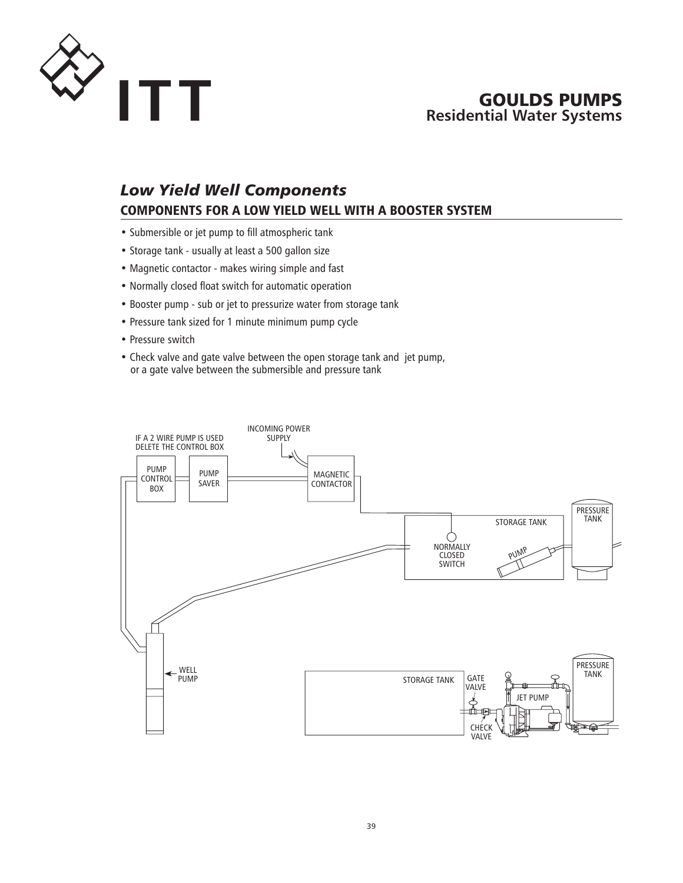## *Low Yield Well Components*

### COMPONENTS FOR A LOW YIELD WELL WITH A BOOSTER SYSTEM

- Submersible or jet pump to fill atmospheric tank
- Storage tank - usually at least a 500 gallon size
- Magnetic contactor - makes wiring simple and fast
- Normally closed float switch for automatic operation
- Booster pump - sub or jet to pressurize water from storage tank
- Pressure tank sized for 1 minute minimum pump cycle
- Pressure switch
- Check valve and gate valve between the open storage tank and jet pump, or a gate valve between the submersible and pressure tank

IF A 2 WIRE PUMP IS USED DELETE THE CONTROL BOX

INCOMING POWER SUPPLY

PUMP CONTROL BOX

PUMP SAVER

MAGNETIC CONTACTOR

STORAGE TANK

NORMALLY CLOSED SWITCH

PUMP

PRESSURE TANK

WELL PUMP

STORAGE TANK

GATE VALVE

JET PUMP

CHECK VALVE

PRESSURE TANK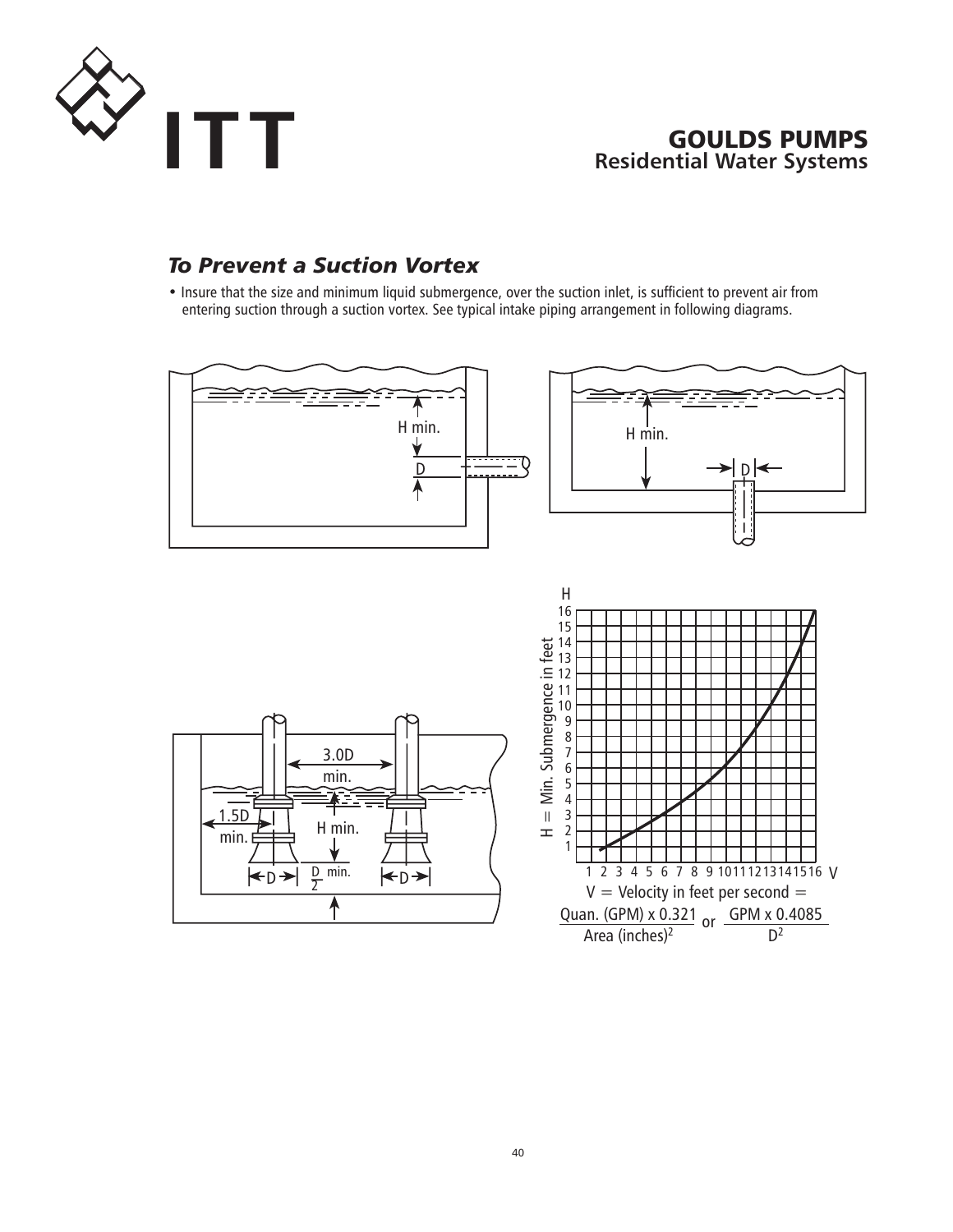## *To Prevent a Suction Vortex*

- Insure that the size and minimum liquid submergence, over the suction inlet, is sufficient to prevent air from entering suction through a suction vortex. See typical intake piping arrangement in following diagrams.

H min.

D

H min.

D

3.0D min.

1.5D min.

H min.

D

$\frac{D}{2}$ min.

D

H

H = Min. Submergence in feet

V

V = Velocity in feet per second = $\frac{\text{Quan. (GPM) x 0.321}}{\text{Area (inches)}^2}$ or $\frac{\text{GPM x 0.4085}}{D^2}$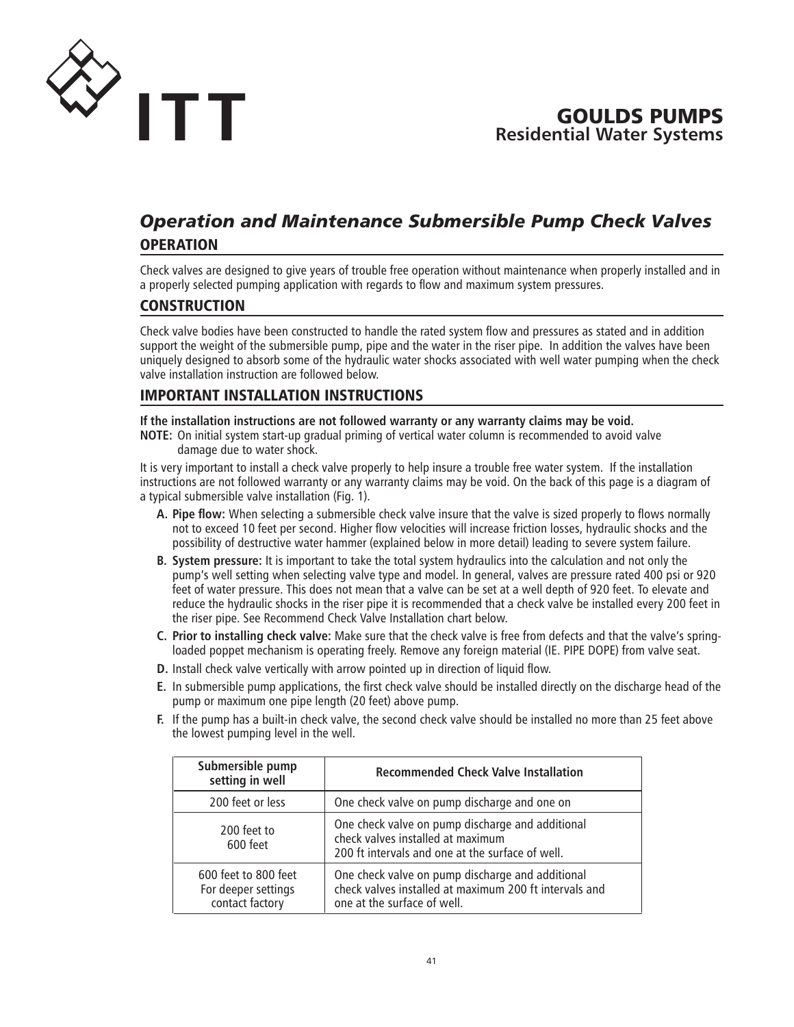ITT

## GOULDS PUMPS
### Residential Water Systems

# *Operation and Maintenance Submersible Pump Check Valves*

## OPERATION

Check valves are designed to give years of trouble free operation without maintenance when properly installed and in a properly selected pumping application with regards to flow and maximum system pressures.

## CONSTRUCTION

Check valve bodies have been constructed to handle the rated system flow and pressures as stated and in addition support the weight of the submersible pump, pipe and the water in the riser pipe. In addition the valves have been uniquely designed to absorb some of the hydraulic water shocks associated with well water pumping when the check valve installation instruction are followed below.

## IMPORTANT INSTALLATION INSTRUCTIONS

**If the installation instructions are not followed warranty or any warranty claims may be void.**

**NOTE:** On initial system start-up gradual priming of vertical water column is recommended to avoid valve damage due to water shock.

It is very important to install a check valve properly to help insure a trouble free water system. If the installation instructions are not followed warranty or any warranty claims may be void. On the back of this page is a diagram of a typical submersible valve installation (Fig. 1).

- **A. Pipe flow:** When selecting a submersible check valve insure that the valve is sized properly to flows normally not to exceed 10 feet per second. Higher flow velocities will increase friction losses, hydraulic shocks and the possibility of destructive water hammer (explained below in more detail) leading to severe system failure.
- **B. System pressure:** It is important to take the total system hydraulics into the calculation and not only the pump's well setting when selecting valve type and model. In general, valves are pressure rated 400 psi or 920 feet of water pressure. This does not mean that a valve can be set at a well depth of 920 feet. To elevate and reduce the hydraulic shocks in the riser pipe it is recommended that a check valve be installed every 200 feet in the riser pipe. See Recommend Check Valve Installation chart below.
- **C. Prior to installing check valve:** Make sure that the check valve is free from defects and that the valve's spring-loaded poppet mechanism is operating freely. Remove any foreign material (IE. PIPE DOPE) from valve seat.
- **D.** Install check valve vertically with arrow pointed up in direction of liquid flow.
- **E.** In submersible pump applications, the first check valve should be installed directly on the discharge head of the pump or maximum one pipe length (20 feet) above pump.
- **F.** If the pump has a built-in check valve, the second check valve should be installed no more than 25 feet above the lowest pumping level in the well.

| Submersible pump setting in well | Recommended Check Valve Installation |
|---|---|
| 200 feet or less | One check valve on pump discharge and one on |
| 200 feet to 600 feet | One check valve on pump discharge and additional check valves installed at maximum 200 ft intervals and one at the surface of well. |
| 600 feet to 800 feet For deeper settings contact factory | One check valve on pump discharge and additional check valves installed at maximum 200 ft intervals and one at the surface of well. |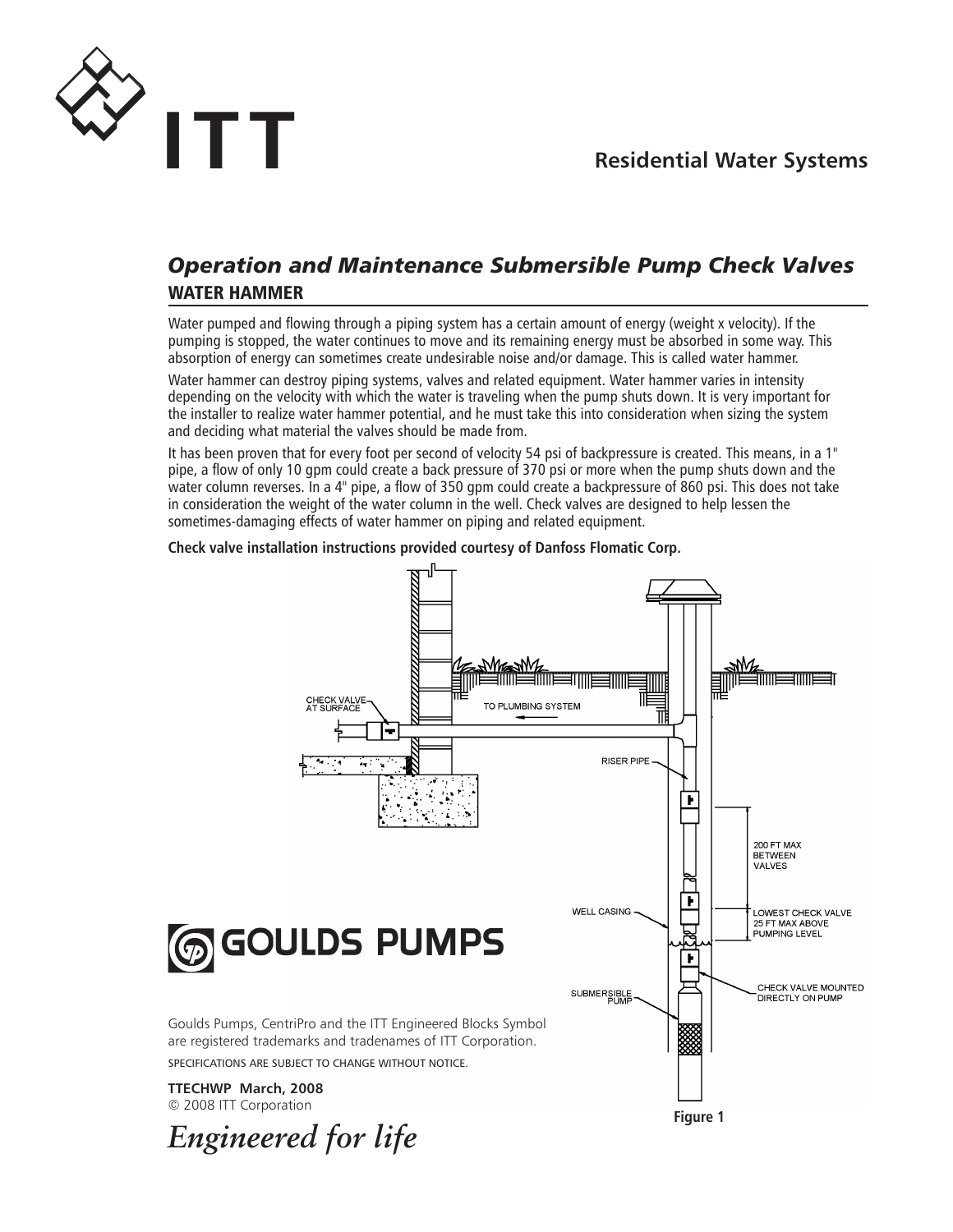Residential Water Systems

## *Operation and Maintenance Submersible Pump Check Valves*

### WATER HAMMER

Water pumped and flowing through a piping system has a certain amount of energy (weight x velocity). If the pumping is stopped, the water continues to move and its remaining energy must be absorbed in some way. This absorption of energy can sometimes create undesirable noise and/or damage. This is called water hammer.

Water hammer can destroy piping systems, valves and related equipment. Water hammer varies in intensity depending on the velocity with which the water is traveling when the pump shuts down. It is very important for the installer to realize water hammer potential, and he must take this into consideration when sizing the system and deciding what material the valves should be made from.

It has been proven that for every foot per second of velocity 54 psi of backpressure is created. This means, in a 1" pipe, a flow of only 10 gpm could create a back pressure of 370 psi or more when the pump shuts down and the water column reverses. In a 4" pipe, a flow of 350 gpm could create a backpressure of 860 psi. This does not take in consideration the weight of the water column in the well. Check valves are designed to help lessen the sometimes-damaging effects of water hammer on piping and related equipment.

**Check valve installation instructions provided courtesy of Danfoss Flomatic Corp.**

CHECK VALVE AT SURFACE

TO PLUMBING SYSTEM

RISER PIPE

200 FT MAX BETWEEN VALVES

WELL CASING

LOWEST CHECK VALVE 25 FT MAX ABOVE PUMPING LEVEL

SUBMERSIBLE PUMP

CHECK VALVE MOUNTED DIRECTLY ON PUMP

**Figure 1**

GOULDS PUMPS

Goulds Pumps, CentriPro and the ITT Engineered Blocks Symbol are registered trademarks and tradenames of ITT Corporation.

SPECIFICATIONS ARE SUBJECT TO CHANGE WITHOUT NOTICE.

**TTECHWP March, 2008**
© 2008 ITT Corporation

*Engineered for life*